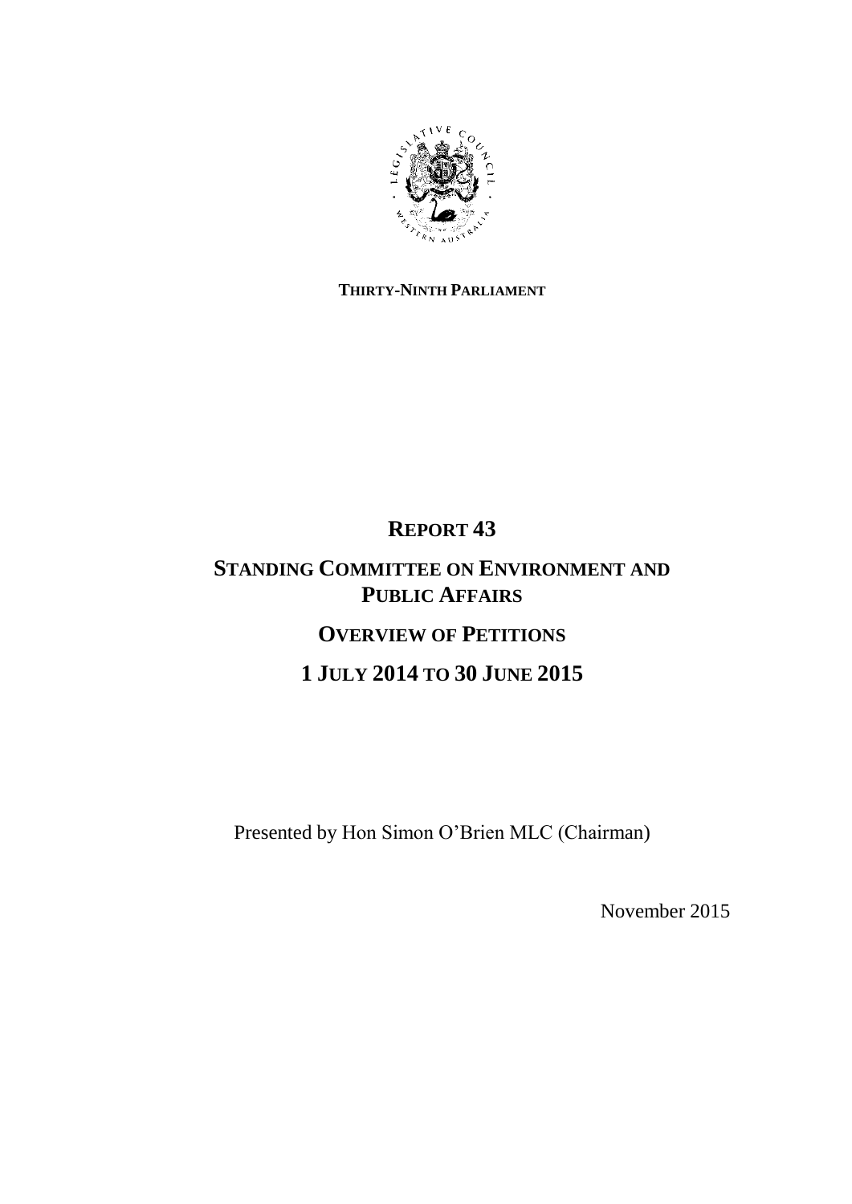**THIRTY-NINTH PARLIAMENT**

# REPORT 43

# STANDING COMMITTEE ON ENVIRONMENT AND PUBLIC AFFAIRS

## OVERVIEW OF PETITIONS

## 1 JULY 2014 TO 30 JUNE 2015

Presented by Hon Simon O'Brien MLC (Chairman)

November 2015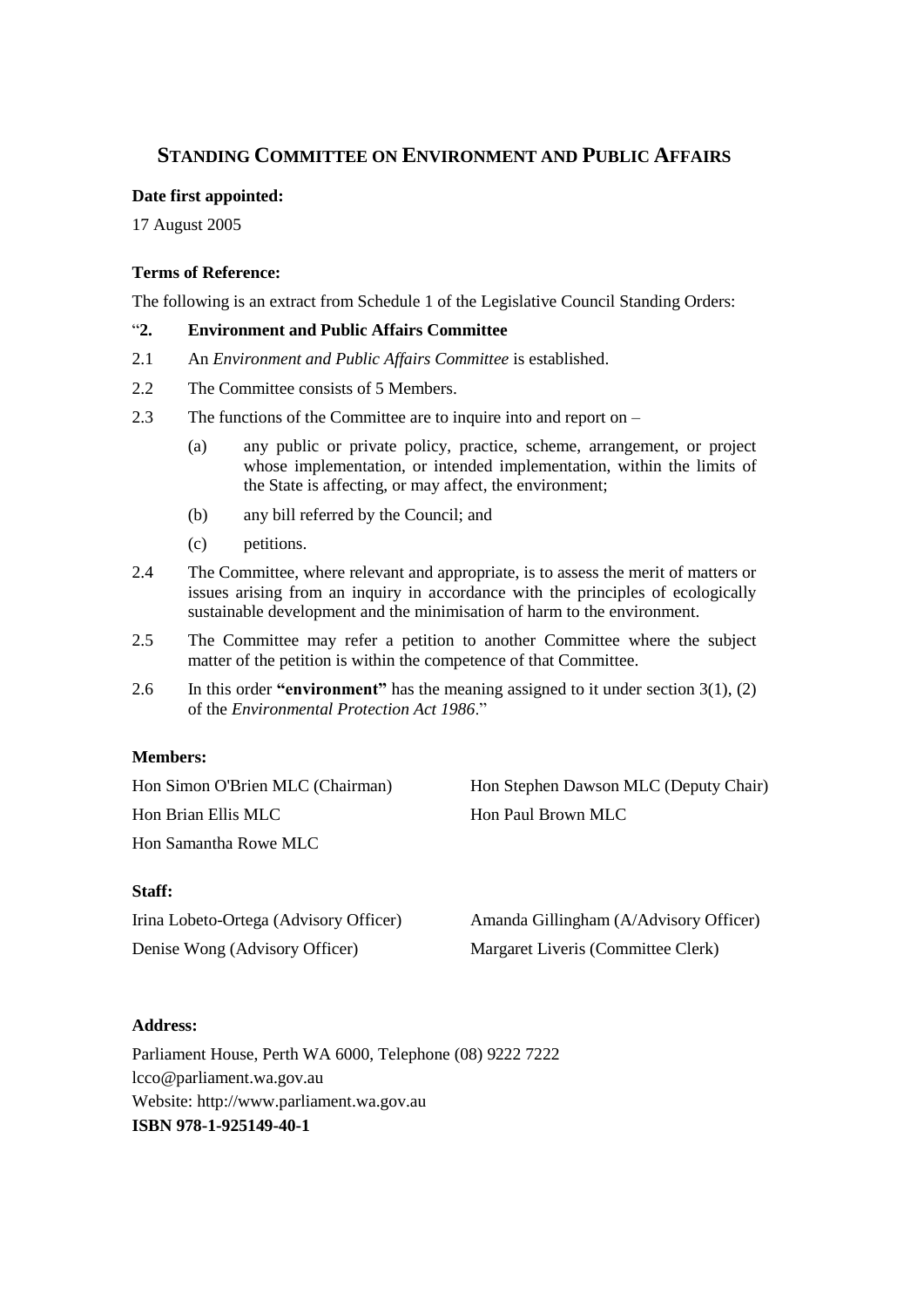## STANDING COMMITTEE ON ENVIRONMENT AND PUBLIC AFFAIRS

**Date first appointed:**

17 August 2005

**Terms of Reference:**

The following is an extract from Schedule 1 of the Legislative Council Standing Orders:

"**2. Environment and Public Affairs Committee**

2.1 An *Environment and Public Affairs Committee* is established.

2.2 The Committee consists of 5 Members.

2.3 The functions of the Committee are to inquire into and report on –

(a) any public or private policy, practice, scheme, arrangement, or project whose implementation, or intended implementation, within the limits of the State is affecting, or may affect, the environment;

(b) any bill referred by the Council; and

(c) petitions.

2.4 The Committee, where relevant and appropriate, is to assess the merit of matters or issues arising from an inquiry in accordance with the principles of ecologically sustainable development and the minimisation of harm to the environment.

2.5 The Committee may refer a petition to another Committee where the subject matter of the petition is within the competence of that Committee.

2.6 In this order **"environment"** has the meaning assigned to it under section 3(1), (2) of the *Environmental Protection Act 1986*."

**Members:**

Hon Simon O'Brien MLC (Chairman)
Hon Stephen Dawson MLC (Deputy Chair)
Hon Brian Ellis MLC
Hon Paul Brown MLC
Hon Samantha Rowe MLC

**Staff:**

Irina Lobeto-Ortega (Advisory Officer)
Amanda Gillingham (A/Advisory Officer)
Denise Wong (Advisory Officer)
Margaret Liveris (Committee Clerk)

**Address:**

Parliament House, Perth WA 6000, Telephone (08) 9222 7222
lcco@parliament.wa.gov.au
Website: http://www.parliament.wa.gov.au
**ISBN 978-1-925149-40-1**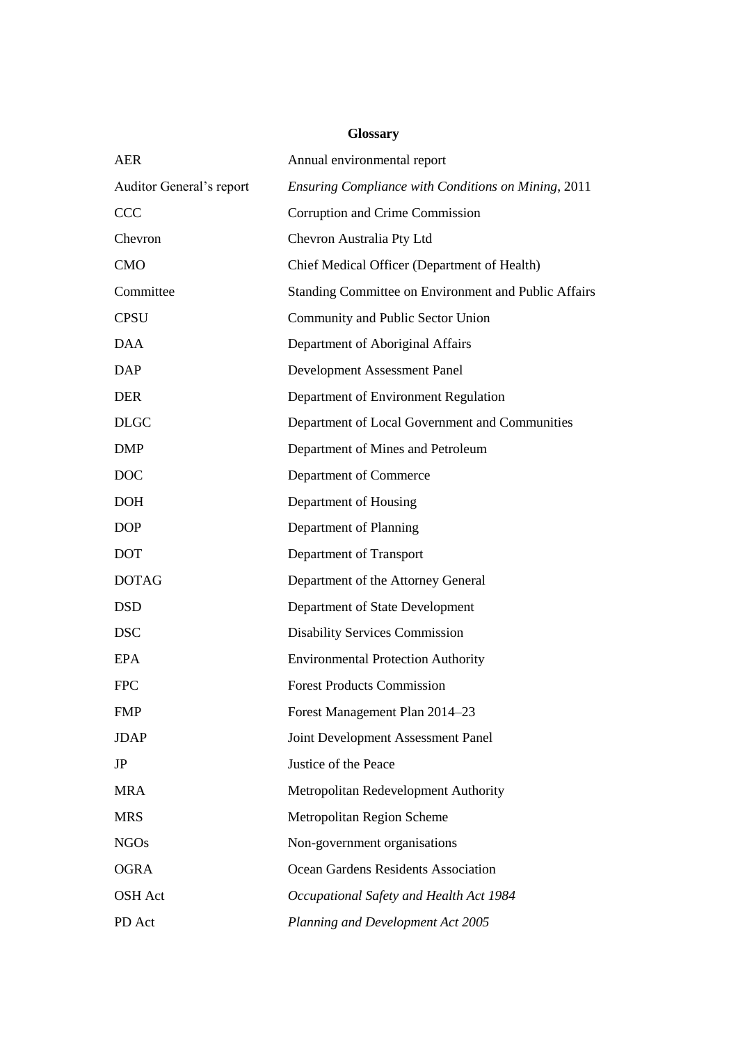# Glossary

| | |
|---|---|
| AER | Annual environmental report |
| Auditor General's report | *Ensuring Compliance with Conditions on Mining*, 2011 |
| CCC | Corruption and Crime Commission |
| Chevron | Chevron Australia Pty Ltd |
| CMO | Chief Medical Officer (Department of Health) |
| Committee | Standing Committee on Environment and Public Affairs |
| CPSU | Community and Public Sector Union |
| DAA | Department of Aboriginal Affairs |
| DAP | Development Assessment Panel |
| DER | Department of Environment Regulation |
| DLGC | Department of Local Government and Communities |
| DMP | Department of Mines and Petroleum |
| DOC | Department of Commerce |
| DOH | Department of Housing |
| DOP | Department of Planning |
| DOT | Department of Transport |
| DOTAG | Department of the Attorney General |
| DSD | Department of State Development |
| DSC | Disability Services Commission |
| EPA | Environmental Protection Authority |
| FPC | Forest Products Commission |
| FMP | Forest Management Plan 2014–23 |
| JDAP | Joint Development Assessment Panel |
| JP | Justice of the Peace |
| MRA | Metropolitan Redevelopment Authority |
| MRS | Metropolitan Region Scheme |
| NGOs | Non-government organisations |
| OGRA | Ocean Gardens Residents Association |
| OSH Act | *Occupational Safety and Health Act 1984* |
| PD Act | *Planning and Development Act 2005* |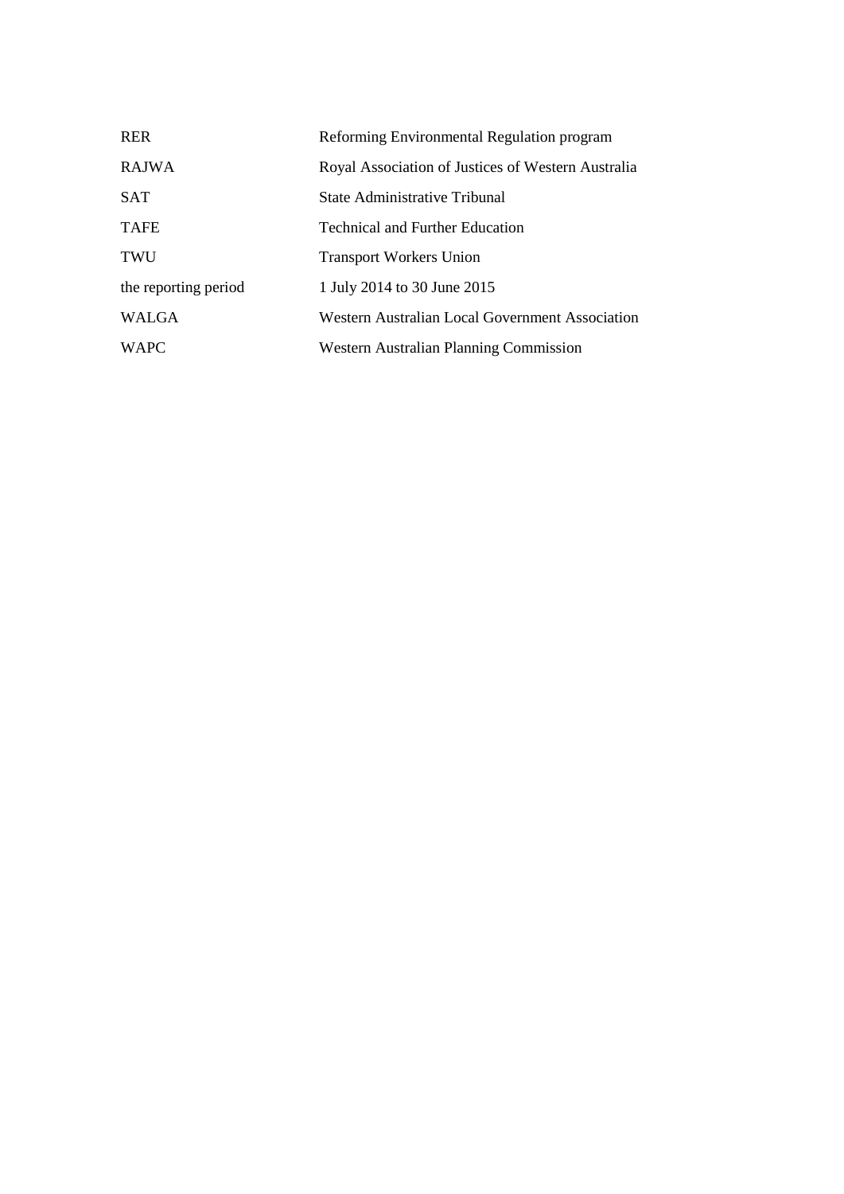| | |
|---|---|
| RER | Reforming Environmental Regulation program |
| RAJWA | Royal Association of Justices of Western Australia |
| SAT | State Administrative Tribunal |
| TAFE | Technical and Further Education |
| TWU | Transport Workers Union |
| the reporting period | 1 July 2014 to 30 June 2015 |
| WALGA | Western Australian Local Government Association |
| WAPC | Western Australian Planning Commission |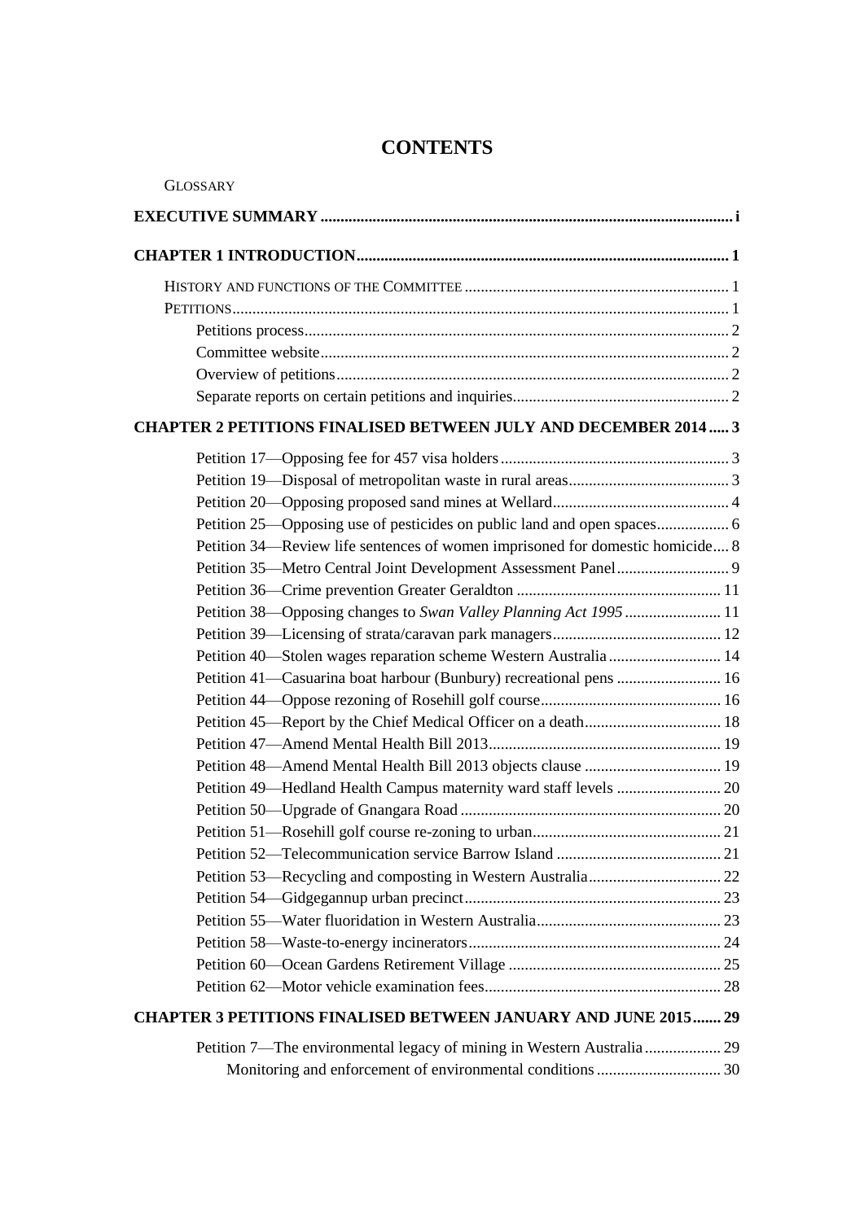# CONTENTS

GLOSSARY

**EXECUTIVE SUMMARY ..................................................................................................... i**

**CHAPTER 1 INTRODUCTION............................................................................................ 1**

HISTORY AND FUNCTIONS OF THE COMMITTEE ................................................................. 1

PETITIONS.......................................................................................................................... 1

Petitions process......................................................................................................... 2

Committee website..................................................................................................... 2

Overview of petitions................................................................................................. 2

Separate reports on certain petitions and inquiries...................................................... 2

**CHAPTER 2 PETITIONS FINALISED BETWEEN JULY AND DECEMBER 2014 ..... 3**

Petition 17—Opposing fee for 457 visa holders ......................................................... 3

Petition 19—Disposal of metropolitan waste in rural areas........................................ 3

Petition 20—Opposing proposed sand mines at Wellard............................................ 4

Petition 25—Opposing use of pesticides on public land and open spaces.................. 6

Petition 34—Review life sentences of women imprisoned for domestic homicide.... 8

Petition 35—Metro Central Joint Development Assessment Panel............................ 9

Petition 36—Crime prevention Greater Geraldton ................................................... 11

Petition 38—Opposing changes to *Swan Valley Planning Act 1995* ........................ 11

Petition 39—Licensing of strata/caravan park managers.......................................... 12

Petition 40—Stolen wages reparation scheme Western Australia ............................ 14

Petition 41—Casuarina boat harbour (Bunbury) recreational pens .......................... 16

Petition 44—Oppose rezoning of Rosehill golf course............................................. 16

Petition 45—Report by the Chief Medical Officer on a death.................................. 18

Petition 47—Amend Mental Health Bill 2013.......................................................... 19

Petition 48—Amend Mental Health Bill 2013 objects clause .................................. 19

Petition 49—Hedland Health Campus maternity ward staff levels .......................... 20

Petition 50—Upgrade of Gnangara Road ................................................................. 20

Petition 51—Rosehill golf course re-zoning to urban............................................... 21

Petition 52—Telecommunication service Barrow Island ......................................... 21

Petition 53—Recycling and composting in Western Australia................................. 22

Petition 54—Gidgegannup urban precinct................................................................ 23

Petition 55—Water fluoridation in Western Australia.............................................. 23

Petition 58—Waste-to-energy incinerators............................................................... 24

Petition 60—Ocean Gardens Retirement Village ..................................................... 25

Petition 62—Motor vehicle examination fees........................................................... 28

**CHAPTER 3 PETITIONS FINALISED BETWEEN JANUARY AND JUNE 2015....... 29**

Petition 7—The environmental legacy of mining in Western Australia ................... 29

Monitoring and enforcement of environmental conditions ............................... 30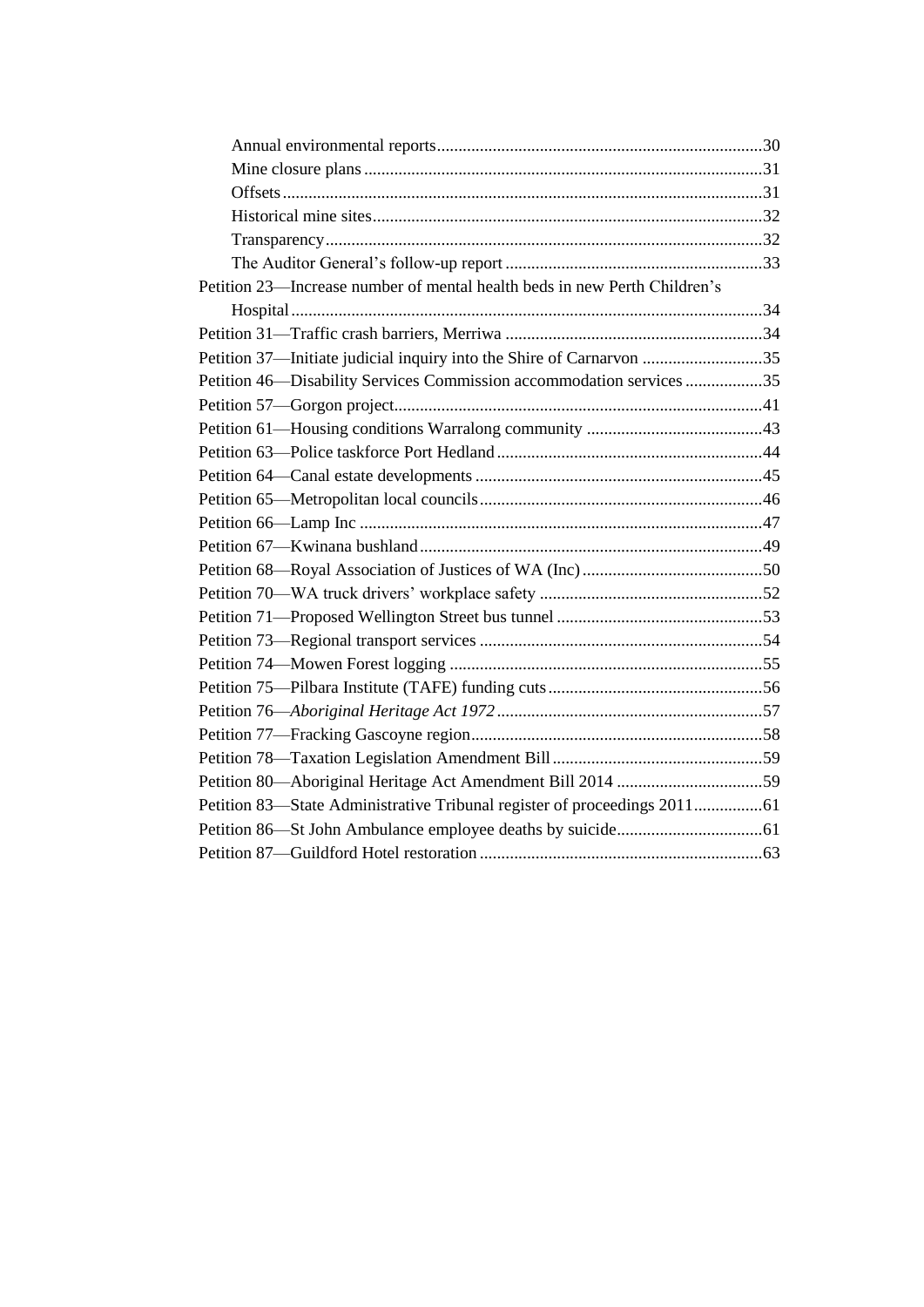- Annual environmental reports ... 30
- Mine closure plans ... 31
- Offsets ... 31
- Historical mine sites ... 32
- Transparency ... 32
- The Auditor General's follow-up report ... 33

Petition 23—Increase number of mental health beds in new Perth Children's Hospital ... 34

Petition 31—Traffic crash barriers, Merriwa ... 34

Petition 37—Initiate judicial inquiry into the Shire of Carnarvon ... 35

Petition 46—Disability Services Commission accommodation services ... 35

Petition 57—Gorgon project ... 41

Petition 61—Housing conditions Warralong community ... 43

Petition 63—Police taskforce Port Hedland ... 44

Petition 64—Canal estate developments ... 45

Petition 65—Metropolitan local councils ... 46

Petition 66—Lamp Inc ... 47

Petition 67—Kwinana bushland ... 49

Petition 68—Royal Association of Justices of WA (Inc) ... 50

Petition 70—WA truck drivers' workplace safety ... 52

Petition 71—Proposed Wellington Street bus tunnel ... 53

Petition 73—Regional transport services ... 54

Petition 74—Mowen Forest logging ... 55

Petition 75—Pilbara Institute (TAFE) funding cuts ... 56

Petition 76—*Aboriginal Heritage Act 1972* ... 57

Petition 77—Fracking Gascoyne region ... 58

Petition 78—Taxation Legislation Amendment Bill ... 59

Petition 80—Aboriginal Heritage Act Amendment Bill 2014 ... 59

Petition 83—State Administrative Tribunal register of proceedings 2011 ... 61

Petition 86—St John Ambulance employee deaths by suicide ... 61

Petition 87—Guildford Hotel restoration ... 63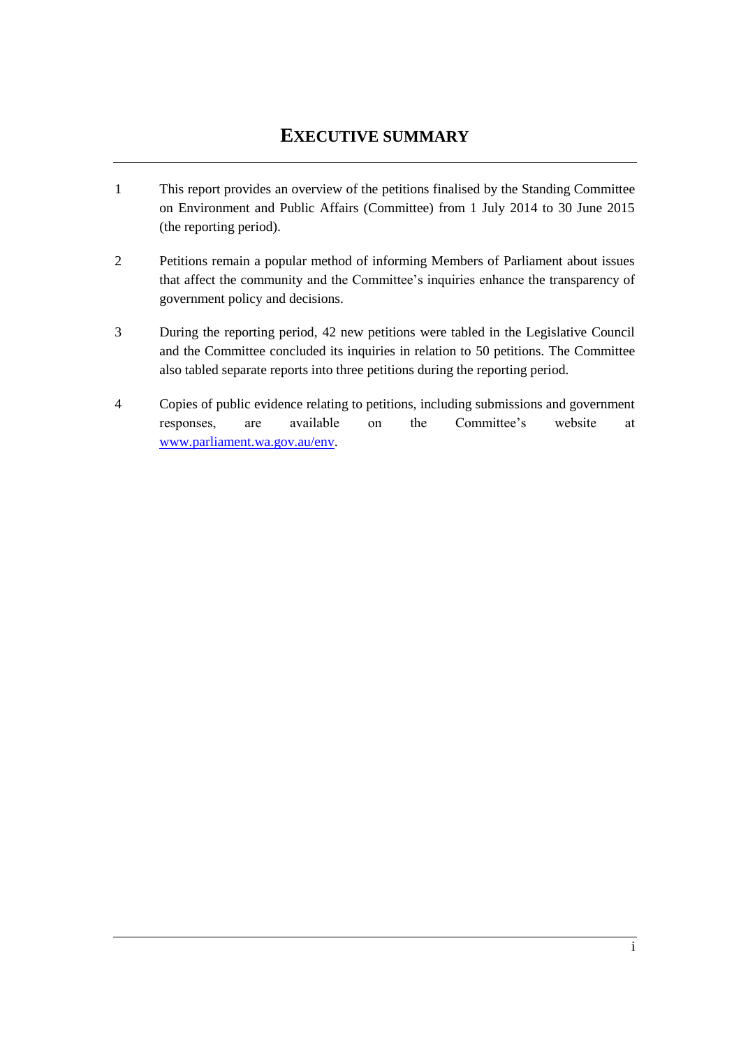# EXECUTIVE SUMMARY

1 This report provides an overview of the petitions finalised by the Standing Committee on Environment and Public Affairs (Committee) from 1 July 2014 to 30 June 2015 (the reporting period).

2 Petitions remain a popular method of informing Members of Parliament about issues that affect the community and the Committee's inquiries enhance the transparency of government policy and decisions.

3 During the reporting period, 42 new petitions were tabled in the Legislative Council and the Committee concluded its inquiries in relation to 50 petitions. The Committee also tabled separate reports into three petitions during the reporting period.

4 Copies of public evidence relating to petitions, including submissions and government responses, are available on the Committee's website at www.parliament.wa.gov.au/env.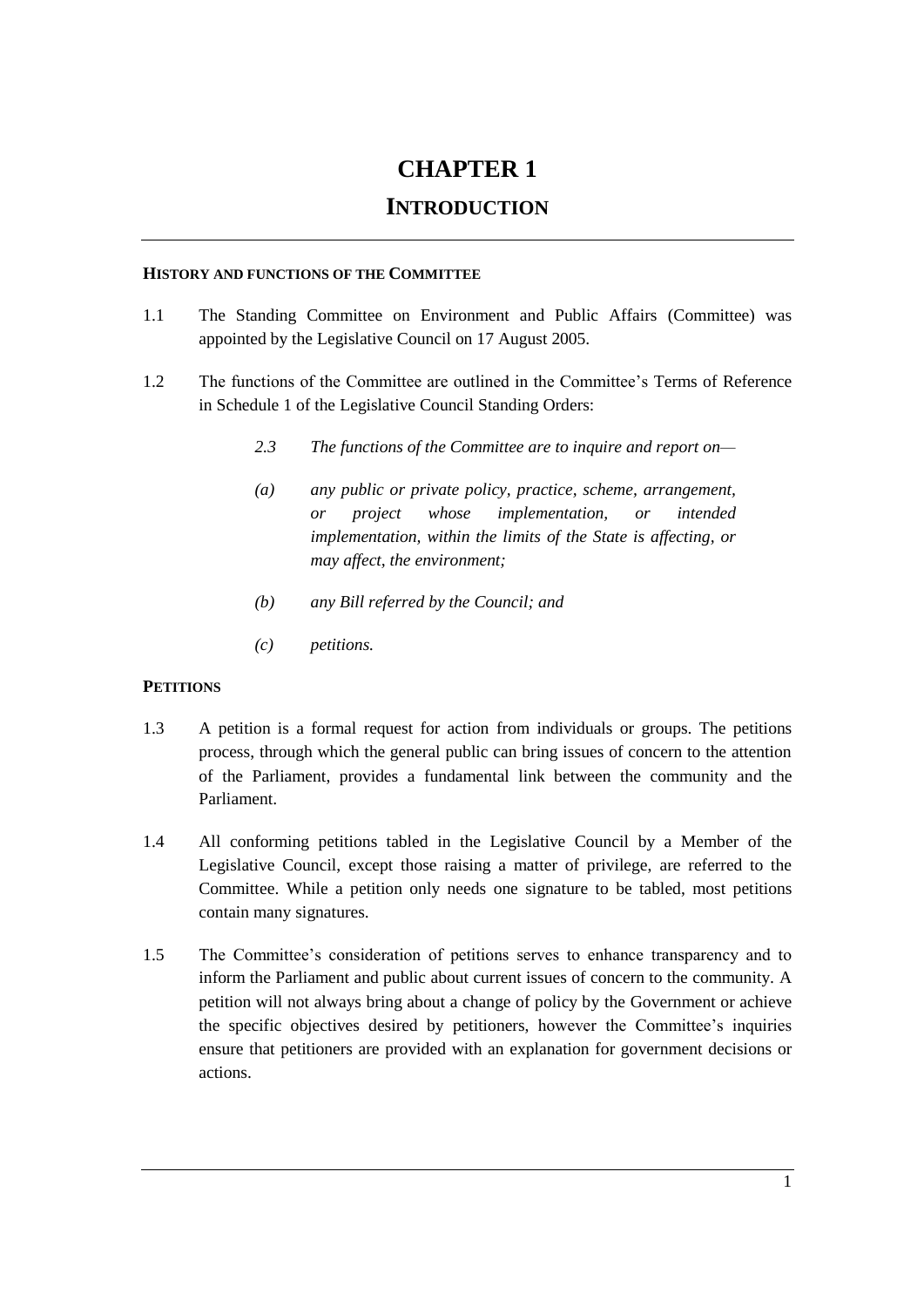# CHAPTER 1

## INTRODUCTION

### HISTORY AND FUNCTIONS OF THE COMMITTEE

1.1 The Standing Committee on Environment and Public Affairs (Committee) was appointed by the Legislative Council on 17 August 2005.

1.2 The functions of the Committee are outlined in the Committee's Terms of Reference in Schedule 1 of the Legislative Council Standing Orders:

> *2.3 The functions of the Committee are to inquire and report on—*
>
> *(a) any public or private policy, practice, scheme, arrangement, or project whose implementation, or intended implementation, within the limits of the State is affecting, or may affect, the environment;*
>
> *(b) any Bill referred by the Council; and*
>
> *(c) petitions.*

### PETITIONS

1.3 A petition is a formal request for action from individuals or groups. The petitions process, through which the general public can bring issues of concern to the attention of the Parliament, provides a fundamental link between the community and the Parliament.

1.4 All conforming petitions tabled in the Legislative Council by a Member of the Legislative Council, except those raising a matter of privilege, are referred to the Committee. While a petition only needs one signature to be tabled, most petitions contain many signatures.

1.5 The Committee's consideration of petitions serves to enhance transparency and to inform the Parliament and public about current issues of concern to the community. A petition will not always bring about a change of policy by the Government or achieve the specific objectives desired by petitioners, however the Committee's inquiries ensure that petitioners are provided with an explanation for government decisions or actions.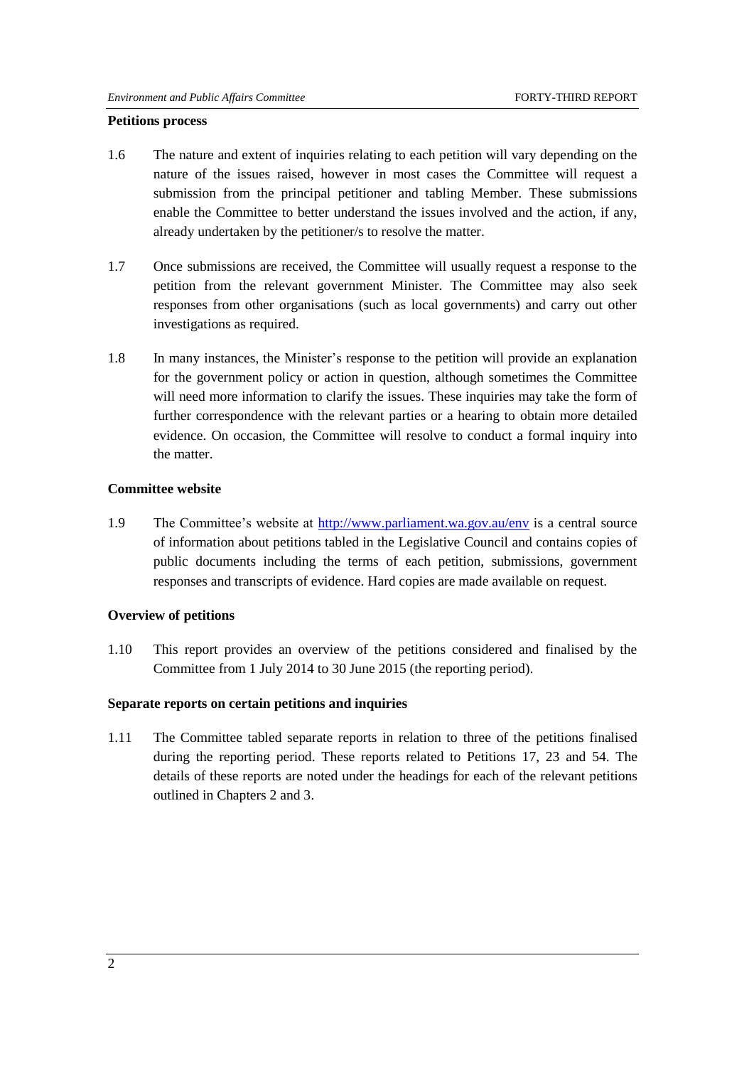**Petitions process**

1.6 The nature and extent of inquiries relating to each petition will vary depending on the nature of the issues raised, however in most cases the Committee will request a submission from the principal petitioner and tabling Member. These submissions enable the Committee to better understand the issues involved and the action, if any, already undertaken by the petitioner/s to resolve the matter.

1.7 Once submissions are received, the Committee will usually request a response to the petition from the relevant government Minister. The Committee may also seek responses from other organisations (such as local governments) and carry out other investigations as required.

1.8 In many instances, the Minister's response to the petition will provide an explanation for the government policy or action in question, although sometimes the Committee will need more information to clarify the issues. These inquiries may take the form of further correspondence with the relevant parties or a hearing to obtain more detailed evidence. On occasion, the Committee will resolve to conduct a formal inquiry into the matter.

**Committee website**

1.9 The Committee's website at http://www.parliament.wa.gov.au/env is a central source of information about petitions tabled in the Legislative Council and contains copies of public documents including the terms of each petition, submissions, government responses and transcripts of evidence. Hard copies are made available on request.

**Overview of petitions**

1.10 This report provides an overview of the petitions considered and finalised by the Committee from 1 July 2014 to 30 June 2015 (the reporting period).

**Separate reports on certain petitions and inquiries**

1.11 The Committee tabled separate reports in relation to three of the petitions finalised during the reporting period. These reports related to Petitions 17, 23 and 54. The details of these reports are noted under the headings for each of the relevant petitions outlined in Chapters 2 and 3.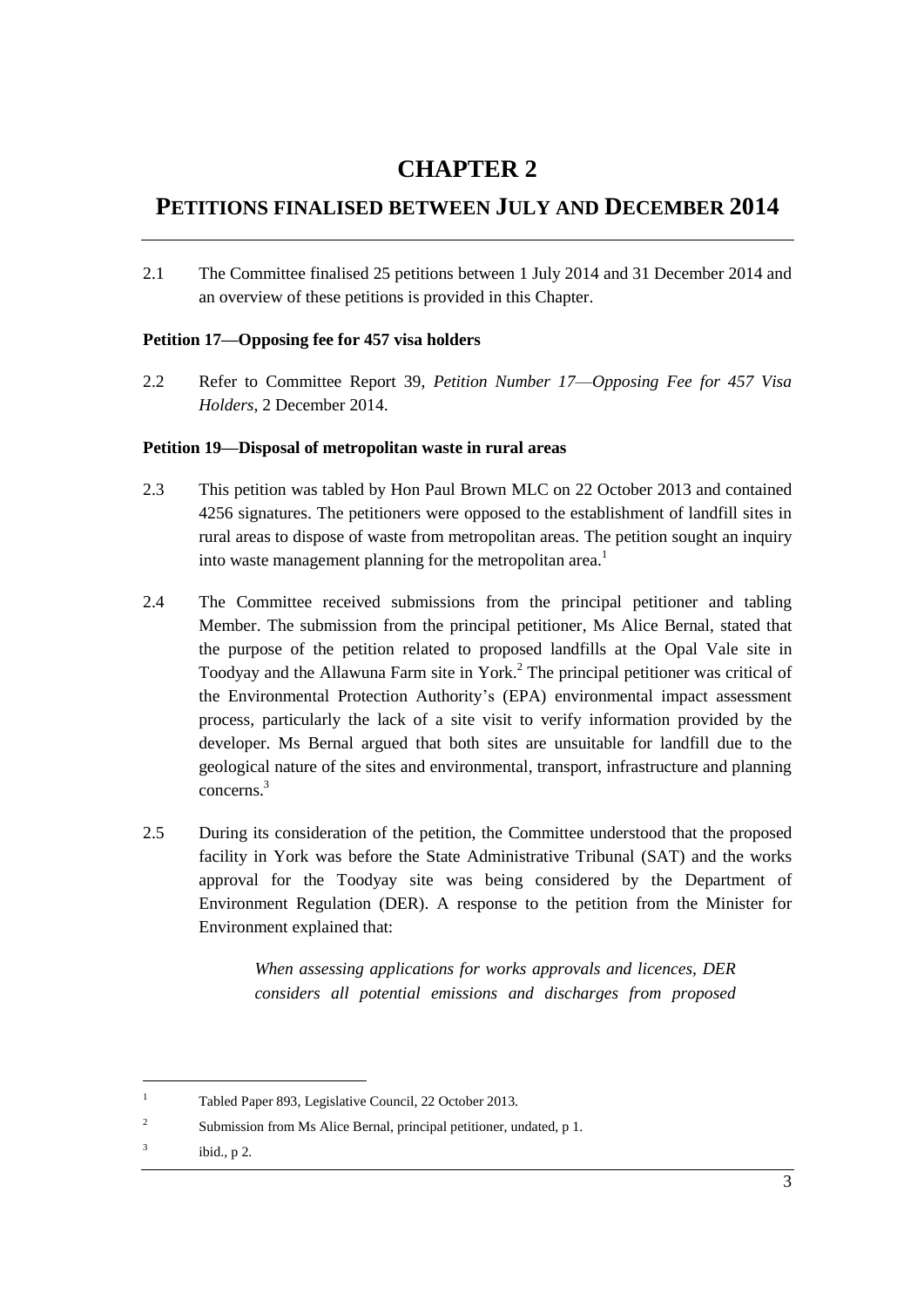# CHAPTER 2

## PETITIONS FINALISED BETWEEN JULY AND DECEMBER 2014

2.1 The Committee finalised 25 petitions between 1 July 2014 and 31 December 2014 and an overview of these petitions is provided in this Chapter.

**Petition 17—Opposing fee for 457 visa holders**

2.2 Refer to Committee Report 39, *Petition Number 17—Opposing Fee for 457 Visa Holders*, 2 December 2014.

**Petition 19—Disposal of metropolitan waste in rural areas**

2.3 This petition was tabled by Hon Paul Brown MLC on 22 October 2013 and contained 4256 signatures. The petitioners were opposed to the establishment of landfill sites in rural areas to dispose of waste from metropolitan areas. The petition sought an inquiry into waste management planning for the metropolitan area.[1]

2.4 The Committee received submissions from the principal petitioner and tabling Member. The submission from the principal petitioner, Ms Alice Bernal, stated that the purpose of the petition related to proposed landfills at the Opal Vale site in Toodyay and the Allawuna Farm site in York.[2] The principal petitioner was critical of the Environmental Protection Authority's (EPA) environmental impact assessment process, particularly the lack of a site visit to verify information provided by the developer. Ms Bernal argued that both sites are unsuitable for landfill due to the geological nature of the sites and environmental, transport, infrastructure and planning concerns.[3]

2.5 During its consideration of the petition, the Committee understood that the proposed facility in York was before the State Administrative Tribunal (SAT) and the works approval for the Toodyay site was being considered by the Department of Environment Regulation (DER). A response to the petition from the Minister for Environment explained that:

> *When assessing applications for works approvals and licences, DER considers all potential emissions and discharges from proposed*

---

[1] Tabled Paper 893, Legislative Council, 22 October 2013.

[2] Submission from Ms Alice Bernal, principal petitioner, undated, p 1.

[3] ibid., p 2.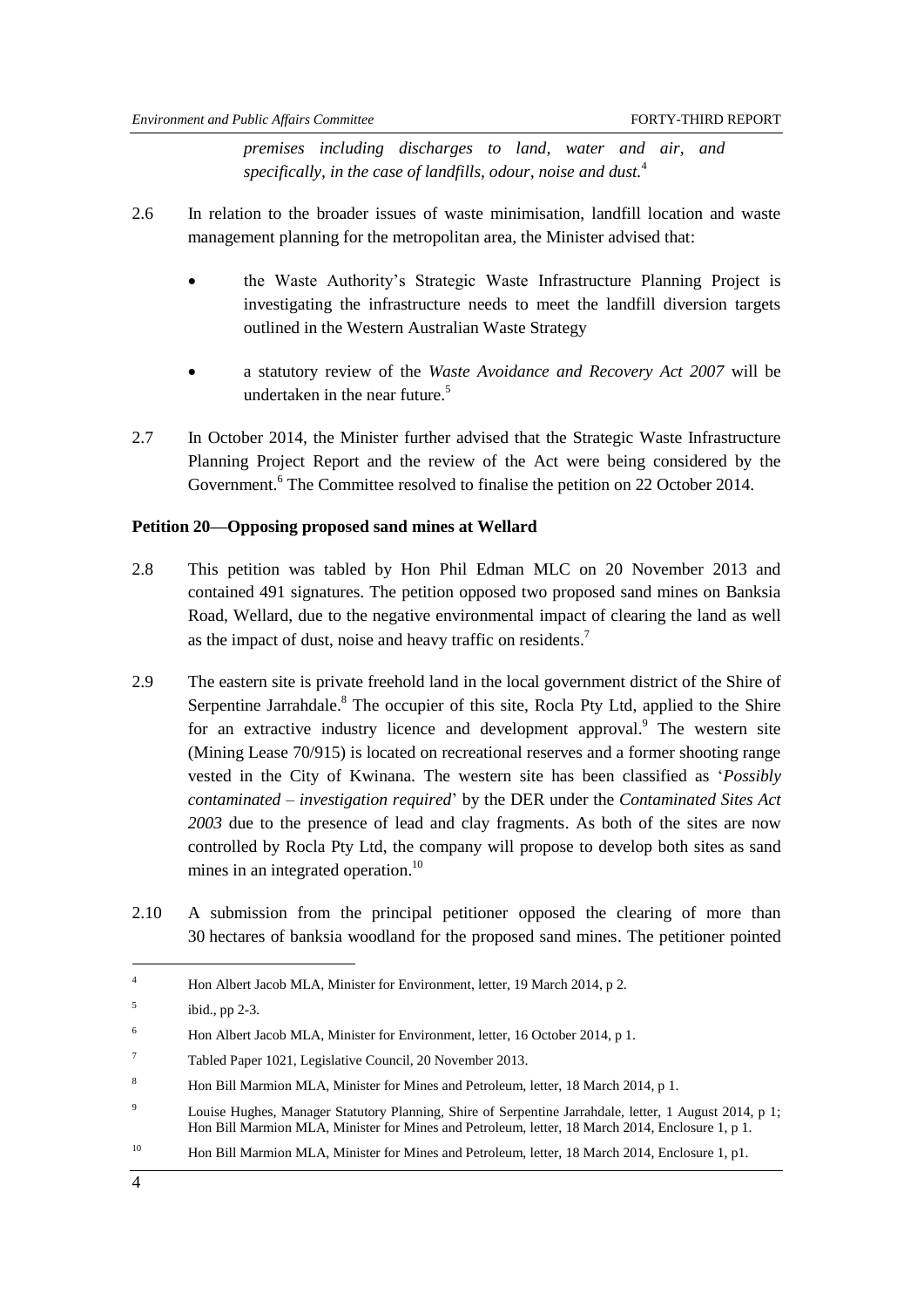*premises including discharges to land, water and air, and specifically, in the case of landfills, odour, noise and dust.*[4]

2.6 In relation to the broader issues of waste minimisation, landfill location and waste management planning for the metropolitan area, the Minister advised that:

- the Waste Authority's Strategic Waste Infrastructure Planning Project is investigating the infrastructure needs to meet the landfill diversion targets outlined in the Western Australian Waste Strategy

- a statutory review of the *Waste Avoidance and Recovery Act 2007* will be undertaken in the near future.[5]

2.7 In October 2014, the Minister further advised that the Strategic Waste Infrastructure Planning Project Report and the review of the Act were being considered by the Government.[6] The Committee resolved to finalise the petition on 22 October 2014.

**Petition 20—Opposing proposed sand mines at Wellard**

2.8 This petition was tabled by Hon Phil Edman MLC on 20 November 2013 and contained 491 signatures. The petition opposed two proposed sand mines on Banksia Road, Wellard, due to the negative environmental impact of clearing the land as well as the impact of dust, noise and heavy traffic on residents.[7]

2.9 The eastern site is private freehold land in the local government district of the Shire of Serpentine Jarrahdale.[8] The occupier of this site, Rocla Pty Ltd, applied to the Shire for an extractive industry licence and development approval.[9] The western site (Mining Lease 70/915) is located on recreational reserves and a former shooting range vested in the City of Kwinana. The western site has been classified as '*Possibly contaminated – investigation required*' by the DER under the *Contaminated Sites Act 2003* due to the presence of lead and clay fragments. As both of the sites are now controlled by Rocla Pty Ltd, the company will propose to develop both sites as sand mines in an integrated operation.[10]

2.10 A submission from the principal petitioner opposed the clearing of more than 30 hectares of banksia woodland for the proposed sand mines. The petitioner pointed

---

[4] Hon Albert Jacob MLA, Minister for Environment, letter, 19 March 2014, p 2.

[5] ibid., pp 2-3.

[6] Hon Albert Jacob MLA, Minister for Environment, letter, 16 October 2014, p 1.

[7] Tabled Paper 1021, Legislative Council, 20 November 2013.

[8] Hon Bill Marmion MLA, Minister for Mines and Petroleum, letter, 18 March 2014, p 1.

[9] Louise Hughes, Manager Statutory Planning, Shire of Serpentine Jarrahdale, letter, 1 August 2014, p 1; Hon Bill Marmion MLA, Minister for Mines and Petroleum, letter, 18 March 2014, Enclosure 1, p 1.

[10] Hon Bill Marmion MLA, Minister for Mines and Petroleum, letter, 18 March 2014, Enclosure 1, p1.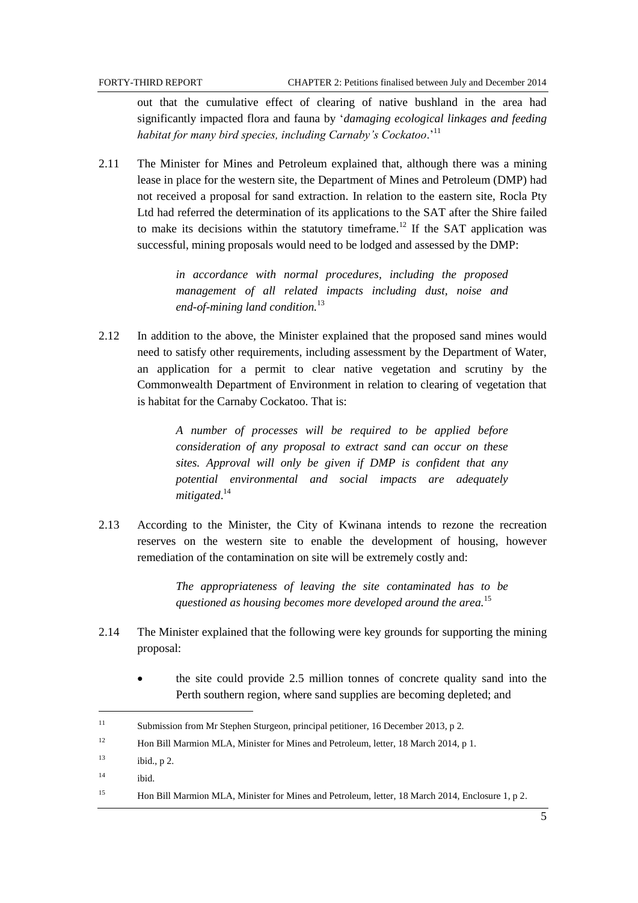out that the cumulative effect of clearing of native bushland in the area had significantly impacted flora and fauna by '*damaging ecological linkages and feeding habitat for many bird species, including Carnaby's Cockatoo*.'[11]

2.11 The Minister for Mines and Petroleum explained that, although there was a mining lease in place for the western site, the Department of Mines and Petroleum (DMP) had not received a proposal for sand extraction. In relation to the eastern site, Rocla Pty Ltd had referred the determination of its applications to the SAT after the Shire failed to make its decisions within the statutory timeframe.[12] If the SAT application was successful, mining proposals would need to be lodged and assessed by the DMP:

> *in accordance with normal procedures, including the proposed management of all related impacts including dust, noise and end-of-mining land condition.*[13]

2.12 In addition to the above, the Minister explained that the proposed sand mines would need to satisfy other requirements, including assessment by the Department of Water, an application for a permit to clear native vegetation and scrutiny by the Commonwealth Department of Environment in relation to clearing of vegetation that is habitat for the Carnaby Cockatoo. That is:

> *A number of processes will be required to be applied before consideration of any proposal to extract sand can occur on these sites. Approval will only be given if DMP is confident that any potential environmental and social impacts are adequately mitigated*.[14]

2.13 According to the Minister, the City of Kwinana intends to rezone the recreation reserves on the western site to enable the development of housing, however remediation of the contamination on site will be extremely costly and:

> *The appropriateness of leaving the site contaminated has to be questioned as housing becomes more developed around the area.*[15]

2.14 The Minister explained that the following were key grounds for supporting the mining proposal:

- the site could provide 2.5 million tonnes of concrete quality sand into the Perth southern region, where sand supplies are becoming depleted; and

---

[11] Submission from Mr Stephen Sturgeon, principal petitioner, 16 December 2013, p 2.

[12] Hon Bill Marmion MLA, Minister for Mines and Petroleum, letter, 18 March 2014, p 1.

[13] ibid., p 2.

[14] ibid.

[15] Hon Bill Marmion MLA, Minister for Mines and Petroleum, letter, 18 March 2014, Enclosure 1, p 2.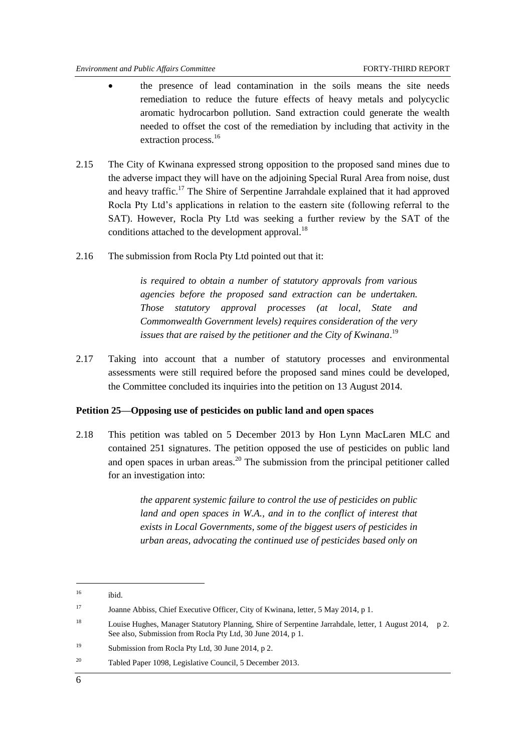- the presence of lead contamination in the soils means the site needs remediation to reduce the future effects of heavy metals and polycyclic aromatic hydrocarbon pollution. Sand extraction could generate the wealth needed to offset the cost of the remediation by including that activity in the extraction process.[16]

2.15 The City of Kwinana expressed strong opposition to the proposed sand mines due to the adverse impact they will have on the adjoining Special Rural Area from noise, dust and heavy traffic.[17] The Shire of Serpentine Jarrahdale explained that it had approved Rocla Pty Ltd's applications in relation to the eastern site (following referral to the SAT). However, Rocla Pty Ltd was seeking a further review by the SAT of the conditions attached to the development approval.[18]

2.16 The submission from Rocla Pty Ltd pointed out that it:

> *is required to obtain a number of statutory approvals from various agencies before the proposed sand extraction can be undertaken. Those statutory approval processes (at local, State and Commonwealth Government levels) requires consideration of the very issues that are raised by the petitioner and the City of Kwinana*.[19]

2.17 Taking into account that a number of statutory processes and environmental assessments were still required before the proposed sand mines could be developed, the Committee concluded its inquiries into the petition on 13 August 2014.

**Petition 25—Opposing use of pesticides on public land and open spaces**

2.18 This petition was tabled on 5 December 2013 by Hon Lynn MacLaren MLC and contained 251 signatures. The petition opposed the use of pesticides on public land and open spaces in urban areas.[20] The submission from the principal petitioner called for an investigation into:

> *the apparent systemic failure to control the use of pesticides on public land and open spaces in W.A., and in to the conflict of interest that exists in Local Governments, some of the biggest users of pesticides in urban areas, advocating the continued use of pesticides based only on*

---

[16] ibid.

[17] Joanne Abbiss, Chief Executive Officer, City of Kwinana, letter, 5 May 2014, p 1.

[18] Louise Hughes, Manager Statutory Planning, Shire of Serpentine Jarrahdale, letter, 1 August 2014, p 2. See also, Submission from Rocla Pty Ltd, 30 June 2014, p 1.

[19] Submission from Rocla Pty Ltd, 30 June 2014, p 2.

[20] Tabled Paper 1098, Legislative Council, 5 December 2013.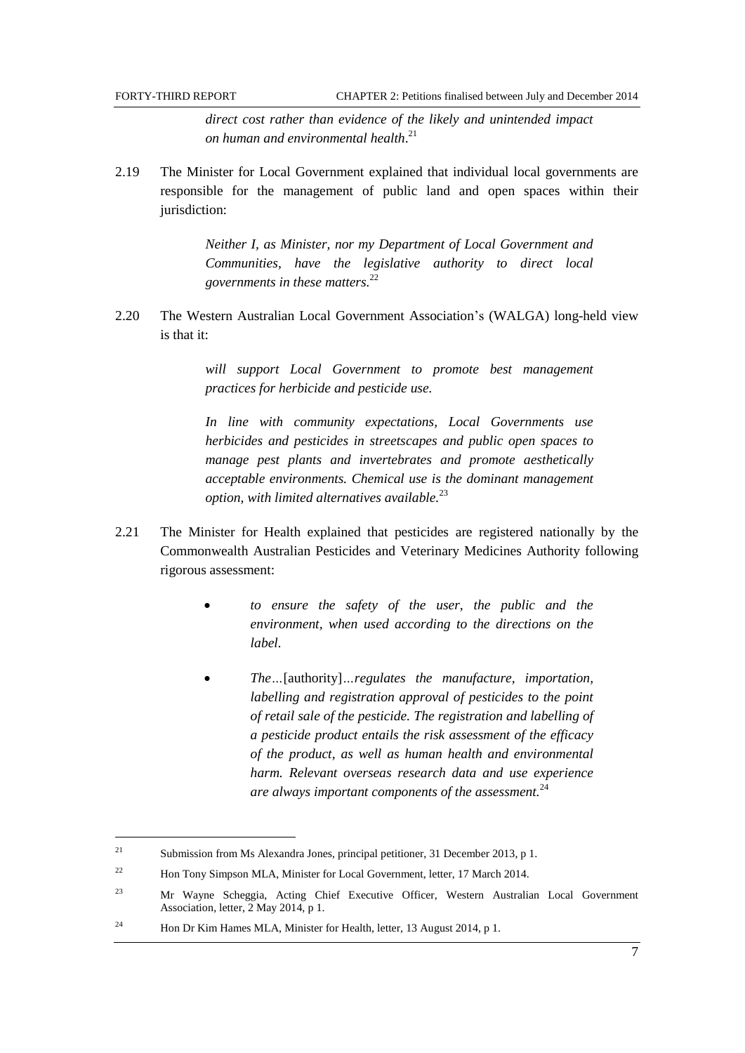*direct cost rather than evidence of the likely and unintended impact on human and environmental health*.[21]

2.19 The Minister for Local Government explained that individual local governments are responsible for the management of public land and open spaces within their jurisdiction:

> *Neither I, as Minister, nor my Department of Local Government and Communities, have the legislative authority to direct local governments in these matters.*[22]

2.20 The Western Australian Local Government Association's (WALGA) long-held view is that it:

> *will support Local Government to promote best management practices for herbicide and pesticide use.*
>
> *In line with community expectations, Local Governments use herbicides and pesticides in streetscapes and public open spaces to manage pest plants and invertebrates and promote aesthetically acceptable environments. Chemical use is the dominant management option, with limited alternatives available.*[23]

2.21 The Minister for Health explained that pesticides are registered nationally by the Commonwealth Australian Pesticides and Veterinary Medicines Authority following rigorous assessment:

> - *to ensure the safety of the user, the public and the environment, when used according to the directions on the label.*
> - *The…*[authority]*…regulates the manufacture, importation, labelling and registration approval of pesticides to the point of retail sale of the pesticide. The registration and labelling of a pesticide product entails the risk assessment of the efficacy of the product, as well as human health and environmental harm. Relevant overseas research data and use experience are always important components of the assessment.*[24]

---

[21] Submission from Ms Alexandra Jones, principal petitioner, 31 December 2013, p 1.

[22] Hon Tony Simpson MLA, Minister for Local Government, letter, 17 March 2014.

[23] Mr Wayne Scheggia, Acting Chief Executive Officer, Western Australian Local Government Association, letter, 2 May 2014, p 1.

[24] Hon Dr Kim Hames MLA, Minister for Health, letter, 13 August 2014, p 1.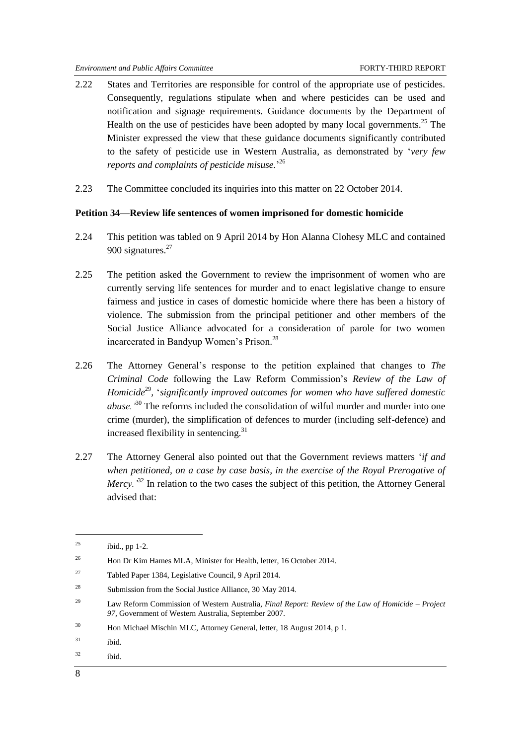2.22 States and Territories are responsible for control of the appropriate use of pesticides. Consequently, regulations stipulate when and where pesticides can be used and notification and signage requirements. Guidance documents by the Department of Health on the use of pesticides have been adopted by many local governments.[25] The Minister expressed the view that these guidance documents significantly contributed to the safety of pesticide use in Western Australia, as demonstrated by '*very few reports and complaints of pesticide misuse.*'[26]

2.23 The Committee concluded its inquiries into this matter on 22 October 2014.

**Petition 34—Review life sentences of women imprisoned for domestic homicide**

2.24 This petition was tabled on 9 April 2014 by Hon Alanna Clohesy MLC and contained 900 signatures.[27]

2.25 The petition asked the Government to review the imprisonment of women who are currently serving life sentences for murder and to enact legislative change to ensure fairness and justice in cases of domestic homicide where there has been a history of violence. The submission from the principal petitioner and other members of the Social Justice Alliance advocated for a consideration of parole for two women incarcerated in Bandyup Women's Prison.[28]

2.26 The Attorney General's response to the petition explained that changes to *The Criminal Code* following the Law Reform Commission's *Review of the Law of Homicide*[29], '*significantly improved outcomes for women who have suffered domestic abuse.*'[30] The reforms included the consolidation of wilful murder and murder into one crime (murder), the simplification of defences to murder (including self-defence) and increased flexibility in sentencing.[31]

2.27 The Attorney General also pointed out that the Government reviews matters '*if and when petitioned, on a case by case basis, in the exercise of the Royal Prerogative of Mercy.*'[32] In relation to the two cases the subject of this petition, the Attorney General advised that:

---

[25] ibid., pp 1-2.

[26] Hon Dr Kim Hames MLA, Minister for Health, letter, 16 October 2014.

[27] Tabled Paper 1384, Legislative Council, 9 April 2014.

[28] Submission from the Social Justice Alliance, 30 May 2014.

[29] Law Reform Commission of Western Australia, *Final Report: Review of the Law of Homicide – Project 97*, Government of Western Australia, September 2007.

[30] Hon Michael Mischin MLC, Attorney General, letter, 18 August 2014, p 1.

[31] ibid.

[32] ibid.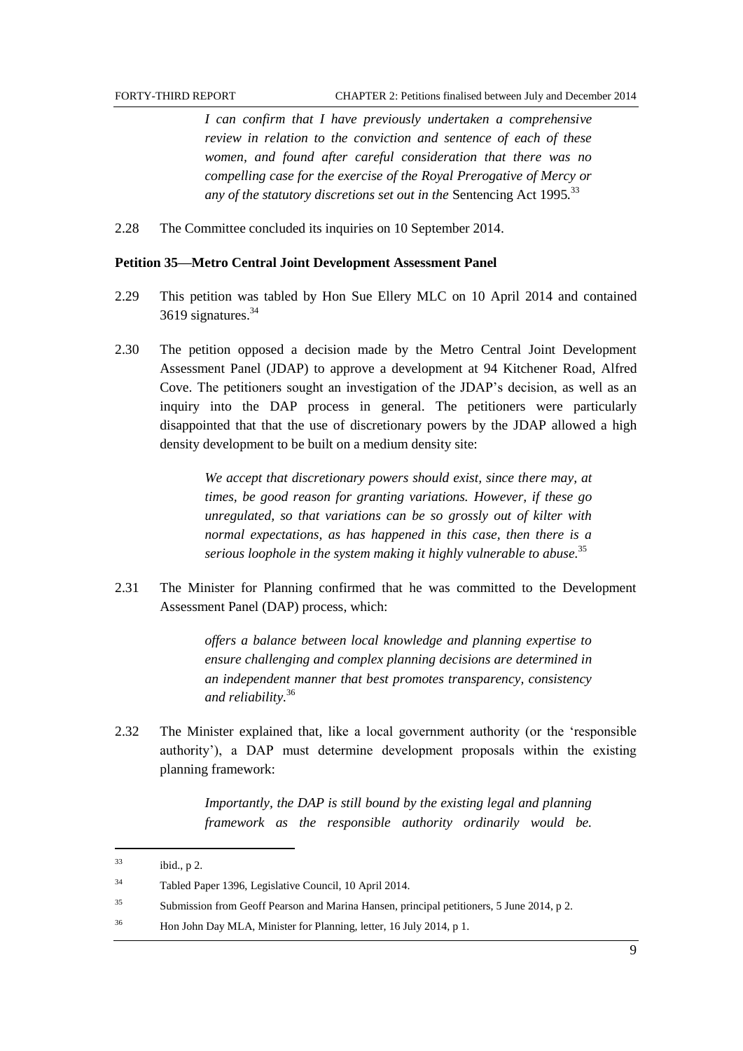> *I can confirm that I have previously undertaken a comprehensive review in relation to the conviction and sentence of each of these women, and found after careful consideration that there was no compelling case for the exercise of the Royal Prerogative of Mercy or any of the statutory discretions set out in the* Sentencing Act 1995*.*[33]

2.28 The Committee concluded its inquiries on 10 September 2014.

**Petition 35—Metro Central Joint Development Assessment Panel**

2.29 This petition was tabled by Hon Sue Ellery MLC on 10 April 2014 and contained 3619 signatures.[34]

2.30 The petition opposed a decision made by the Metro Central Joint Development Assessment Panel (JDAP) to approve a development at 94 Kitchener Road, Alfred Cove. The petitioners sought an investigation of the JDAP's decision, as well as an inquiry into the DAP process in general. The petitioners were particularly disappointed that that the use of discretionary powers by the JDAP allowed a high density development to be built on a medium density site:

> *We accept that discretionary powers should exist, since there may, at times, be good reason for granting variations. However, if these go unregulated, so that variations can be so grossly out of kilter with normal expectations, as has happened in this case, then there is a serious loophole in the system making it highly vulnerable to abuse.*[35]

2.31 The Minister for Planning confirmed that he was committed to the Development Assessment Panel (DAP) process, which:

> *offers a balance between local knowledge and planning expertise to ensure challenging and complex planning decisions are determined in an independent manner that best promotes transparency, consistency and reliability.*[36]

2.32 The Minister explained that, like a local government authority (or the 'responsible authority'), a DAP must determine development proposals within the existing planning framework:

> *Importantly, the DAP is still bound by the existing legal and planning framework as the responsible authority ordinarily would be.*

---

[33] ibid., p 2.

[34] Tabled Paper 1396, Legislative Council, 10 April 2014.

[35] Submission from Geoff Pearson and Marina Hansen, principal petitioners, 5 June 2014, p 2.

[36] Hon John Day MLA, Minister for Planning, letter, 16 July 2014, p 1.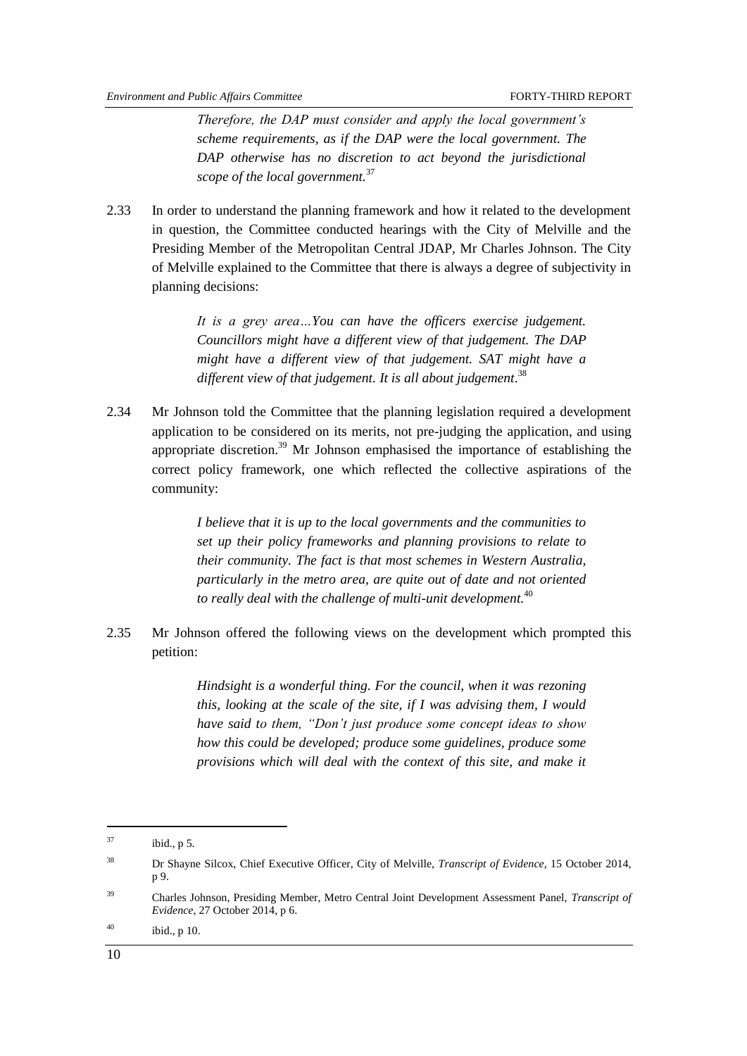> *Therefore, the DAP must consider and apply the local government's scheme requirements, as if the DAP were the local government. The DAP otherwise has no discretion to act beyond the jurisdictional scope of the local government.*[37]

2.33 In order to understand the planning framework and how it related to the development in question, the Committee conducted hearings with the City of Melville and the Presiding Member of the Metropolitan Central JDAP, Mr Charles Johnson. The City of Melville explained to the Committee that there is always a degree of subjectivity in planning decisions:

> *It is a grey area…You can have the officers exercise judgement. Councillors might have a different view of that judgement. The DAP might have a different view of that judgement. SAT might have a different view of that judgement. It is all about judgement*.[38]

2.34 Mr Johnson told the Committee that the planning legislation required a development application to be considered on its merits, not pre-judging the application, and using appropriate discretion.[39] Mr Johnson emphasised the importance of establishing the correct policy framework, one which reflected the collective aspirations of the community:

> *I believe that it is up to the local governments and the communities to set up their policy frameworks and planning provisions to relate to their community. The fact is that most schemes in Western Australia, particularly in the metro area, are quite out of date and not oriented to really deal with the challenge of multi-unit development.*[40]

2.35 Mr Johnson offered the following views on the development which prompted this petition:

> *Hindsight is a wonderful thing. For the council, when it was rezoning this, looking at the scale of the site, if I was advising them, I would have said to them, "Don't just produce some concept ideas to show how this could be developed; produce some guidelines, produce some provisions which will deal with the context of this site, and make it*

---

[37] ibid., p 5.

[38] Dr Shayne Silcox, Chief Executive Officer, City of Melville, *Transcript of Evidence*, 15 October 2014, p 9.

[39] Charles Johnson, Presiding Member, Metro Central Joint Development Assessment Panel, *Transcript of Evidence*, 27 October 2014, p 6.

[40] ibid., p 10.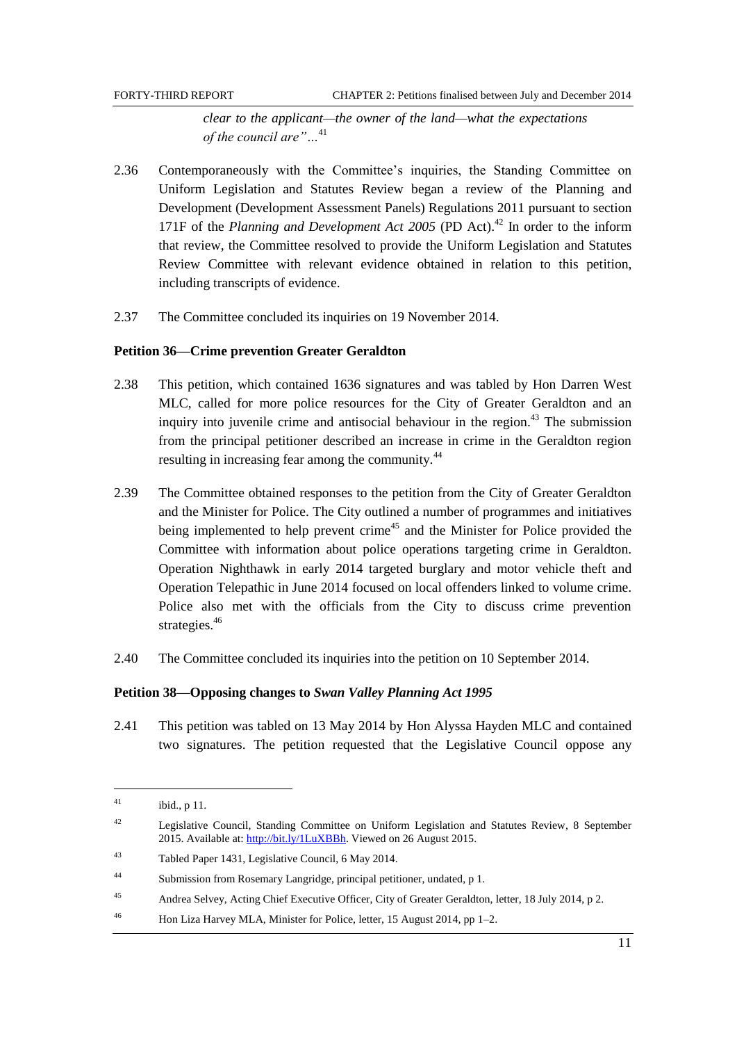*clear to the applicant—the owner of the land—what the expectations of the council are"…*[41]

2.36 Contemporaneously with the Committee's inquiries, the Standing Committee on Uniform Legislation and Statutes Review began a review of the Planning and Development (Development Assessment Panels) Regulations 2011 pursuant to section 171F of the *Planning and Development Act 2005* (PD Act).[42] In order to the inform that review, the Committee resolved to provide the Uniform Legislation and Statutes Review Committee with relevant evidence obtained in relation to this petition, including transcripts of evidence.

2.37 The Committee concluded its inquiries on 19 November 2014.

### Petition 36—Crime prevention Greater Geraldton

2.38 This petition, which contained 1636 signatures and was tabled by Hon Darren West MLC, called for more police resources for the City of Greater Geraldton and an inquiry into juvenile crime and antisocial behaviour in the region.[43] The submission from the principal petitioner described an increase in crime in the Geraldton region resulting in increasing fear among the community.[44]

2.39 The Committee obtained responses to the petition from the City of Greater Geraldton and the Minister for Police. The City outlined a number of programmes and initiatives being implemented to help prevent crime[45] and the Minister for Police provided the Committee with information about police operations targeting crime in Geraldton. Operation Nighthawk in early 2014 targeted burglary and motor vehicle theft and Operation Telepathic in June 2014 focused on local offenders linked to volume crime. Police also met with the officials from the City to discuss crime prevention strategies.[46]

2.40 The Committee concluded its inquiries into the petition on 10 September 2014.

### Petition 38—Opposing changes to *Swan Valley Planning Act 1995*

2.41 This petition was tabled on 13 May 2014 by Hon Alyssa Hayden MLC and contained two signatures. The petition requested that the Legislative Council oppose any

---

[41] ibid., p 11.

[42] Legislative Council, Standing Committee on Uniform Legislation and Statutes Review, 8 September 2015. Available at: http://bit.ly/1LuXBBh. Viewed on 26 August 2015.

[43] Tabled Paper 1431, Legislative Council, 6 May 2014.

[44] Submission from Rosemary Langridge, principal petitioner, undated, p 1.

[45] Andrea Selvey, Acting Chief Executive Officer, City of Greater Geraldton, letter, 18 July 2014, p 2.

[46] Hon Liza Harvey MLA, Minister for Police, letter, 15 August 2014, pp 1–2.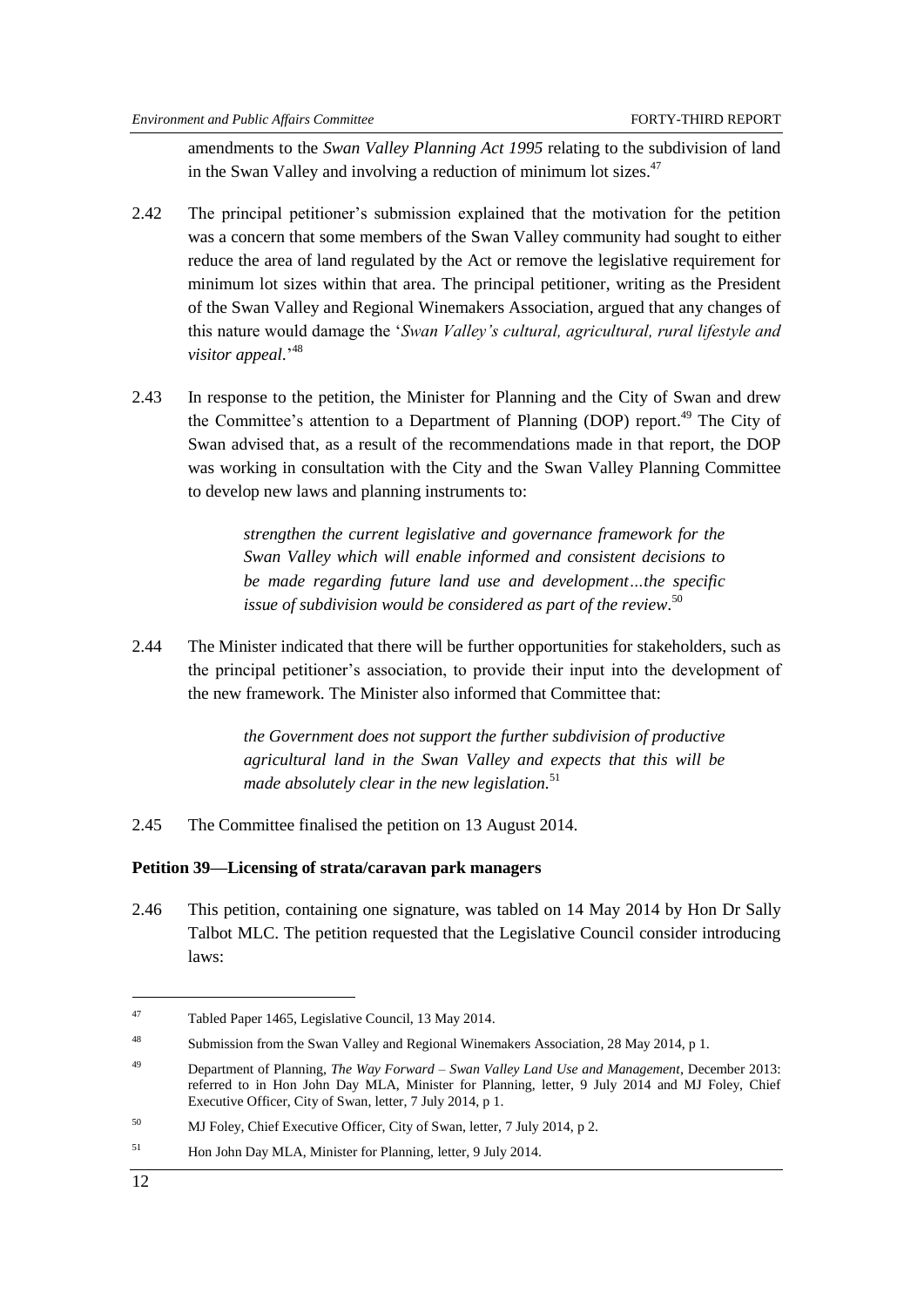amendments to the *Swan Valley Planning Act 1995* relating to the subdivision of land in the Swan Valley and involving a reduction of minimum lot sizes.[47]

2.42 The principal petitioner's submission explained that the motivation for the petition was a concern that some members of the Swan Valley community had sought to either reduce the area of land regulated by the Act or remove the legislative requirement for minimum lot sizes within that area. The principal petitioner, writing as the President of the Swan Valley and Regional Winemakers Association, argued that any changes of this nature would damage the '*Swan Valley's cultural, agricultural, rural lifestyle and visitor appeal.*'[48]

2.43 In response to the petition, the Minister for Planning and the City of Swan and drew the Committee's attention to a Department of Planning (DOP) report.[49] The City of Swan advised that, as a result of the recommendations made in that report, the DOP was working in consultation with the City and the Swan Valley Planning Committee to develop new laws and planning instruments to:

> *strengthen the current legislative and governance framework for the Swan Valley which will enable informed and consistent decisions to be made regarding future land use and development…the specific issue of subdivision would be considered as part of the review.*[50]

2.44 The Minister indicated that there will be further opportunities for stakeholders, such as the principal petitioner's association, to provide their input into the development of the new framework. The Minister also informed that Committee that:

> *the Government does not support the further subdivision of productive agricultural land in the Swan Valley and expects that this will be made absolutely clear in the new legislation.*[51]

2.45 The Committee finalised the petition on 13 August 2014.

**Petition 39—Licensing of strata/caravan park managers**

2.46 This petition, containing one signature, was tabled on 14 May 2014 by Hon Dr Sally Talbot MLC. The petition requested that the Legislative Council consider introducing laws:

---

[47] Tabled Paper 1465, Legislative Council, 13 May 2014.

[48] Submission from the Swan Valley and Regional Winemakers Association, 28 May 2014, p 1.

[49] Department of Planning, *The Way Forward – Swan Valley Land Use and Management*, December 2013: referred to in Hon John Day MLA, Minister for Planning, letter, 9 July 2014 and MJ Foley, Chief Executive Officer, City of Swan, letter, 7 July 2014, p 1.

[50] MJ Foley, Chief Executive Officer, City of Swan, letter, 7 July 2014, p 2.

[51] Hon John Day MLA, Minister for Planning, letter, 9 July 2014.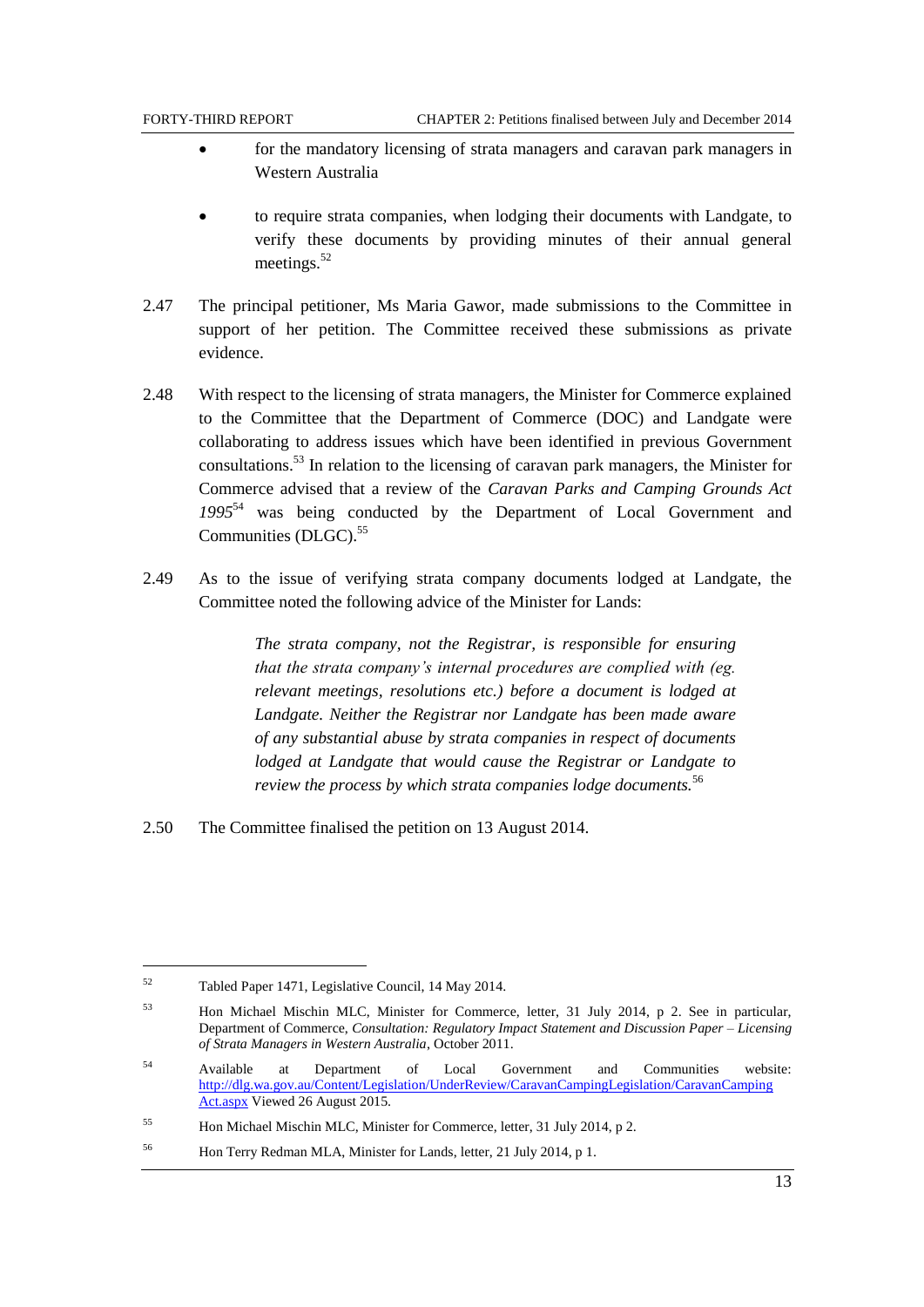- for the mandatory licensing of strata managers and caravan park managers in Western Australia
- to require strata companies, when lodging their documents with Landgate, to verify these documents by providing minutes of their annual general meetings.[52]

2.47 The principal petitioner, Ms Maria Gawor, made submissions to the Committee in support of her petition. The Committee received these submissions as private evidence.

2.48 With respect to the licensing of strata managers, the Minister for Commerce explained to the Committee that the Department of Commerce (DOC) and Landgate were collaborating to address issues which have been identified in previous Government consultations.[53] In relation to the licensing of caravan park managers, the Minister for Commerce advised that a review of the *Caravan Parks and Camping Grounds Act 1995*[54] was being conducted by the Department of Local Government and Communities (DLGC).[55]

2.49 As to the issue of verifying strata company documents lodged at Landgate, the Committee noted the following advice of the Minister for Lands:

> *The strata company, not the Registrar, is responsible for ensuring that the strata company's internal procedures are complied with (eg. relevant meetings, resolutions etc.) before a document is lodged at Landgate. Neither the Registrar nor Landgate has been made aware of any substantial abuse by strata companies in respect of documents lodged at Landgate that would cause the Registrar or Landgate to review the process by which strata companies lodge documents.*[56]

2.50 The Committee finalised the petition on 13 August 2014.

---

[52] Tabled Paper 1471, Legislative Council, 14 May 2014.

[53] Hon Michael Mischin MLC, Minister for Commerce, letter, 31 July 2014, p 2. See in particular, Department of Commerce, *Consultation: Regulatory Impact Statement and Discussion Paper – Licensing of Strata Managers in Western Australia*, October 2011.

[54] Available at Department of Local Government and Communities website: http://dlg.wa.gov.au/Content/Legislation/UnderReview/CaravanCampingLegislation/CaravanCampingAct.aspx Viewed 26 August 2015.

[55] Hon Michael Mischin MLC, Minister for Commerce, letter, 31 July 2014, p 2.

[56] Hon Terry Redman MLA, Minister for Lands, letter, 21 July 2014, p 1.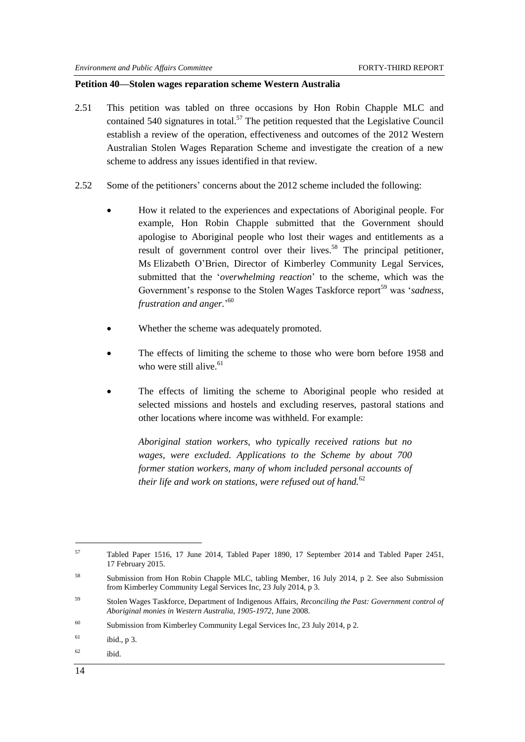**Petition 40—Stolen wages reparation scheme Western Australia**

2.51 This petition was tabled on three occasions by Hon Robin Chapple MLC and contained 540 signatures in total.[57] The petition requested that the Legislative Council establish a review of the operation, effectiveness and outcomes of the 2012 Western Australian Stolen Wages Reparation Scheme and investigate the creation of a new scheme to address any issues identified in that review.

2.52 Some of the petitioners' concerns about the 2012 scheme included the following:

- How it related to the experiences and expectations of Aboriginal people. For example, Hon Robin Chapple submitted that the Government should apologise to Aboriginal people who lost their wages and entitlements as a result of government control over their lives.[58] The principal petitioner, Ms Elizabeth O'Brien, Director of Kimberley Community Legal Services, submitted that the '*overwhelming reaction*' to the scheme, which was the Government's response to the Stolen Wages Taskforce report[59] was '*sadness, frustration and anger.*'[60]

- Whether the scheme was adequately promoted.

- The effects of limiting the scheme to those who were born before 1958 and who were still alive.[61]

- The effects of limiting the scheme to Aboriginal people who resided at selected missions and hostels and excluding reserves, pastoral stations and other locations where income was withheld. For example:

  > *Aboriginal station workers, who typically received rations but no wages, were excluded. Applications to the Scheme by about 700 former station workers, many of whom included personal accounts of their life and work on stations, were refused out of hand.*[62]

---

[57] Tabled Paper 1516, 17 June 2014, Tabled Paper 1890, 17 September 2014 and Tabled Paper 2451, 17 February 2015.

[58] Submission from Hon Robin Chapple MLC, tabling Member, 16 July 2014, p 2. See also Submission from Kimberley Community Legal Services Inc, 23 July 2014, p 3.

[59] Stolen Wages Taskforce, Department of Indigenous Affairs, *Reconciling the Past: Government control of Aboriginal monies in Western Australia, 1905-1972*, June 2008.

[60] Submission from Kimberley Community Legal Services Inc, 23 July 2014, p 2.

[61] ibid., p 3.

[62] ibid.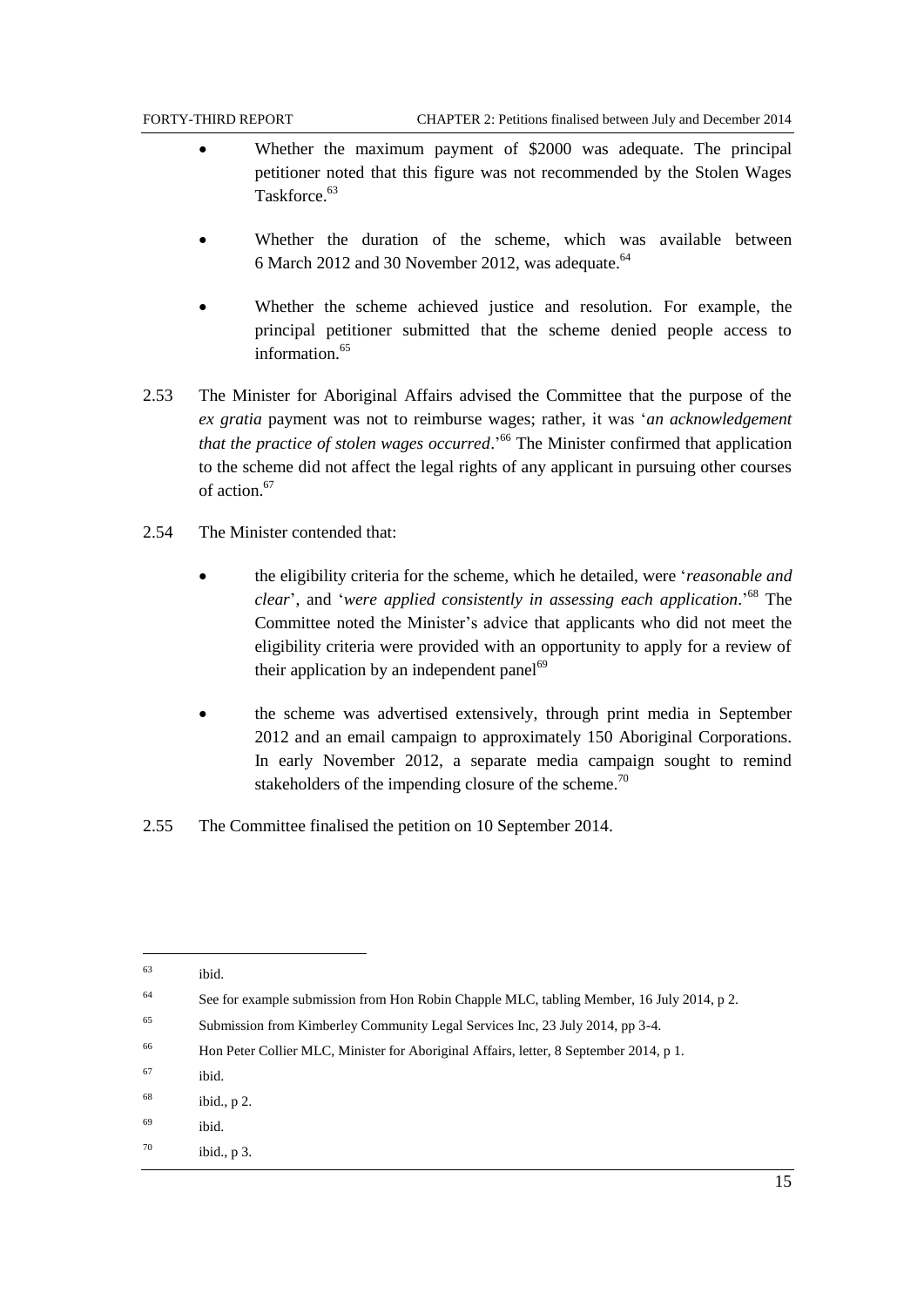- Whether the maximum payment of $2000 was adequate. The principal petitioner noted that this figure was not recommended by the Stolen Wages Taskforce.[63]

- Whether the duration of the scheme, which was available between 6 March 2012 and 30 November 2012, was adequate.[64]

- Whether the scheme achieved justice and resolution. For example, the principal petitioner submitted that the scheme denied people access to information.[65]

2.53 The Minister for Aboriginal Affairs advised the Committee that the purpose of the *ex gratia* payment was not to reimburse wages; rather, it was '*an acknowledgement that the practice of stolen wages occurred*.'[66] The Minister confirmed that application to the scheme did not affect the legal rights of any applicant in pursuing other courses of action.[67]

2.54 The Minister contended that:

- the eligibility criteria for the scheme, which he detailed, were '*reasonable and clear*', and '*were applied consistently in assessing each application*.'[68] The Committee noted the Minister's advice that applicants who did not meet the eligibility criteria were provided with an opportunity to apply for a review of their application by an independent panel[69]

- the scheme was advertised extensively, through print media in September 2012 and an email campaign to approximately 150 Aboriginal Corporations. In early November 2012, a separate media campaign sought to remind stakeholders of the impending closure of the scheme.[70]

2.55 The Committee finalised the petition on 10 September 2014.

---

[63] ibid.

[64] See for example submission from Hon Robin Chapple MLC, tabling Member, 16 July 2014, p 2.

[65] Submission from Kimberley Community Legal Services Inc, 23 July 2014, pp 3-4.

[66] Hon Peter Collier MLC, Minister for Aboriginal Affairs, letter, 8 September 2014, p 1.

[67] ibid.

[68] ibid., p 2.

[69] ibid.

[70] ibid., p 3.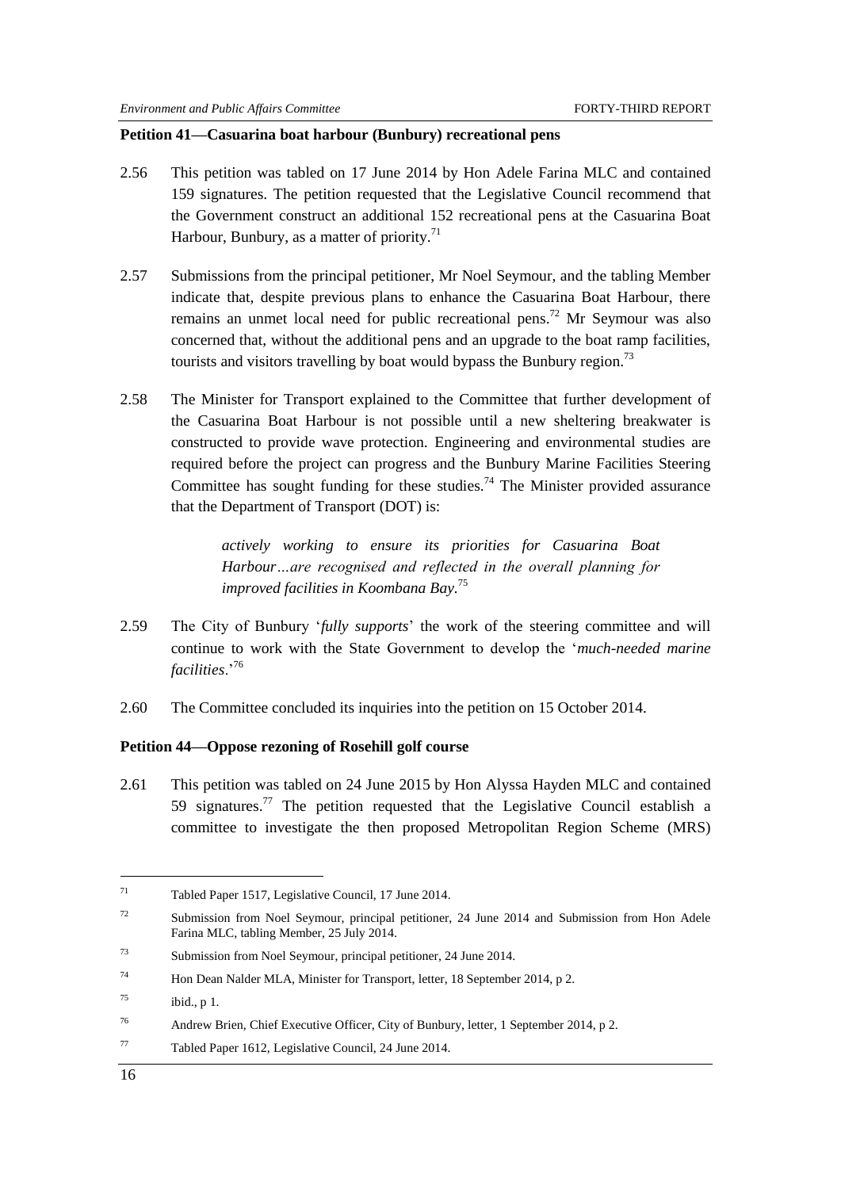**Petition 41—Casuarina boat harbour (Bunbury) recreational pens**

2.56 This petition was tabled on 17 June 2014 by Hon Adele Farina MLC and contained 159 signatures. The petition requested that the Legislative Council recommend that the Government construct an additional 152 recreational pens at the Casuarina Boat Harbour, Bunbury, as a matter of priority.[71]

2.57 Submissions from the principal petitioner, Mr Noel Seymour, and the tabling Member indicate that, despite previous plans to enhance the Casuarina Boat Harbour, there remains an unmet local need for public recreational pens.[72] Mr Seymour was also concerned that, without the additional pens and an upgrade to the boat ramp facilities, tourists and visitors travelling by boat would bypass the Bunbury region.[73]

2.58 The Minister for Transport explained to the Committee that further development of the Casuarina Boat Harbour is not possible until a new sheltering breakwater is constructed to provide wave protection. Engineering and environmental studies are required before the project can progress and the Bunbury Marine Facilities Steering Committee has sought funding for these studies.[74] The Minister provided assurance that the Department of Transport (DOT) is:

> *actively working to ensure its priorities for Casuarina Boat Harbour…are recognised and reflected in the overall planning for improved facilities in Koombana Bay.*[75]

2.59 The City of Bunbury '*fully supports*' the work of the steering committee and will continue to work with the State Government to develop the '*much-needed marine facilities*.'[76]

2.60 The Committee concluded its inquiries into the petition on 15 October 2014.

**Petition 44—Oppose rezoning of Rosehill golf course**

2.61 This petition was tabled on 24 June 2015 by Hon Alyssa Hayden MLC and contained 59 signatures.[77] The petition requested that the Legislative Council establish a committee to investigate the then proposed Metropolitan Region Scheme (MRS)

---

[71] Tabled Paper 1517, Legislative Council, 17 June 2014.

[72] Submission from Noel Seymour, principal petitioner, 24 June 2014 and Submission from Hon Adele Farina MLC, tabling Member, 25 July 2014.

[73] Submission from Noel Seymour, principal petitioner, 24 June 2014.

[74] Hon Dean Nalder MLA, Minister for Transport, letter, 18 September 2014, p 2.

[75] ibid., p 1.

[76] Andrew Brien, Chief Executive Officer, City of Bunbury, letter, 1 September 2014, p 2.

[77] Tabled Paper 1612, Legislative Council, 24 June 2014.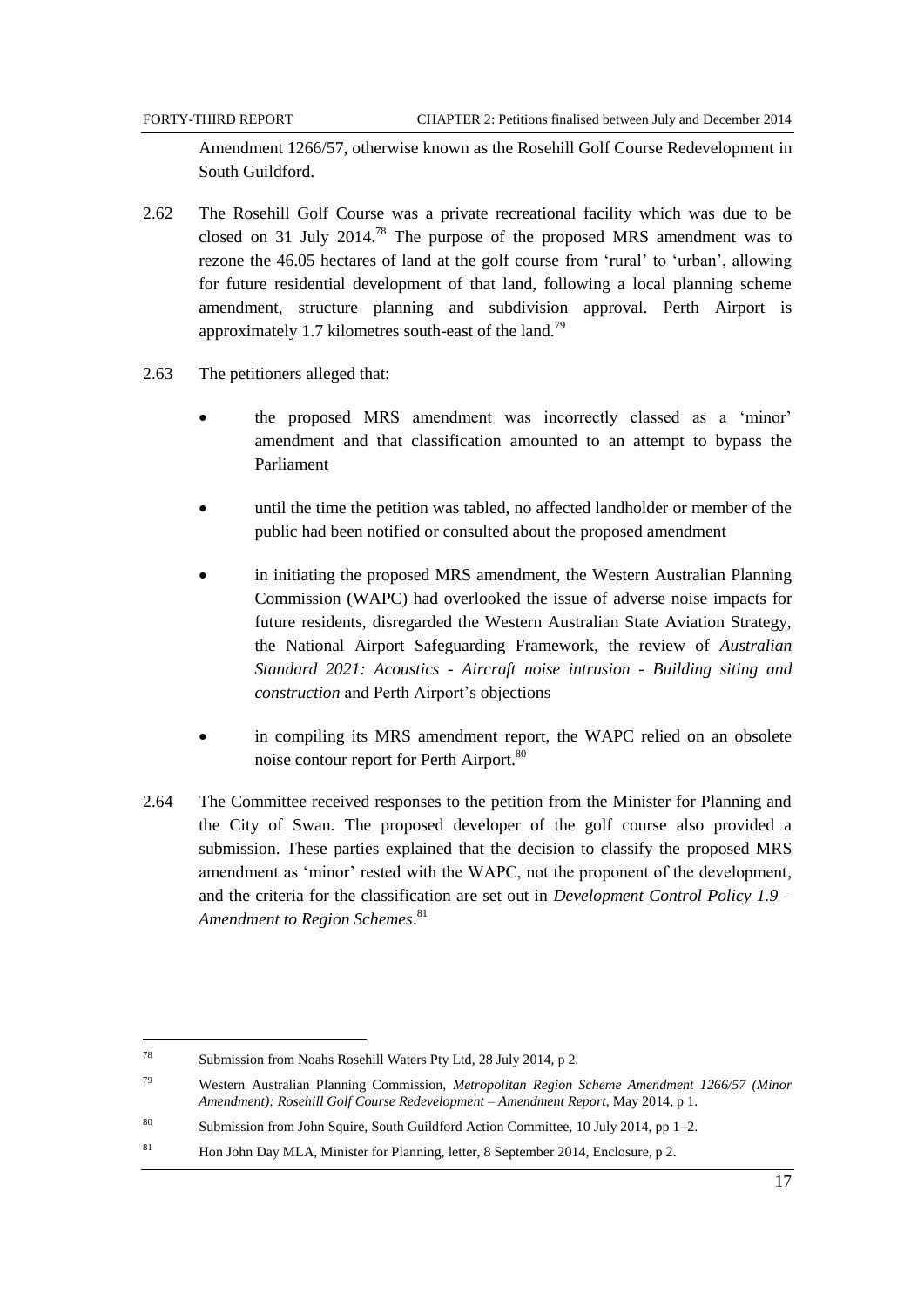Amendment 1266/57, otherwise known as the Rosehill Golf Course Redevelopment in South Guildford.

2.62 The Rosehill Golf Course was a private recreational facility which was due to be closed on 31 July 2014.[78] The purpose of the proposed MRS amendment was to rezone the 46.05 hectares of land at the golf course from 'rural' to 'urban', allowing for future residential development of that land, following a local planning scheme amendment, structure planning and subdivision approval. Perth Airport is approximately 1.7 kilometres south-east of the land.[79]

2.63 The petitioners alleged that:

- the proposed MRS amendment was incorrectly classed as a 'minor' amendment and that classification amounted to an attempt to bypass the Parliament
- until the time the petition was tabled, no affected landholder or member of the public had been notified or consulted about the proposed amendment
- in initiating the proposed MRS amendment, the Western Australian Planning Commission (WAPC) had overlooked the issue of adverse noise impacts for future residents, disregarded the Western Australian State Aviation Strategy, the National Airport Safeguarding Framework, the review of *Australian Standard 2021: Acoustics - Aircraft noise intrusion - Building siting and construction* and Perth Airport's objections
- in compiling its MRS amendment report, the WAPC relied on an obsolete noise contour report for Perth Airport.[80]

2.64 The Committee received responses to the petition from the Minister for Planning and the City of Swan. The proposed developer of the golf course also provided a submission. These parties explained that the decision to classify the proposed MRS amendment as 'minor' rested with the WAPC, not the proponent of the development, and the criteria for the classification are set out in *Development Control Policy 1.9 – Amendment to Region Schemes*.[81]

---

78 Submission from Noahs Rosehill Waters Pty Ltd, 28 July 2014, p 2.

79 Western Australian Planning Commission, *Metropolitan Region Scheme Amendment 1266/57 (Minor Amendment): Rosehill Golf Course Redevelopment – Amendment Report*, May 2014, p 1.

80 Submission from John Squire, South Guildford Action Committee, 10 July 2014, pp 1–2.

81 Hon John Day MLA, Minister for Planning, letter, 8 September 2014, Enclosure, p 2.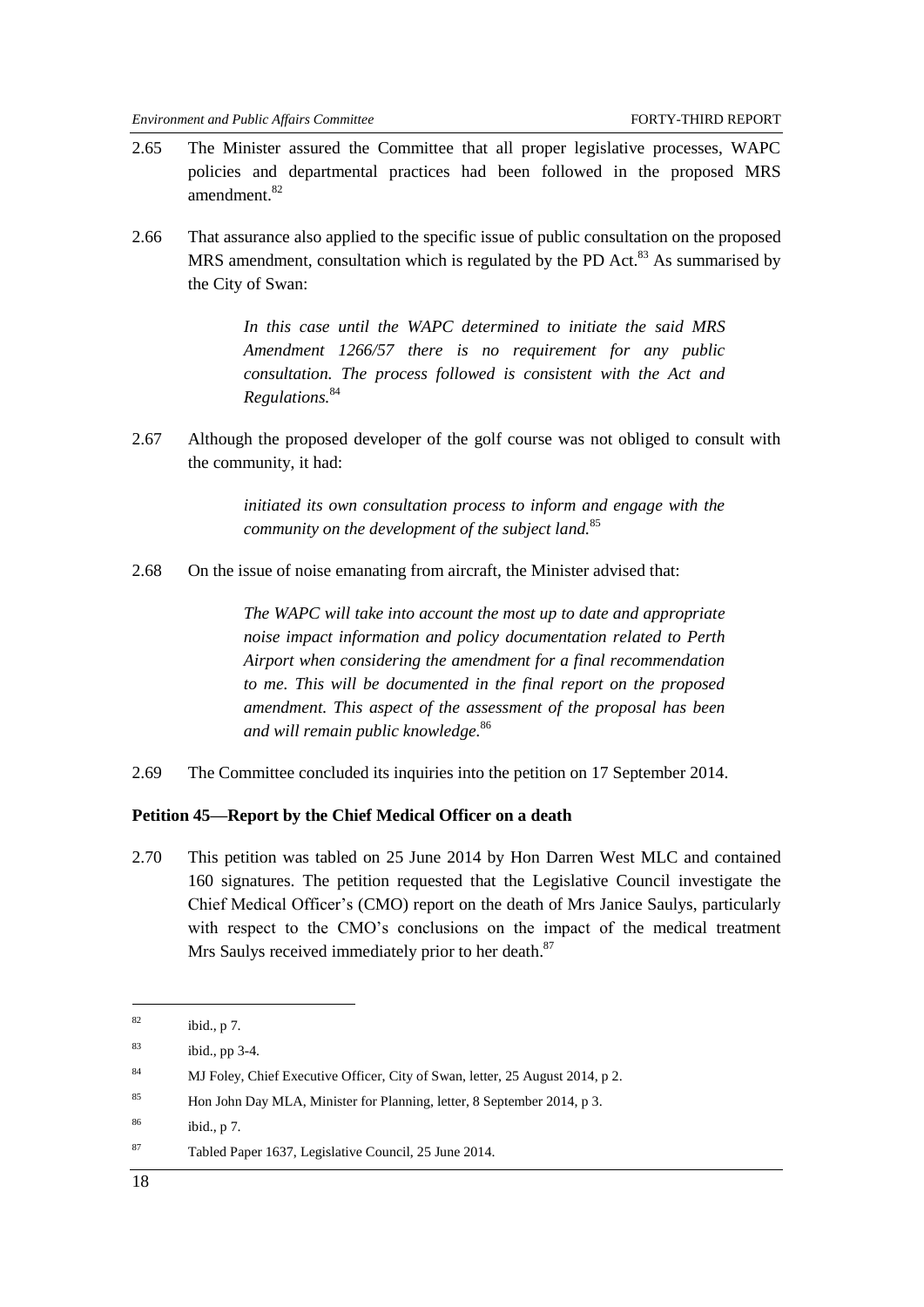2.65 The Minister assured the Committee that all proper legislative processes, WAPC policies and departmental practices had been followed in the proposed MRS amendment.[82]

2.66 That assurance also applied to the specific issue of public consultation on the proposed MRS amendment, consultation which is regulated by the PD Act.[83] As summarised by the City of Swan:

> *In this case until the WAPC determined to initiate the said MRS Amendment 1266/57 there is no requirement for any public consultation. The process followed is consistent with the Act and Regulations.*[84]

2.67 Although the proposed developer of the golf course was not obliged to consult with the community, it had:

> *initiated its own consultation process to inform and engage with the community on the development of the subject land.*[85]

2.68 On the issue of noise emanating from aircraft, the Minister advised that:

> *The WAPC will take into account the most up to date and appropriate noise impact information and policy documentation related to Perth Airport when considering the amendment for a final recommendation to me. This will be documented in the final report on the proposed amendment. This aspect of the assessment of the proposal has been and will remain public knowledge.*[86]

2.69 The Committee concluded its inquiries into the petition on 17 September 2014.

**Petition 45—Report by the Chief Medical Officer on a death**

2.70 This petition was tabled on 25 June 2014 by Hon Darren West MLC and contained 160 signatures. The petition requested that the Legislative Council investigate the Chief Medical Officer's (CMO) report on the death of Mrs Janice Saulys, particularly with respect to the CMO's conclusions on the impact of the medical treatment Mrs Saulys received immediately prior to her death.[87]

---

[82] ibid., p 7.

[83] ibid., pp 3-4.

[84] MJ Foley, Chief Executive Officer, City of Swan, letter, 25 August 2014, p 2.

[85] Hon John Day MLA, Minister for Planning, letter, 8 September 2014, p 3.

[86] ibid., p 7.

[87] Tabled Paper 1637, Legislative Council, 25 June 2014.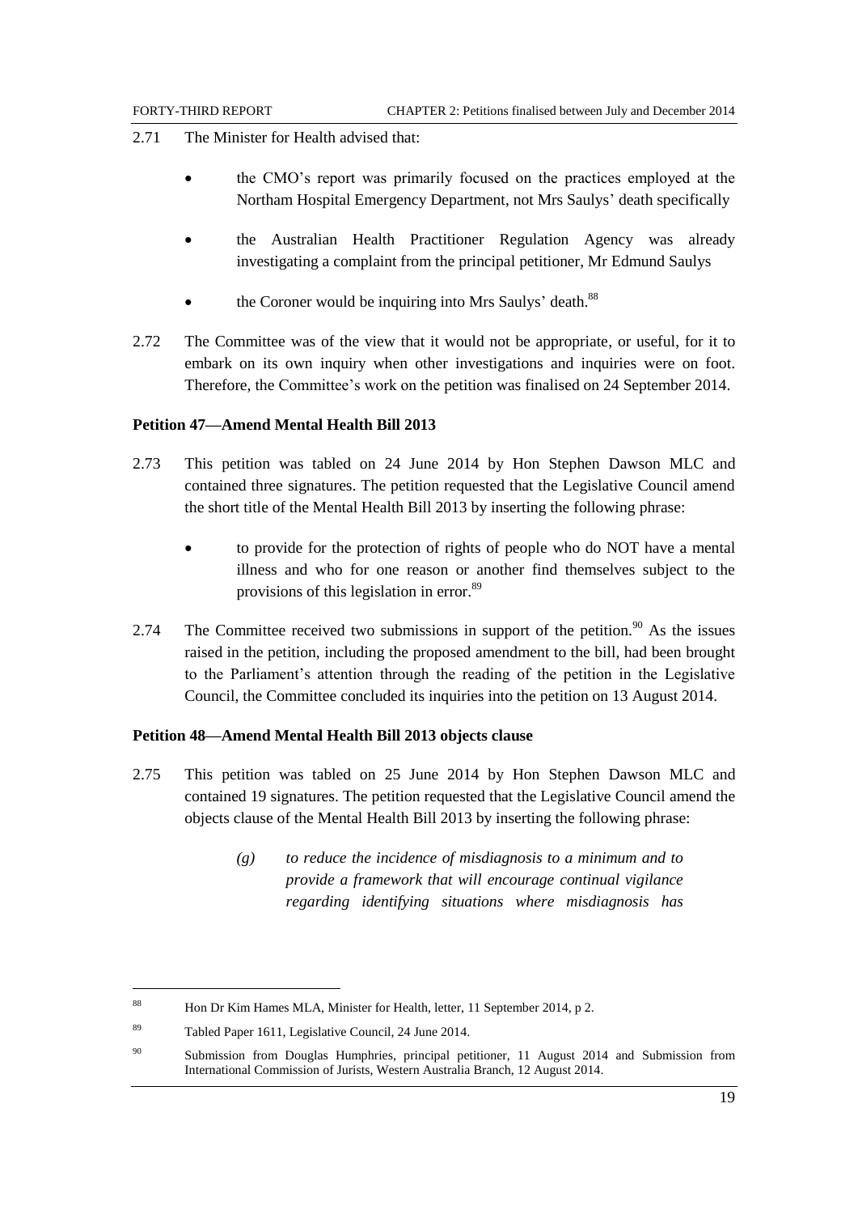2.71 The Minister for Health advised that:

- the CMO's report was primarily focused on the practices employed at the Northam Hospital Emergency Department, not Mrs Saulys' death specifically
- the Australian Health Practitioner Regulation Agency was already investigating a complaint from the principal petitioner, Mr Edmund Saulys
- the Coroner would be inquiring into Mrs Saulys' death.[88]

2.72 The Committee was of the view that it would not be appropriate, or useful, for it to embark on its own inquiry when other investigations and inquiries were on foot. Therefore, the Committee's work on the petition was finalised on 24 September 2014.

### Petition 47—Amend Mental Health Bill 2013

2.73 This petition was tabled on 24 June 2014 by Hon Stephen Dawson MLC and contained three signatures. The petition requested that the Legislative Council amend the short title of the Mental Health Bill 2013 by inserting the following phrase:

- to provide for the protection of rights of people who do NOT have a mental illness and who for one reason or another find themselves subject to the provisions of this legislation in error.[89]

2.74 The Committee received two submissions in support of the petition.[90] As the issues raised in the petition, including the proposed amendment to the bill, had been brought to the Parliament's attention through the reading of the petition in the Legislative Council, the Committee concluded its inquiries into the petition on 13 August 2014.

### Petition 48—Amend Mental Health Bill 2013 objects clause

2.75 This petition was tabled on 25 June 2014 by Hon Stephen Dawson MLC and contained 19 signatures. The petition requested that the Legislative Council amend the objects clause of the Mental Health Bill 2013 by inserting the following phrase:

> *(g) to reduce the incidence of misdiagnosis to a minimum and to provide a framework that will encourage continual vigilance regarding identifying situations where misdiagnosis has*

---

[88] Hon Dr Kim Hames MLA, Minister for Health, letter, 11 September 2014, p 2.

[89] Tabled Paper 1611, Legislative Council, 24 June 2014.

[90] Submission from Douglas Humphries, principal petitioner, 11 August 2014 and Submission from International Commission of Jurists, Western Australia Branch, 12 August 2014.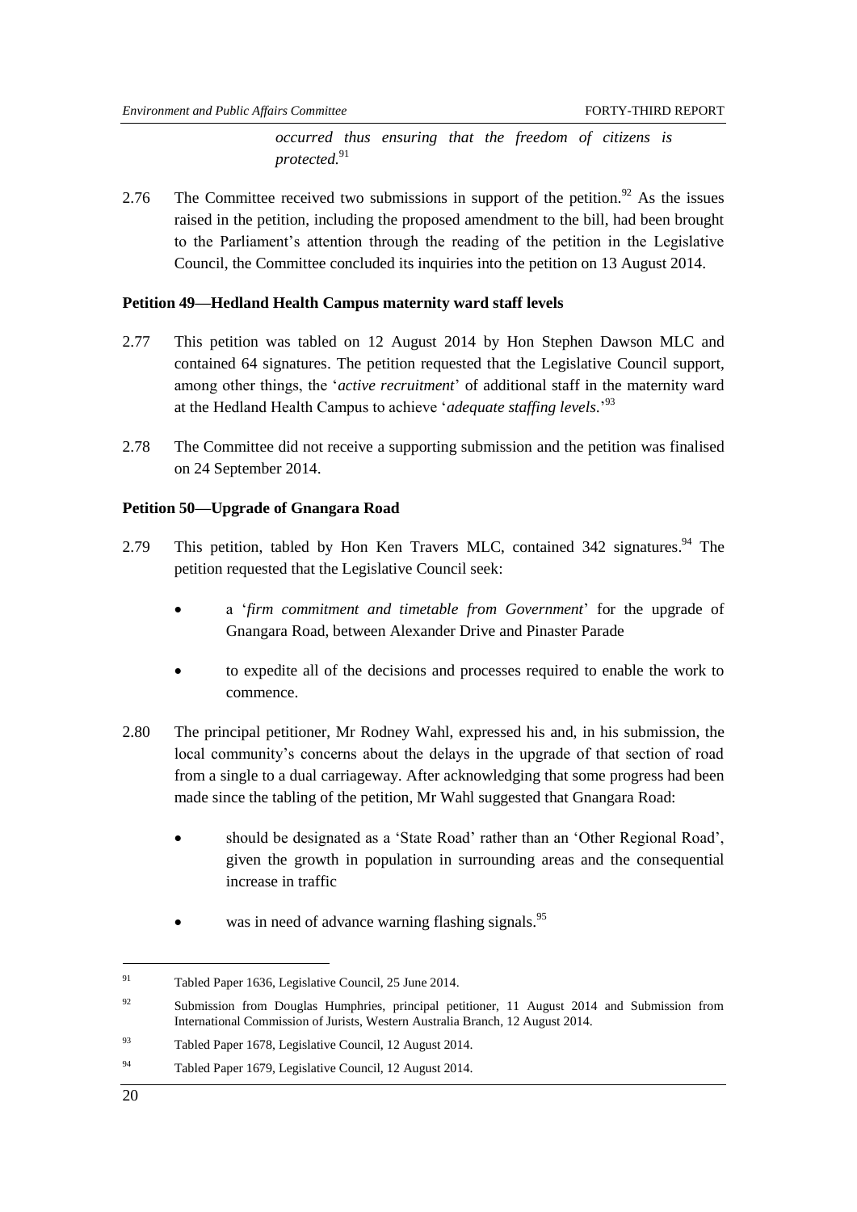> *occurred thus ensuring that the freedom of citizens is protected.*[91]

2.76 The Committee received two submissions in support of the petition.[92] As the issues raised in the petition, including the proposed amendment to the bill, had been brought to the Parliament's attention through the reading of the petition in the Legislative Council, the Committee concluded its inquiries into the petition on 13 August 2014.

**Petition 49—Hedland Health Campus maternity ward staff levels**

2.77 This petition was tabled on 12 August 2014 by Hon Stephen Dawson MLC and contained 64 signatures. The petition requested that the Legislative Council support, among other things, the '*active recruitment*' of additional staff in the maternity ward at the Hedland Health Campus to achieve '*adequate staffing levels*.'[93]

2.78 The Committee did not receive a supporting submission and the petition was finalised on 24 September 2014.

**Petition 50—Upgrade of Gnangara Road**

2.79 This petition, tabled by Hon Ken Travers MLC, contained 342 signatures.[94] The petition requested that the Legislative Council seek:

- a '*firm commitment and timetable from Government*' for the upgrade of Gnangara Road, between Alexander Drive and Pinaster Parade
- to expedite all of the decisions and processes required to enable the work to commence.

2.80 The principal petitioner, Mr Rodney Wahl, expressed his and, in his submission, the local community's concerns about the delays in the upgrade of that section of road from a single to a dual carriageway. After acknowledging that some progress had been made since the tabling of the petition, Mr Wahl suggested that Gnangara Road:

- should be designated as a 'State Road' rather than an 'Other Regional Road', given the growth in population in surrounding areas and the consequential increase in traffic
- was in need of advance warning flashing signals.[95]

---

[91] Tabled Paper 1636, Legislative Council, 25 June 2014.

[92] Submission from Douglas Humphries, principal petitioner, 11 August 2014 and Submission from International Commission of Jurists, Western Australia Branch, 12 August 2014.

[93] Tabled Paper 1678, Legislative Council, 12 August 2014.

[94] Tabled Paper 1679, Legislative Council, 12 August 2014.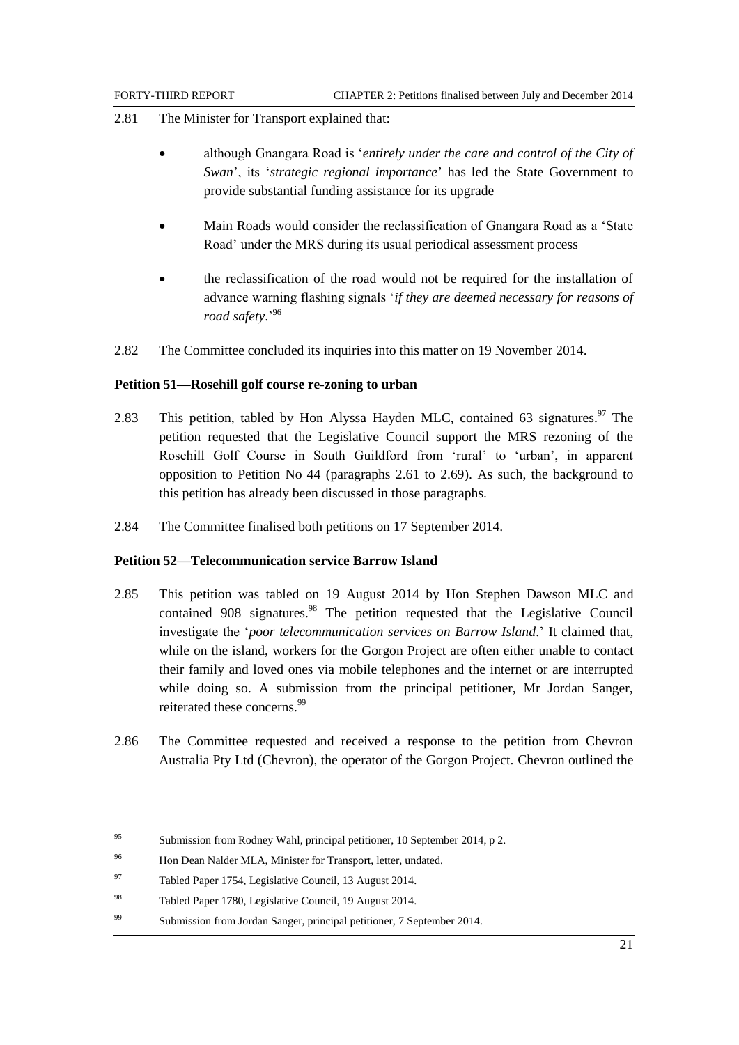2.81 The Minister for Transport explained that:

- although Gnangara Road is '*entirely under the care and control of the City of Swan*', its '*strategic regional importance*' has led the State Government to provide substantial funding assistance for its upgrade
- Main Roads would consider the reclassification of Gnangara Road as a 'State Road' under the MRS during its usual periodical assessment process
- the reclassification of the road would not be required for the installation of advance warning flashing signals '*if they are deemed necessary for reasons of road safety*.'[96]

2.82 The Committee concluded its inquiries into this matter on 19 November 2014.

**Petition 51—Rosehill golf course re-zoning to urban**

2.83 This petition, tabled by Hon Alyssa Hayden MLC, contained 63 signatures.[97] The petition requested that the Legislative Council support the MRS rezoning of the Rosehill Golf Course in South Guildford from 'rural' to 'urban', in apparent opposition to Petition No 44 (paragraphs 2.61 to 2.69). As such, the background to this petition has already been discussed in those paragraphs.

2.84 The Committee finalised both petitions on 17 September 2014.

**Petition 52—Telecommunication service Barrow Island**

2.85 This petition was tabled on 19 August 2014 by Hon Stephen Dawson MLC and contained 908 signatures.[98] The petition requested that the Legislative Council investigate the '*poor telecommunication services on Barrow Island*.' It claimed that, while on the island, workers for the Gorgon Project are often either unable to contact their family and loved ones via mobile telephones and the internet or are interrupted while doing so. A submission from the principal petitioner, Mr Jordan Sanger, reiterated these concerns.[99]

2.86 The Committee requested and received a response to the petition from Chevron Australia Pty Ltd (Chevron), the operator of the Gorgon Project. Chevron outlined the

---

95 Submission from Rodney Wahl, principal petitioner, 10 September 2014, p 2.

96 Hon Dean Nalder MLA, Minister for Transport, letter, undated.

97 Tabled Paper 1754, Legislative Council, 13 August 2014.

98 Tabled Paper 1780, Legislative Council, 19 August 2014.

99 Submission from Jordan Sanger, principal petitioner, 7 September 2014.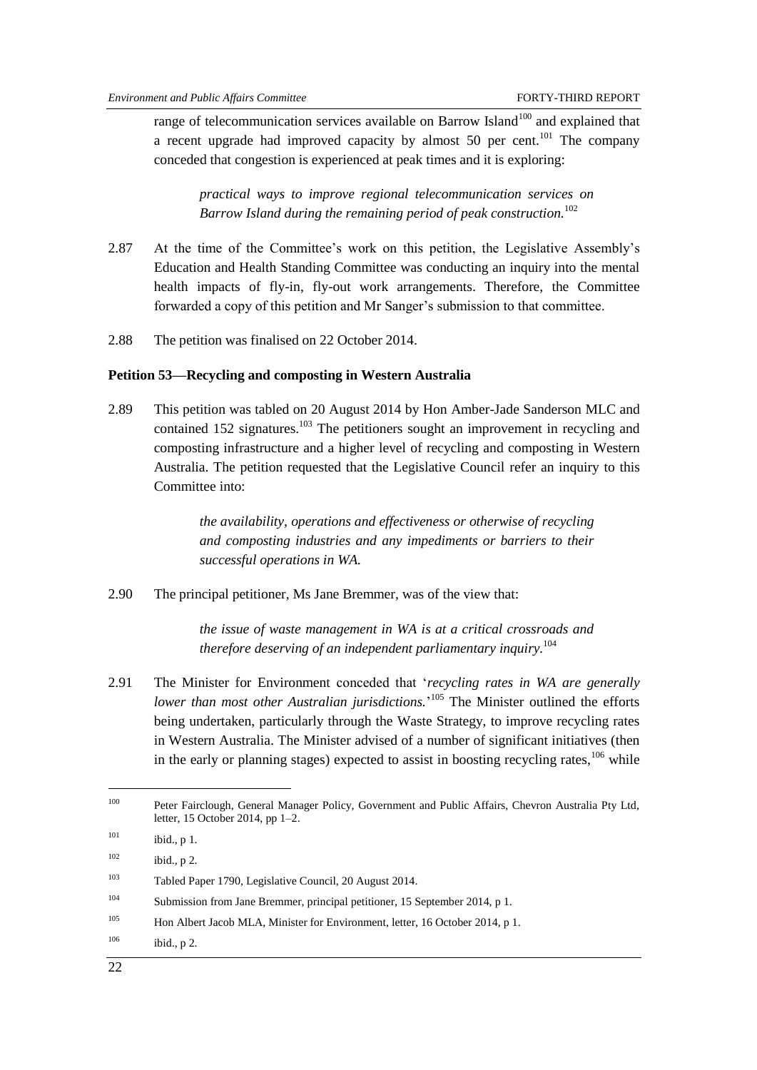range of telecommunication services available on Barrow Island[100] and explained that a recent upgrade had improved capacity by almost 50 per cent.[101] The company conceded that congestion is experienced at peak times and it is exploring:

> *practical ways to improve regional telecommunication services on Barrow Island during the remaining period of peak construction.*[102]

2.87 At the time of the Committee's work on this petition, the Legislative Assembly's Education and Health Standing Committee was conducting an inquiry into the mental health impacts of fly-in, fly-out work arrangements. Therefore, the Committee forwarded a copy of this petition and Mr Sanger's submission to that committee.

2.88 The petition was finalised on 22 October 2014.

**Petition 53—Recycling and composting in Western Australia**

2.89 This petition was tabled on 20 August 2014 by Hon Amber-Jade Sanderson MLC and contained 152 signatures.[103] The petitioners sought an improvement in recycling and composting infrastructure and a higher level of recycling and composting in Western Australia. The petition requested that the Legislative Council refer an inquiry to this Committee into:

> *the availability, operations and effectiveness or otherwise of recycling and composting industries and any impediments or barriers to their successful operations in WA.*

2.90 The principal petitioner, Ms Jane Bremmer, was of the view that:

> *the issue of waste management in WA is at a critical crossroads and therefore deserving of an independent parliamentary inquiry.*[104]

2.91 The Minister for Environment conceded that '*recycling rates in WA are generally lower than most other Australian jurisdictions.*'[105] The Minister outlined the efforts being undertaken, particularly through the Waste Strategy, to improve recycling rates in Western Australia. The Minister advised of a number of significant initiatives (then in the early or planning stages) expected to assist in boosting recycling rates,[106] while

---

[100] Peter Fairclough, General Manager Policy, Government and Public Affairs, Chevron Australia Pty Ltd, letter, 15 October 2014, pp 1–2.

[101] ibid., p 1.

[102] ibid., p 2.

[103] Tabled Paper 1790, Legislative Council, 20 August 2014.

[104] Submission from Jane Bremmer, principal petitioner, 15 September 2014, p 1.

[105] Hon Albert Jacob MLA, Minister for Environment, letter, 16 October 2014, p 1.

[106] ibid., p 2.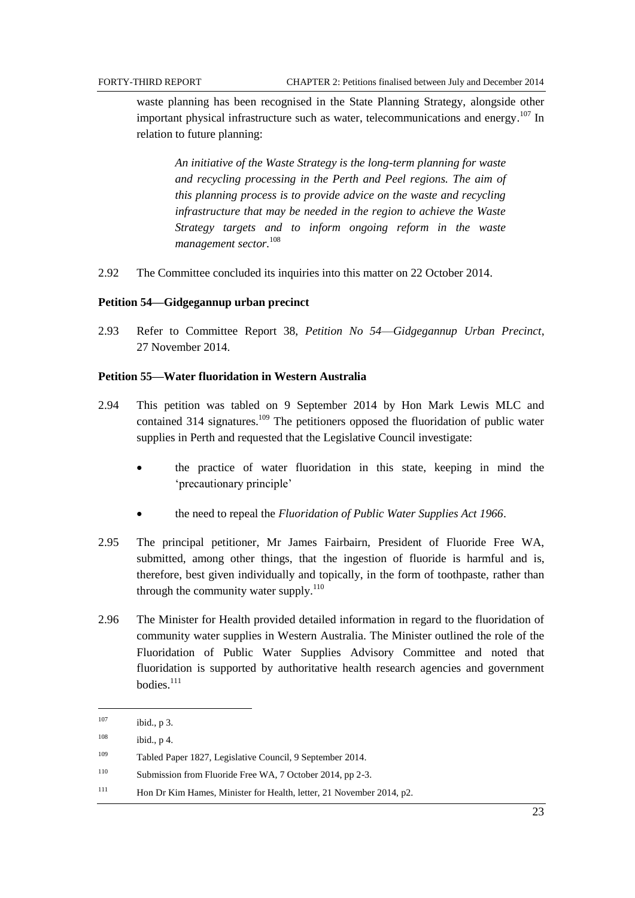waste planning has been recognised in the State Planning Strategy, alongside other important physical infrastructure such as water, telecommunications and energy.[107] In relation to future planning:

> *An initiative of the Waste Strategy is the long-term planning for waste and recycling processing in the Perth and Peel regions. The aim of this planning process is to provide advice on the waste and recycling infrastructure that may be needed in the region to achieve the Waste Strategy targets and to inform ongoing reform in the waste management sector.*[108]

2.92 The Committee concluded its inquiries into this matter on 22 October 2014.

**Petition 54—Gidgegannup urban precinct**

2.93 Refer to Committee Report 38, *Petition No 54—Gidgegannup Urban Precinct*, 27 November 2014.

**Petition 55—Water fluoridation in Western Australia**

2.94 This petition was tabled on 9 September 2014 by Hon Mark Lewis MLC and contained 314 signatures.[109] The petitioners opposed the fluoridation of public water supplies in Perth and requested that the Legislative Council investigate:

- the practice of water fluoridation in this state, keeping in mind the 'precautionary principle'
- the need to repeal the *Fluoridation of Public Water Supplies Act 1966*.

2.95 The principal petitioner, Mr James Fairbairn, President of Fluoride Free WA, submitted, among other things, that the ingestion of fluoride is harmful and is, therefore, best given individually and topically, in the form of toothpaste, rather than through the community water supply.[110]

2.96 The Minister for Health provided detailed information in regard to the fluoridation of community water supplies in Western Australia. The Minister outlined the role of the Fluoridation of Public Water Supplies Advisory Committee and noted that fluoridation is supported by authoritative health research agencies and government bodies.[111]

---

107 ibid., p 3.

108 ibid., p 4.

109 Tabled Paper 1827, Legislative Council, 9 September 2014.

110 Submission from Fluoride Free WA, 7 October 2014, pp 2-3.

111 Hon Dr Kim Hames, Minister for Health, letter, 21 November 2014, p2.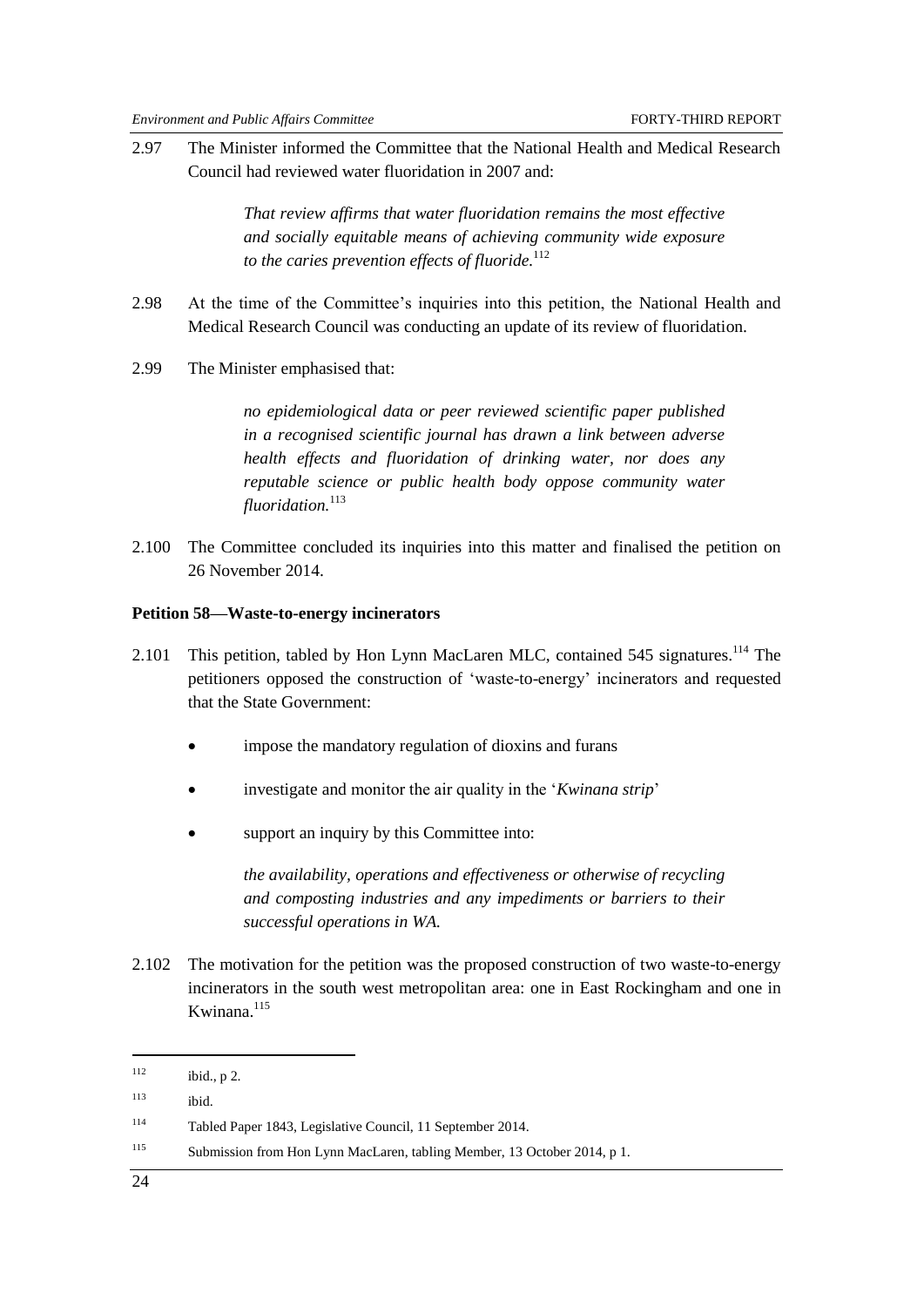2.97 The Minister informed the Committee that the National Health and Medical Research Council had reviewed water fluoridation in 2007 and:

> *That review affirms that water fluoridation remains the most effective and socially equitable means of achieving community wide exposure to the caries prevention effects of fluoride.*[112]

2.98 At the time of the Committee's inquiries into this petition, the National Health and Medical Research Council was conducting an update of its review of fluoridation.

2.99 The Minister emphasised that:

> *no epidemiological data or peer reviewed scientific paper published in a recognised scientific journal has drawn a link between adverse health effects and fluoridation of drinking water, nor does any reputable science or public health body oppose community water fluoridation.*[113]

2.100 The Committee concluded its inquiries into this matter and finalised the petition on 26 November 2014.

**Petition 58—Waste-to-energy incinerators**

2.101 This petition, tabled by Hon Lynn MacLaren MLC, contained 545 signatures.[114] The petitioners opposed the construction of 'waste-to-energy' incinerators and requested that the State Government:

- impose the mandatory regulation of dioxins and furans
- investigate and monitor the air quality in the '*Kwinana strip*'
- support an inquiry by this Committee into:

> *the availability, operations and effectiveness or otherwise of recycling and composting industries and any impediments or barriers to their successful operations in WA.*

2.102 The motivation for the petition was the proposed construction of two waste-to-energy incinerators in the south west metropolitan area: one in East Rockingham and one in Kwinana.[115]

---

[112] ibid., p 2.

[113] ibid.

[114] Tabled Paper 1843, Legislative Council, 11 September 2014.

[115] Submission from Hon Lynn MacLaren, tabling Member, 13 October 2014, p 1.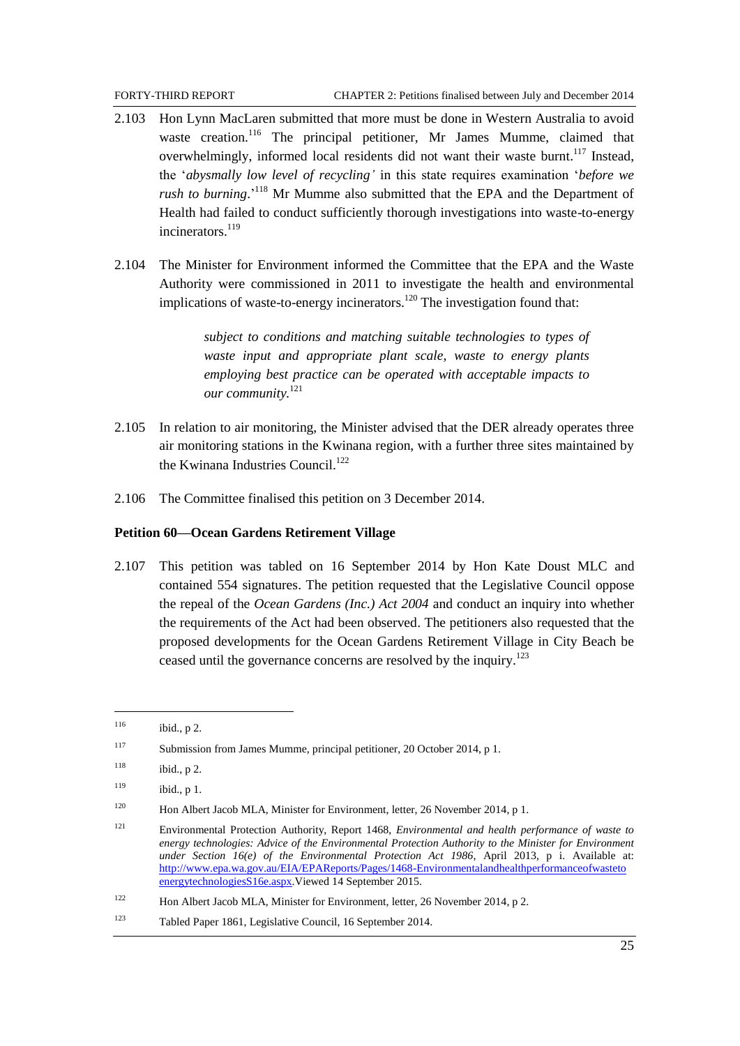2.103 Hon Lynn MacLaren submitted that more must be done in Western Australia to avoid waste creation.[116] The principal petitioner, Mr James Mumme, claimed that overwhelmingly, informed local residents did not want their waste burnt.[117] Instead, the '*abysmally low level of recycling'* in this state requires examination '*before we rush to burning*.'[118] Mr Mumme also submitted that the EPA and the Department of Health had failed to conduct sufficiently thorough investigations into waste-to-energy incinerators.[119]

2.104 The Minister for Environment informed the Committee that the EPA and the Waste Authority were commissioned in 2011 to investigate the health and environmental implications of waste-to-energy incinerators.[120] The investigation found that:

> *subject to conditions and matching suitable technologies to types of waste input and appropriate plant scale, waste to energy plants employing best practice can be operated with acceptable impacts to our community.*[121]

2.105 In relation to air monitoring, the Minister advised that the DER already operates three air monitoring stations in the Kwinana region, with a further three sites maintained by the Kwinana Industries Council.[122]

2.106 The Committee finalised this petition on 3 December 2014.

**Petition 60—Ocean Gardens Retirement Village**

2.107 This petition was tabled on 16 September 2014 by Hon Kate Doust MLC and contained 554 signatures. The petition requested that the Legislative Council oppose the repeal of the *Ocean Gardens (Inc.) Act 2004* and conduct an inquiry into whether the requirements of the Act had been observed. The petitioners also requested that the proposed developments for the Ocean Gardens Retirement Village in City Beach be ceased until the governance concerns are resolved by the inquiry.[123]

---

[116] ibid., p 2.

[117] Submission from James Mumme, principal petitioner, 20 October 2014, p 1.

[118] ibid., p 2.

[119] ibid., p 1.

[120] Hon Albert Jacob MLA, Minister for Environment, letter, 26 November 2014, p 1.

[121] Environmental Protection Authority, Report 1468, *Environmental and health performance of waste to energy technologies: Advice of the Environmental Protection Authority to the Minister for Environment under Section 16(e) of the Environmental Protection Act 1986*, April 2013, p i. Available at: http://www.epa.wa.gov.au/EIA/EPAReports/Pages/1468-EnvironmentalandhealthperformanceofwastetoenergytechnologiesS16e.aspx.Viewed 14 September 2015.

[122] Hon Albert Jacob MLA, Minister for Environment, letter, 26 November 2014, p 2.

[123] Tabled Paper 1861, Legislative Council, 16 September 2014.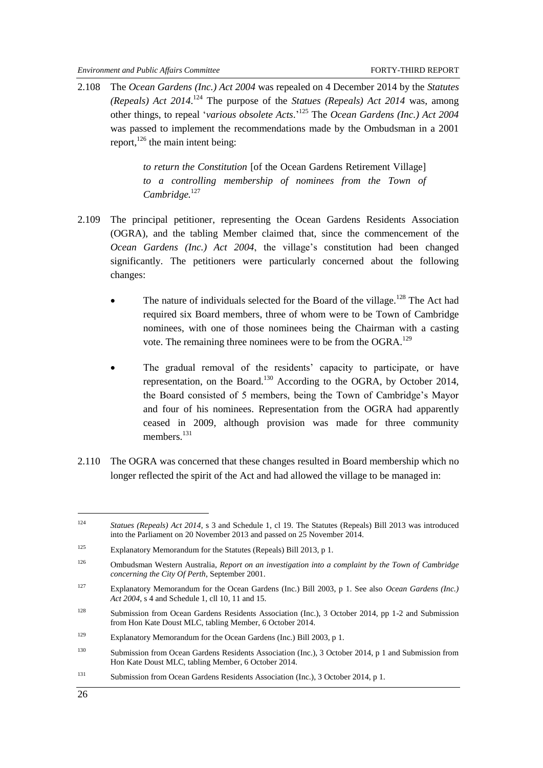2.108 The *Ocean Gardens (Inc.) Act 2004* was repealed on 4 December 2014 by the *Statutes (Repeals) Act 2014*.[124] The purpose of the *Statues (Repeals) Act 2014* was, among other things, to repeal '*various obsolete Acts*.'[125] The *Ocean Gardens (Inc.) Act 2004* was passed to implement the recommendations made by the Ombudsman in a 2001 report,[126] the main intent being:

> *to return the Constitution* [of the Ocean Gardens Retirement Village] *to a controlling membership of nominees from the Town of Cambridge.*[127]

2.109 The principal petitioner, representing the Ocean Gardens Residents Association (OGRA), and the tabling Member claimed that, since the commencement of the *Ocean Gardens (Inc.) Act 2004*, the village's constitution had been changed significantly. The petitioners were particularly concerned about the following changes:

- The nature of individuals selected for the Board of the village.[128] The Act had required six Board members, three of whom were to be Town of Cambridge nominees, with one of those nominees being the Chairman with a casting vote. The remaining three nominees were to be from the OGRA.[129]
- The gradual removal of the residents' capacity to participate, or have representation, on the Board.[130] According to the OGRA, by October 2014, the Board consisted of 5 members, being the Town of Cambridge's Mayor and four of his nominees. Representation from the OGRA had apparently ceased in 2009, although provision was made for three community members.[131]

2.110 The OGRA was concerned that these changes resulted in Board membership which no longer reflected the spirit of the Act and had allowed the village to be managed in:

---

[124] *Statues (Repeals) Act 2014*, s 3 and Schedule 1, cl 19. The Statutes (Repeals) Bill 2013 was introduced into the Parliament on 20 November 2013 and passed on 25 November 2014.

[125] Explanatory Memorandum for the Statutes (Repeals) Bill 2013, p 1.

[126] Ombudsman Western Australia, *Report on an investigation into a complaint by the Town of Cambridge concerning the City Of Perth*, September 2001.

[127] Explanatory Memorandum for the Ocean Gardens (Inc.) Bill 2003, p 1. See also *Ocean Gardens (Inc.) Act 2004*, s 4 and Schedule 1, cll 10, 11 and 15.

[128] Submission from Ocean Gardens Residents Association (Inc.), 3 October 2014, pp 1-2 and Submission from Hon Kate Doust MLC, tabling Member, 6 October 2014.

[129] Explanatory Memorandum for the Ocean Gardens (Inc.) Bill 2003, p 1.

[130] Submission from Ocean Gardens Residents Association (Inc.), 3 October 2014, p 1 and Submission from Hon Kate Doust MLC, tabling Member, 6 October 2014.

[131] Submission from Ocean Gardens Residents Association (Inc.), 3 October 2014, p 1.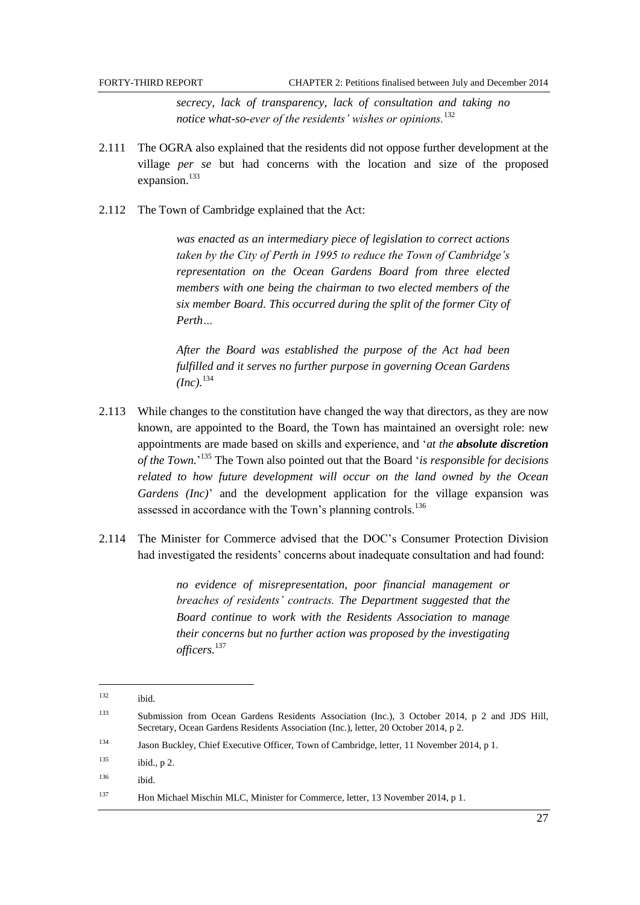> *secrecy, lack of transparency, lack of consultation and taking no notice what-so-ever of the residents' wishes or opinions.*[132]

2.111 The OGRA also explained that the residents did not oppose further development at the village *per se* but had concerns with the location and size of the proposed expansion.[133]

2.112 The Town of Cambridge explained that the Act:

> *was enacted as an intermediary piece of legislation to correct actions taken by the City of Perth in 1995 to reduce the Town of Cambridge's representation on the Ocean Gardens Board from three elected members with one being the chairman to two elected members of the six member Board. This occurred during the split of the former City of Perth…*
>
> *After the Board was established the purpose of the Act had been fulfilled and it serves no further purpose in governing Ocean Gardens (Inc).*[134]

2.113 While changes to the constitution have changed the way that directors, as they are now known, are appointed to the Board, the Town has maintained an oversight role: new appointments are made based on skills and experience, and '*at the **absolute discretion** of the Town.*'[135] The Town also pointed out that the Board '*is responsible for decisions related to how future development will occur on the land owned by the Ocean Gardens (Inc)*' and the development application for the village expansion was assessed in accordance with the Town's planning controls.[136]

2.114 The Minister for Commerce advised that the DOC's Consumer Protection Division had investigated the residents' concerns about inadequate consultation and had found:

> *no evidence of misrepresentation, poor financial management or breaches of residents' contracts. The Department suggested that the Board continue to work with the Residents Association to manage their concerns but no further action was proposed by the investigating officers.*[137]

---

[132] ibid.

[133] Submission from Ocean Gardens Residents Association (Inc.), 3 October 2014, p 2 and JDS Hill, Secretary, Ocean Gardens Residents Association (Inc.), letter, 20 October 2014, p 2.

[134] Jason Buckley, Chief Executive Officer, Town of Cambridge, letter, 11 November 2014, p 1.

[135] ibid., p 2.

[136] ibid.

[137] Hon Michael Mischin MLC, Minister for Commerce, letter, 13 November 2014, p 1.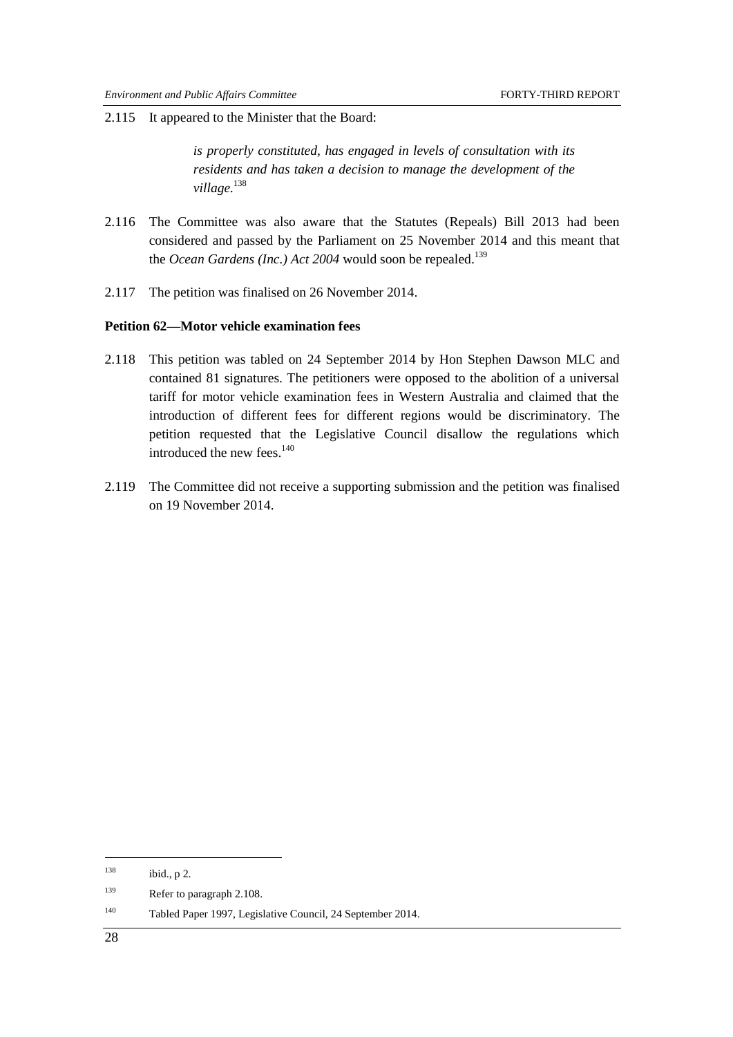2.115 It appeared to the Minister that the Board:

> *is properly constituted, has engaged in levels of consultation with its residents and has taken a decision to manage the development of the village.*[138]

2.116 The Committee was also aware that the Statutes (Repeals) Bill 2013 had been considered and passed by the Parliament on 25 November 2014 and this meant that the *Ocean Gardens (Inc.) Act 2004* would soon be repealed.[139]

2.117 The petition was finalised on 26 November 2014.

**Petition 62—Motor vehicle examination fees**

2.118 This petition was tabled on 24 September 2014 by Hon Stephen Dawson MLC and contained 81 signatures. The petitioners were opposed to the abolition of a universal tariff for motor vehicle examination fees in Western Australia and claimed that the introduction of different fees for different regions would be discriminatory. The petition requested that the Legislative Council disallow the regulations which introduced the new fees.[140]

2.119 The Committee did not receive a supporting submission and the petition was finalised on 19 November 2014.

---

[138] ibid., p 2.

[139] Refer to paragraph 2.108.

[140] Tabled Paper 1997, Legislative Council, 24 September 2014.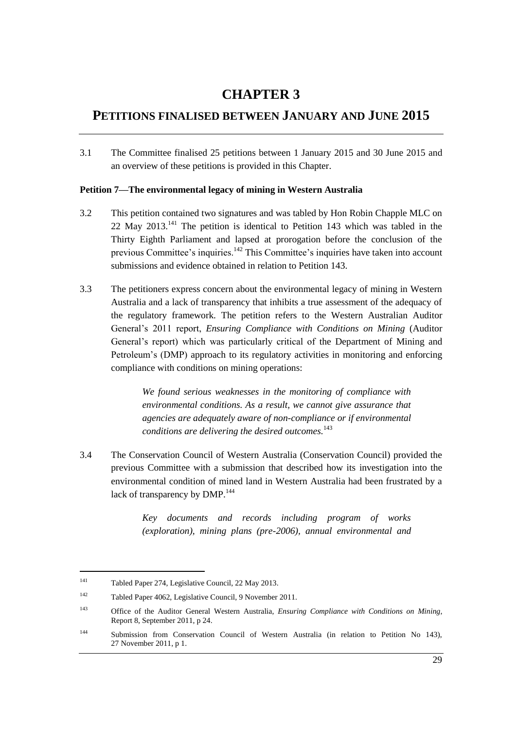# CHAPTER 3

## PETITIONS FINALISED BETWEEN JANUARY AND JUNE 2015

3.1 The Committee finalised 25 petitions between 1 January 2015 and 30 June 2015 and an overview of these petitions is provided in this Chapter.

**Petition 7—The environmental legacy of mining in Western Australia**

3.2 This petition contained two signatures and was tabled by Hon Robin Chapple MLC on 22 May 2013.[141] The petition is identical to Petition 143 which was tabled in the Thirty Eighth Parliament and lapsed at prorogation before the conclusion of the previous Committee's inquiries.[142] This Committee's inquiries have taken into account submissions and evidence obtained in relation to Petition 143.

3.3 The petitioners express concern about the environmental legacy of mining in Western Australia and a lack of transparency that inhibits a true assessment of the adequacy of the regulatory framework. The petition refers to the Western Australian Auditor General's 2011 report, *Ensuring Compliance with Conditions on Mining* (Auditor General's report) which was particularly critical of the Department of Mining and Petroleum's (DMP) approach to its regulatory activities in monitoring and enforcing compliance with conditions on mining operations:

> *We found serious weaknesses in the monitoring of compliance with environmental conditions. As a result, we cannot give assurance that agencies are adequately aware of non-compliance or if environmental conditions are delivering the desired outcomes.*[143]

3.4 The Conservation Council of Western Australia (Conservation Council) provided the previous Committee with a submission that described how its investigation into the environmental condition of mined land in Western Australia had been frustrated by a lack of transparency by DMP.[144]

> *Key documents and records including program of works (exploration), mining plans (pre-2006), annual environmental and*

---

[141] Tabled Paper 274, Legislative Council, 22 May 2013.

[142] Tabled Paper 4062, Legislative Council, 9 November 2011.

[143] Office of the Auditor General Western Australia, *Ensuring Compliance with Conditions on Mining*, Report 8, September 2011, p 24.

[144] Submission from Conservation Council of Western Australia (in relation to Petition No 143), 27 November 2011, p 1.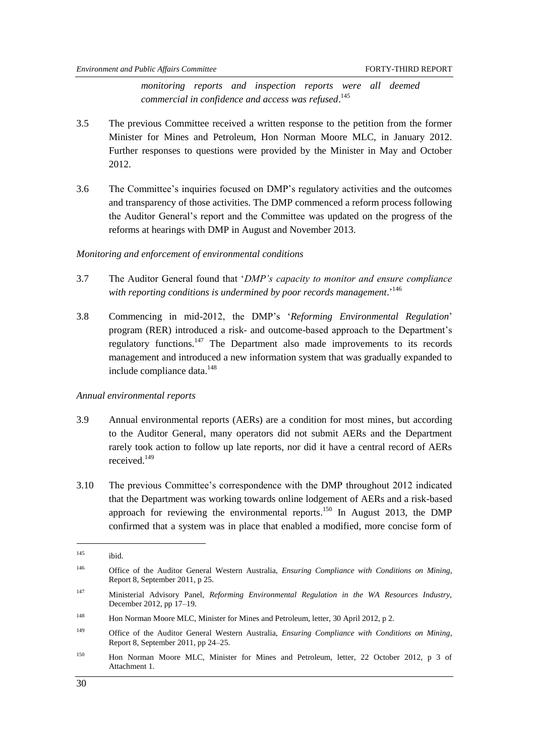*monitoring reports and inspection reports were all deemed commercial in confidence and access was refused*.[145]

3.5 The previous Committee received a written response to the petition from the former Minister for Mines and Petroleum, Hon Norman Moore MLC, in January 2012. Further responses to questions were provided by the Minister in May and October 2012.

3.6 The Committee's inquiries focused on DMP's regulatory activities and the outcomes and transparency of those activities. The DMP commenced a reform process following the Auditor General's report and the Committee was updated on the progress of the reforms at hearings with DMP in August and November 2013.

*Monitoring and enforcement of environmental conditions*

3.7 The Auditor General found that '*DMP's capacity to monitor and ensure compliance with reporting conditions is undermined by poor records management*.'[146]

3.8 Commencing in mid-2012, the DMP's '*Reforming Environmental Regulation*' program (RER) introduced a risk- and outcome-based approach to the Department's regulatory functions.[147] The Department also made improvements to its records management and introduced a new information system that was gradually expanded to include compliance data.[148]

*Annual environmental reports*

3.9 Annual environmental reports (AERs) are a condition for most mines, but according to the Auditor General, many operators did not submit AERs and the Department rarely took action to follow up late reports, nor did it have a central record of AERs received.[149]

3.10 The previous Committee's correspondence with the DMP throughout 2012 indicated that the Department was working towards online lodgement of AERs and a risk-based approach for reviewing the environmental reports.[150] In August 2013, the DMP confirmed that a system was in place that enabled a modified, more concise form of

---

145 ibid.

146 Office of the Auditor General Western Australia, *Ensuring Compliance with Conditions on Mining*, Report 8, September 2011, p 25.

147 Ministerial Advisory Panel, *Reforming Environmental Regulation in the WA Resources Industry*, December 2012, pp 17–19.

148 Hon Norman Moore MLC, Minister for Mines and Petroleum, letter, 30 April 2012, p 2.

149 Office of the Auditor General Western Australia, *Ensuring Compliance with Conditions on Mining*, Report 8, September 2011, pp 24–25.

150 Hon Norman Moore MLC, Minister for Mines and Petroleum, letter, 22 October 2012, p 3 of Attachment 1.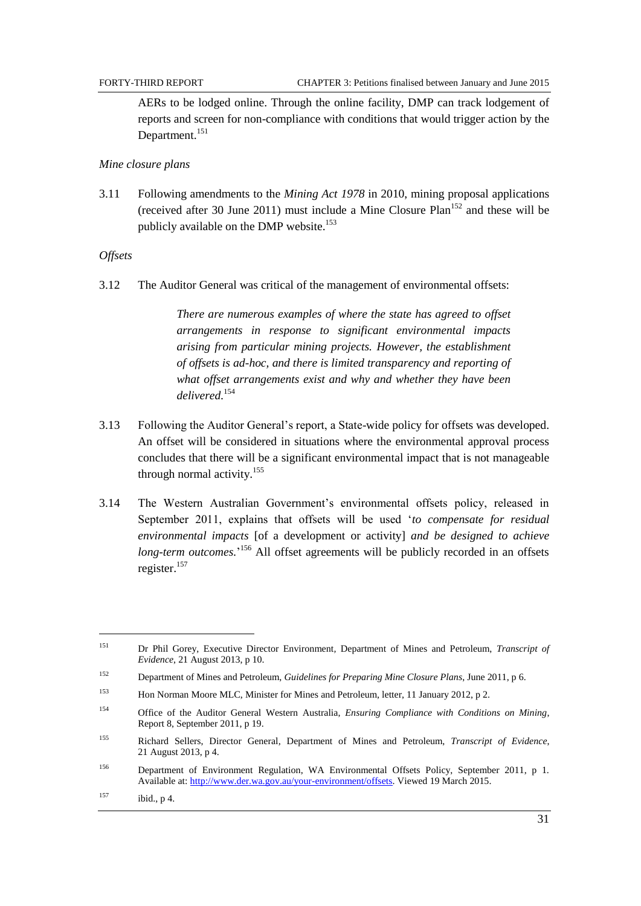AERs to be lodged online. Through the online facility, DMP can track lodgement of reports and screen for non-compliance with conditions that would trigger action by the Department.[151]

*Mine closure plans*

3.11 Following amendments to the *Mining Act 1978* in 2010, mining proposal applications (received after 30 June 2011) must include a Mine Closure Plan[152] and these will be publicly available on the DMP website.[153]

*Offsets*

3.12 The Auditor General was critical of the management of environmental offsets:

> *There are numerous examples of where the state has agreed to offset arrangements in response to significant environmental impacts arising from particular mining projects. However, the establishment of offsets is ad-hoc, and there is limited transparency and reporting of what offset arrangements exist and why and whether they have been delivered.*[154]

3.13 Following the Auditor General's report, a State-wide policy for offsets was developed. An offset will be considered in situations where the environmental approval process concludes that there will be a significant environmental impact that is not manageable through normal activity.[155]

3.14 The Western Australian Government's environmental offsets policy, released in September 2011, explains that offsets will be used '*to compensate for residual environmental impacts* [of a development or activity] *and be designed to achieve long-term outcomes.*'[156] All offset agreements will be publicly recorded in an offsets register.[157]

---

[151] Dr Phil Gorey, Executive Director Environment, Department of Mines and Petroleum, *Transcript of Evidence*, 21 August 2013, p 10.

[152] Department of Mines and Petroleum, *Guidelines for Preparing Mine Closure Plans*, June 2011, p 6.

[153] Hon Norman Moore MLC, Minister for Mines and Petroleum, letter, 11 January 2012, p 2.

[154] Office of the Auditor General Western Australia, *Ensuring Compliance with Conditions on Mining*, Report 8, September 2011, p 19.

[155] Richard Sellers, Director General, Department of Mines and Petroleum, *Transcript of Evidence*, 21 August 2013, p 4.

[156] Department of Environment Regulation, WA Environmental Offsets Policy, September 2011, p 1. Available at: http://www.der.wa.gov.au/your-environment/offsets. Viewed 19 March 2015.

[157] ibid., p 4.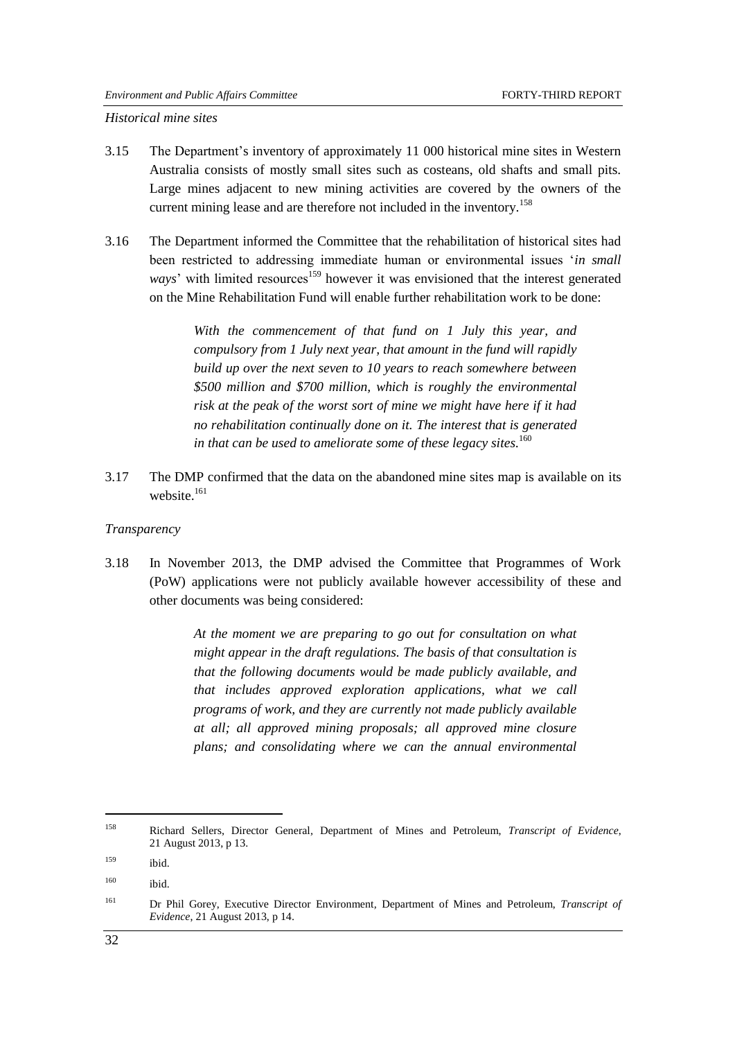*Historical mine sites*

3.15 The Department's inventory of approximately 11 000 historical mine sites in Western Australia consists of mostly small sites such as costeans, old shafts and small pits. Large mines adjacent to new mining activities are covered by the owners of the current mining lease and are therefore not included in the inventory.[158]

3.16 The Department informed the Committee that the rehabilitation of historical sites had been restricted to addressing immediate human or environmental issues '*in small ways*' with limited resources[159] however it was envisioned that the interest generated on the Mine Rehabilitation Fund will enable further rehabilitation work to be done:

> *With the commencement of that fund on 1 July this year, and compulsory from 1 July next year, that amount in the fund will rapidly build up over the next seven to 10 years to reach somewhere between $500 million and $700 million, which is roughly the environmental risk at the peak of the worst sort of mine we might have here if it had no rehabilitation continually done on it. The interest that is generated in that can be used to ameliorate some of these legacy sites.*[160]

3.17 The DMP confirmed that the data on the abandoned mine sites map is available on its website.[161]

*Transparency*

3.18 In November 2013, the DMP advised the Committee that Programmes of Work (PoW) applications were not publicly available however accessibility of these and other documents was being considered:

> *At the moment we are preparing to go out for consultation on what might appear in the draft regulations. The basis of that consultation is that the following documents would be made publicly available, and that includes approved exploration applications, what we call programs of work, and they are currently not made publicly available at all; all approved mining proposals; all approved mine closure plans; and consolidating where we can the annual environmental*

---

[158] Richard Sellers, Director General, Department of Mines and Petroleum, *Transcript of Evidence*, 21 August 2013, p 13.

[159] ibid.

[160] ibid.

[161] Dr Phil Gorey, Executive Director Environment, Department of Mines and Petroleum, *Transcript of Evidence*, 21 August 2013, p 14.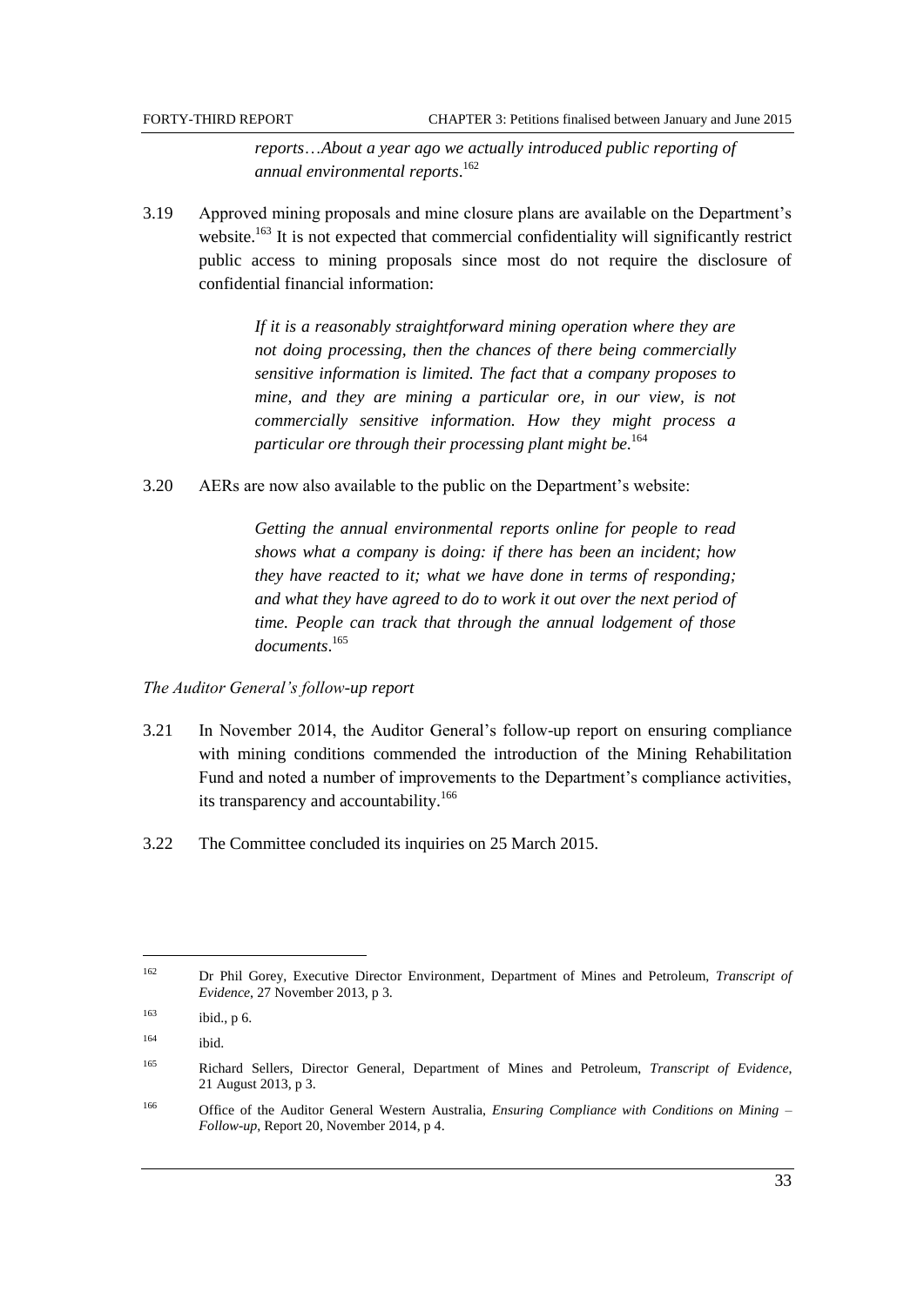> *reports…About a year ago we actually introduced public reporting of annual environmental reports*.[162]

3.19 Approved mining proposals and mine closure plans are available on the Department's website.[163] It is not expected that commercial confidentiality will significantly restrict public access to mining proposals since most do not require the disclosure of confidential financial information:

> *If it is a reasonably straightforward mining operation where they are not doing processing, then the chances of there being commercially sensitive information is limited. The fact that a company proposes to mine, and they are mining a particular ore, in our view, is not commercially sensitive information. How they might process a particular ore through their processing plant might be.*[164]

3.20 AERs are now also available to the public on the Department's website:

> *Getting the annual environmental reports online for people to read shows what a company is doing: if there has been an incident; how they have reacted to it; what we have done in terms of responding; and what they have agreed to do to work it out over the next period of time. People can track that through the annual lodgement of those documents*.[165]

*The Auditor General's follow-up report*

3.21 In November 2014, the Auditor General's follow-up report on ensuring compliance with mining conditions commended the introduction of the Mining Rehabilitation Fund and noted a number of improvements to the Department's compliance activities, its transparency and accountability.[166]

3.22 The Committee concluded its inquiries on 25 March 2015.

---

[162] Dr Phil Gorey, Executive Director Environment, Department of Mines and Petroleum, *Transcript of Evidence*, 27 November 2013, p 3.

[163] ibid., p 6.

[164] ibid.

[165] Richard Sellers, Director General, Department of Mines and Petroleum, *Transcript of Evidence*, 21 August 2013, p 3.

[166] Office of the Auditor General Western Australia, *Ensuring Compliance with Conditions on Mining – Follow-up*, Report 20, November 2014, p 4.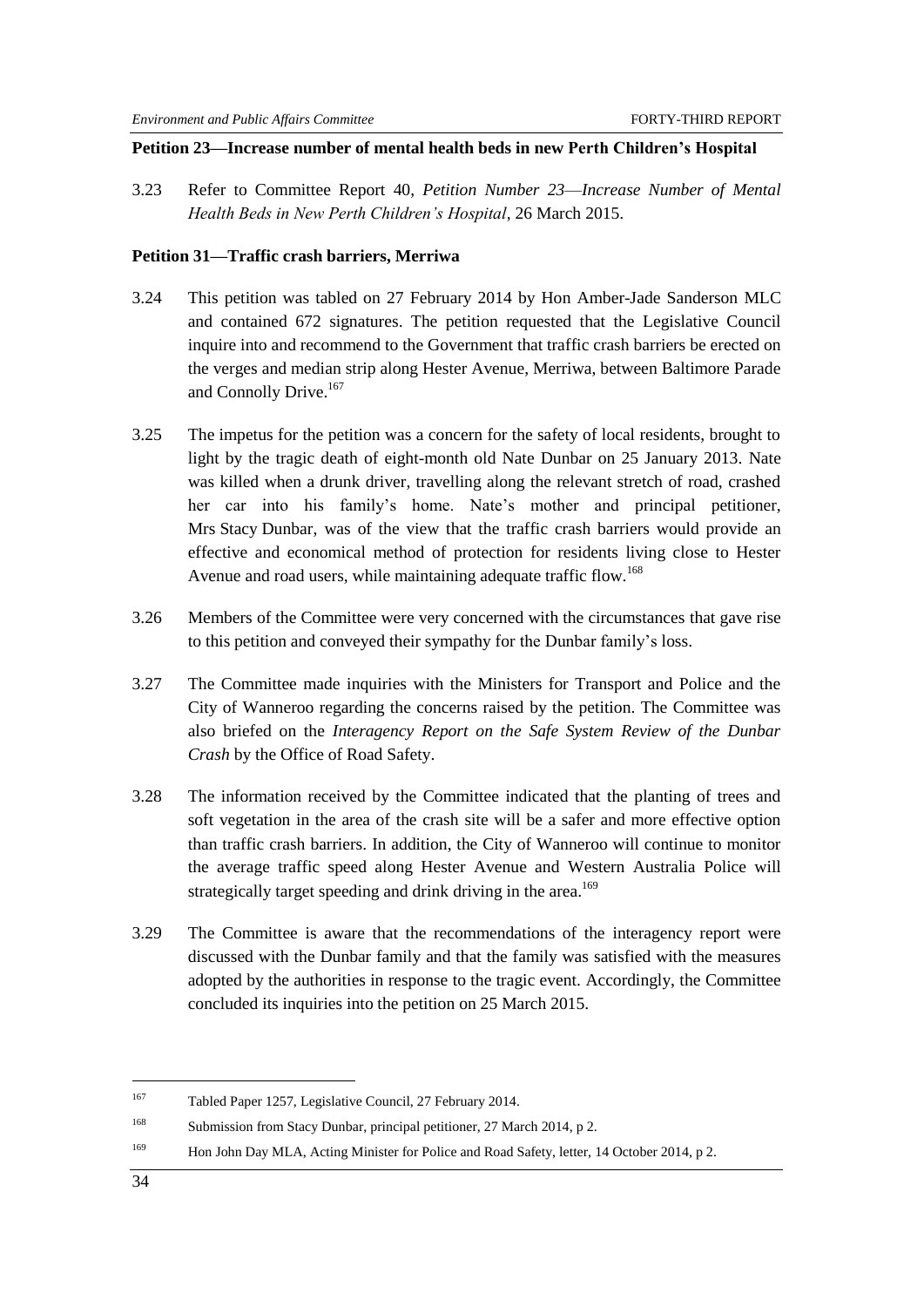**Petition 23—Increase number of mental health beds in new Perth Children's Hospital**

3.23 Refer to Committee Report 40, *Petition Number 23—Increase Number of Mental Health Beds in New Perth Children's Hospital*, 26 March 2015.

**Petition 31—Traffic crash barriers, Merriwa**

3.24 This petition was tabled on 27 February 2014 by Hon Amber-Jade Sanderson MLC and contained 672 signatures. The petition requested that the Legislative Council inquire into and recommend to the Government that traffic crash barriers be erected on the verges and median strip along Hester Avenue, Merriwa, between Baltimore Parade and Connolly Drive.[167]

3.25 The impetus for the petition was a concern for the safety of local residents, brought to light by the tragic death of eight-month old Nate Dunbar on 25 January 2013. Nate was killed when a drunk driver, travelling along the relevant stretch of road, crashed her car into his family's home. Nate's mother and principal petitioner, Mrs Stacy Dunbar, was of the view that the traffic crash barriers would provide an effective and economical method of protection for residents living close to Hester Avenue and road users, while maintaining adequate traffic flow.[168]

3.26 Members of the Committee were very concerned with the circumstances that gave rise to this petition and conveyed their sympathy for the Dunbar family's loss.

3.27 The Committee made inquiries with the Ministers for Transport and Police and the City of Wanneroo regarding the concerns raised by the petition. The Committee was also briefed on the *Interagency Report on the Safe System Review of the Dunbar Crash* by the Office of Road Safety.

3.28 The information received by the Committee indicated that the planting of trees and soft vegetation in the area of the crash site will be a safer and more effective option than traffic crash barriers. In addition, the City of Wanneroo will continue to monitor the average traffic speed along Hester Avenue and Western Australia Police will strategically target speeding and drink driving in the area.[169]

3.29 The Committee is aware that the recommendations of the interagency report were discussed with the Dunbar family and that the family was satisfied with the measures adopted by the authorities in response to the tragic event. Accordingly, the Committee concluded its inquiries into the petition on 25 March 2015.

---

[167] Tabled Paper 1257, Legislative Council, 27 February 2014.

[168] Submission from Stacy Dunbar, principal petitioner, 27 March 2014, p 2.

[169] Hon John Day MLA, Acting Minister for Police and Road Safety, letter, 14 October 2014, p 2.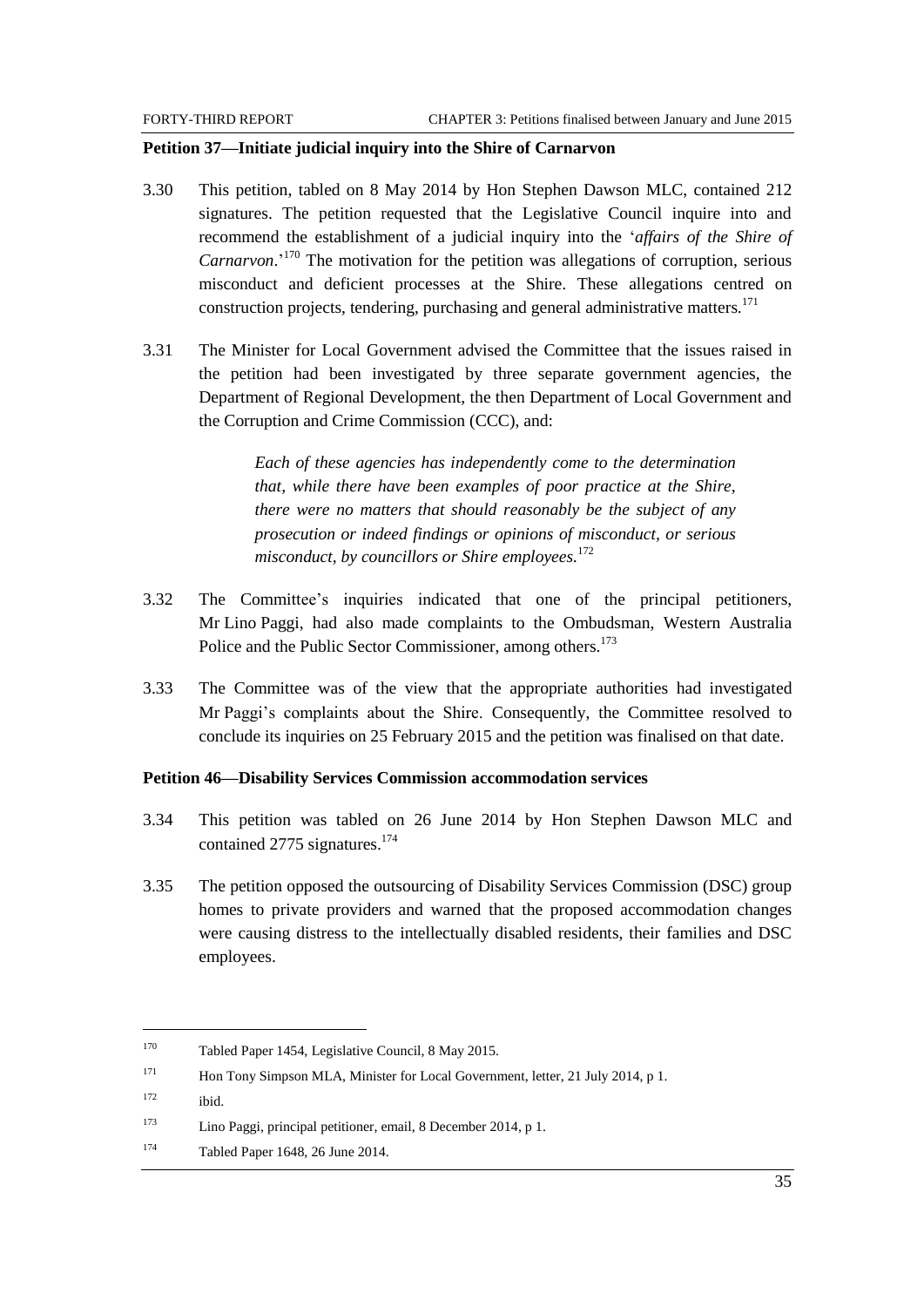### Petition 37—Initiate judicial inquiry into the Shire of Carnarvon

3.30 This petition, tabled on 8 May 2014 by Hon Stephen Dawson MLC, contained 212 signatures. The petition requested that the Legislative Council inquire into and recommend the establishment of a judicial inquiry into the '*affairs of the Shire of Carnarvon*.'[170] The motivation for the petition was allegations of corruption, serious misconduct and deficient processes at the Shire. These allegations centred on construction projects, tendering, purchasing and general administrative matters.[171]

3.31 The Minister for Local Government advised the Committee that the issues raised in the petition had been investigated by three separate government agencies, the Department of Regional Development, the then Department of Local Government and the Corruption and Crime Commission (CCC), and:

> *Each of these agencies has independently come to the determination that, while there have been examples of poor practice at the Shire, there were no matters that should reasonably be the subject of any prosecution or indeed findings or opinions of misconduct, or serious misconduct, by councillors or Shire employees.*[172]

3.32 The Committee's inquiries indicated that one of the principal petitioners, Mr Lino Paggi, had also made complaints to the Ombudsman, Western Australia Police and the Public Sector Commissioner, among others.[173]

3.33 The Committee was of the view that the appropriate authorities had investigated Mr Paggi's complaints about the Shire. Consequently, the Committee resolved to conclude its inquiries on 25 February 2015 and the petition was finalised on that date.

### Petition 46—Disability Services Commission accommodation services

3.34 This petition was tabled on 26 June 2014 by Hon Stephen Dawson MLC and contained 2775 signatures.[174]

3.35 The petition opposed the outsourcing of Disability Services Commission (DSC) group homes to private providers and warned that the proposed accommodation changes were causing distress to the intellectually disabled residents, their families and DSC employees.

---

170 Tabled Paper 1454, Legislative Council, 8 May 2015.

171 Hon Tony Simpson MLA, Minister for Local Government, letter, 21 July 2014, p 1.

172 ibid.

173 Lino Paggi, principal petitioner, email, 8 December 2014, p 1.

174 Tabled Paper 1648, 26 June 2014.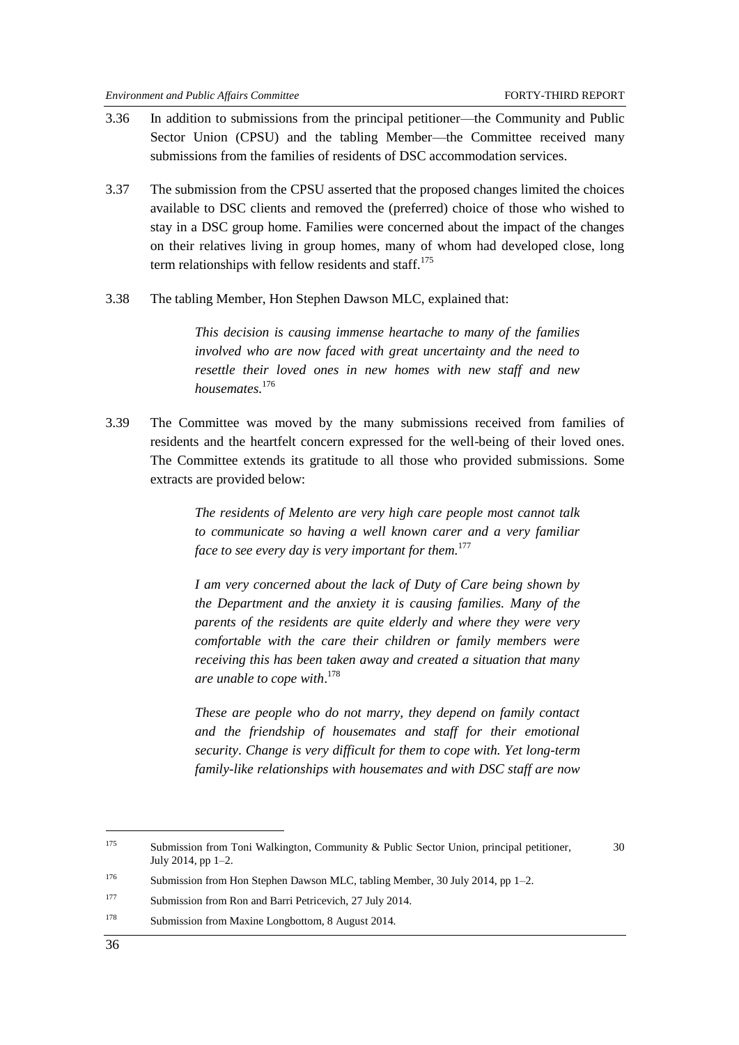3.36 In addition to submissions from the principal petitioner—the Community and Public Sector Union (CPSU) and the tabling Member—the Committee received many submissions from the families of residents of DSC accommodation services.

3.37 The submission from the CPSU asserted that the proposed changes limited the choices available to DSC clients and removed the (preferred) choice of those who wished to stay in a DSC group home. Families were concerned about the impact of the changes on their relatives living in group homes, many of whom had developed close, long term relationships with fellow residents and staff.[175]

3.38 The tabling Member, Hon Stephen Dawson MLC, explained that:

> *This decision is causing immense heartache to many of the families involved who are now faced with great uncertainty and the need to resettle their loved ones in new homes with new staff and new housemates.*[176]

3.39 The Committee was moved by the many submissions received from families of residents and the heartfelt concern expressed for the well-being of their loved ones. The Committee extends its gratitude to all those who provided submissions. Some extracts are provided below:

> *The residents of Melento are very high care people most cannot talk to communicate so having a well known carer and a very familiar face to see every day is very important for them.*[177]
>
> *I am very concerned about the lack of Duty of Care being shown by the Department and the anxiety it is causing families. Many of the parents of the residents are quite elderly and where they were very comfortable with the care their children or family members were receiving this has been taken away and created a situation that many are unable to cope with.*[178]
>
> *These are people who do not marry, they depend on family contact and the friendship of housemates and staff for their emotional security. Change is very difficult for them to cope with. Yet long-term family-like relationships with housemates and with DSC staff are now*

---

[175] Submission from Toni Walkington, Community & Public Sector Union, principal petitioner, 30 July 2014, pp 1–2.

[176] Submission from Hon Stephen Dawson MLC, tabling Member, 30 July 2014, pp 1–2.

[177] Submission from Ron and Barri Petricevich, 27 July 2014.

[178] Submission from Maxine Longbottom, 8 August 2014.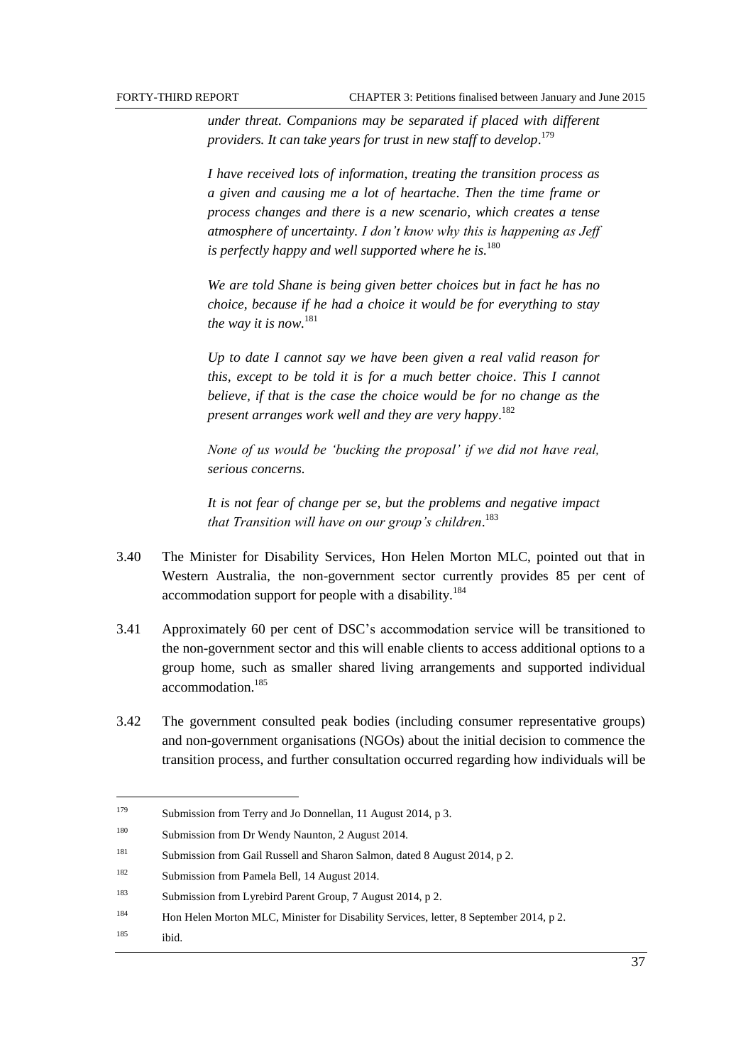*under threat. Companions may be separated if placed with different providers. It can take years for trust in new staff to develop*.[179]

*I have received lots of information, treating the transition process as a given and causing me a lot of heartache. Then the time frame or process changes and there is a new scenario, which creates a tense atmosphere of uncertainty. I don't know why this is happening as Jeff is perfectly happy and well supported where he is.*[180]

*We are told Shane is being given better choices but in fact he has no choice, because if he had a choice it would be for everything to stay the way it is now.*[181]

*Up to date I cannot say we have been given a real valid reason for this, except to be told it is for a much better choice. This I cannot believe, if that is the case the choice would be for no change as the present arranges work well and they are very happy*.[182]

*None of us would be 'bucking the proposal' if we did not have real, serious concerns.*

*It is not fear of change per se, but the problems and negative impact that Transition will have on our group's children*.[183]

3.40 The Minister for Disability Services, Hon Helen Morton MLC, pointed out that in Western Australia, the non-government sector currently provides 85 per cent of accommodation support for people with a disability.[184]

3.41 Approximately 60 per cent of DSC's accommodation service will be transitioned to the non-government sector and this will enable clients to access additional options to a group home, such as smaller shared living arrangements and supported individual accommodation.[185]

3.42 The government consulted peak bodies (including consumer representative groups) and non-government organisations (NGOs) about the initial decision to commence the transition process, and further consultation occurred regarding how individuals will be

---

[179] Submission from Terry and Jo Donnellan, 11 August 2014, p 3.

[180] Submission from Dr Wendy Naunton, 2 August 2014.

[181] Submission from Gail Russell and Sharon Salmon, dated 8 August 2014, p 2.

[182] Submission from Pamela Bell, 14 August 2014.

[183] Submission from Lyrebird Parent Group, 7 August 2014, p 2.

[184] Hon Helen Morton MLC, Minister for Disability Services, letter, 8 September 2014, p 2.

[185] ibid.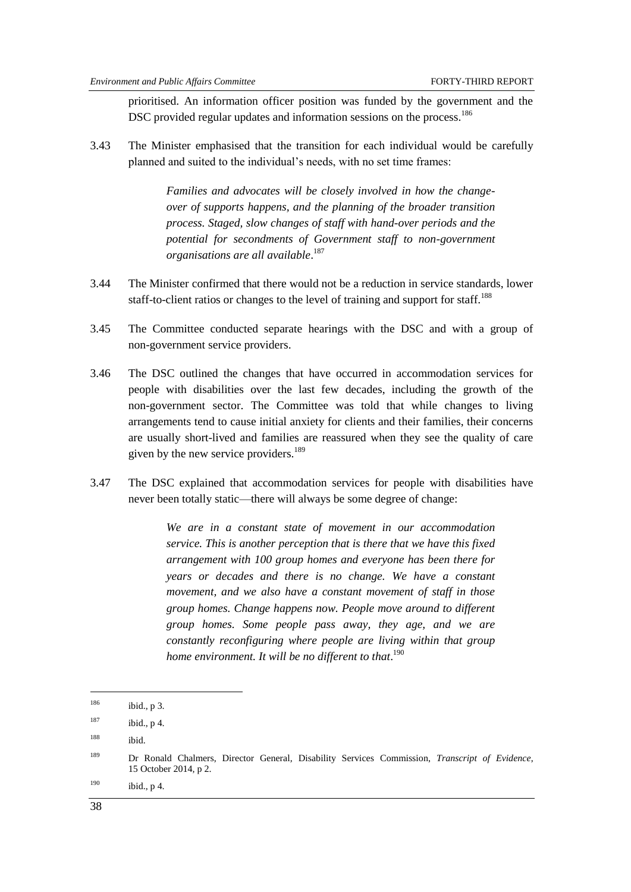prioritised. An information officer position was funded by the government and the DSC provided regular updates and information sessions on the process.[186]

3.43 The Minister emphasised that the transition for each individual would be carefully planned and suited to the individual's needs, with no set time frames:

> *Families and advocates will be closely involved in how the change-over of supports happens, and the planning of the broader transition process. Staged, slow changes of staff with hand-over periods and the potential for secondments of Government staff to non-government organisations are all available*.[187]

3.44 The Minister confirmed that there would not be a reduction in service standards, lower staff-to-client ratios or changes to the level of training and support for staff.[188]

3.45 The Committee conducted separate hearings with the DSC and with a group of non-government service providers.

3.46 The DSC outlined the changes that have occurred in accommodation services for people with disabilities over the last few decades, including the growth of the non-government sector. The Committee was told that while changes to living arrangements tend to cause initial anxiety for clients and their families, their concerns are usually short-lived and families are reassured when they see the quality of care given by the new service providers.[189]

3.47 The DSC explained that accommodation services for people with disabilities have never been totally static—there will always be some degree of change:

> *We are in a constant state of movement in our accommodation service. This is another perception that is there that we have this fixed arrangement with 100 group homes and everyone has been there for years or decades and there is no change. We have a constant movement, and we also have a constant movement of staff in those group homes. Change happens now. People move around to different group homes. Some people pass away, they age, and we are constantly reconfiguring where people are living within that group home environment. It will be no different to that*.[190]

---

[186] ibid., p 3.

[187] ibid., p 4.

[188] ibid.

[189] Dr Ronald Chalmers, Director General, Disability Services Commission, *Transcript of Evidence*, 15 October 2014, p 2.

[190] ibid., p 4.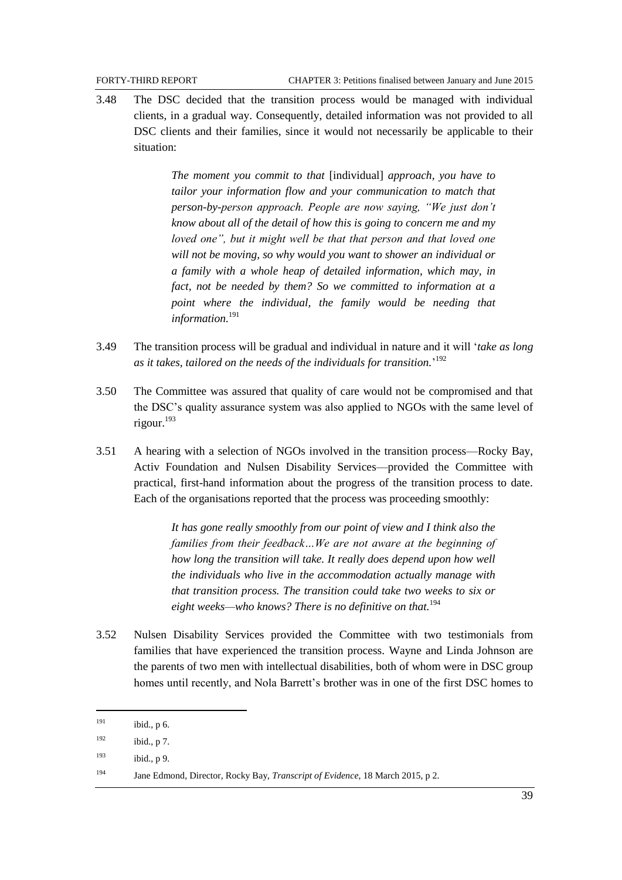3.48 The DSC decided that the transition process would be managed with individual clients, in a gradual way. Consequently, detailed information was not provided to all DSC clients and their families, since it would not necessarily be applicable to their situation:

> *The moment you commit to that* [individual] *approach, you have to tailor your information flow and your communication to match that person-by-person approach. People are now saying, "We just don't know about all of the detail of how this is going to concern me and my loved one", but it might well be that that person and that loved one will not be moving, so why would you want to shower an individual or a family with a whole heap of detailed information, which may, in fact, not be needed by them? So we committed to information at a point where the individual, the family would be needing that information.*[191]

3.49 The transition process will be gradual and individual in nature and it will '*take as long as it takes, tailored on the needs of the individuals for transition.*'[192]

3.50 The Committee was assured that quality of care would not be compromised and that the DSC's quality assurance system was also applied to NGOs with the same level of rigour.[193]

3.51 A hearing with a selection of NGOs involved in the transition process—Rocky Bay, Activ Foundation and Nulsen Disability Services—provided the Committee with practical, first-hand information about the progress of the transition process to date. Each of the organisations reported that the process was proceeding smoothly:

> *It has gone really smoothly from our point of view and I think also the families from their feedback…We are not aware at the beginning of how long the transition will take. It really does depend upon how well the individuals who live in the accommodation actually manage with that transition process. The transition could take two weeks to six or eight weeks—who knows? There is no definitive on that.*[194]

3.52 Nulsen Disability Services provided the Committee with two testimonials from families that have experienced the transition process. Wayne and Linda Johnson are the parents of two men with intellectual disabilities, both of whom were in DSC group homes until recently, and Nola Barrett's brother was in one of the first DSC homes to

---

[191] ibid., p 6.

[192] ibid., p 7.

[193] ibid., p 9.

[194] Jane Edmond, Director, Rocky Bay, *Transcript of Evidence*, 18 March 2015, p 2.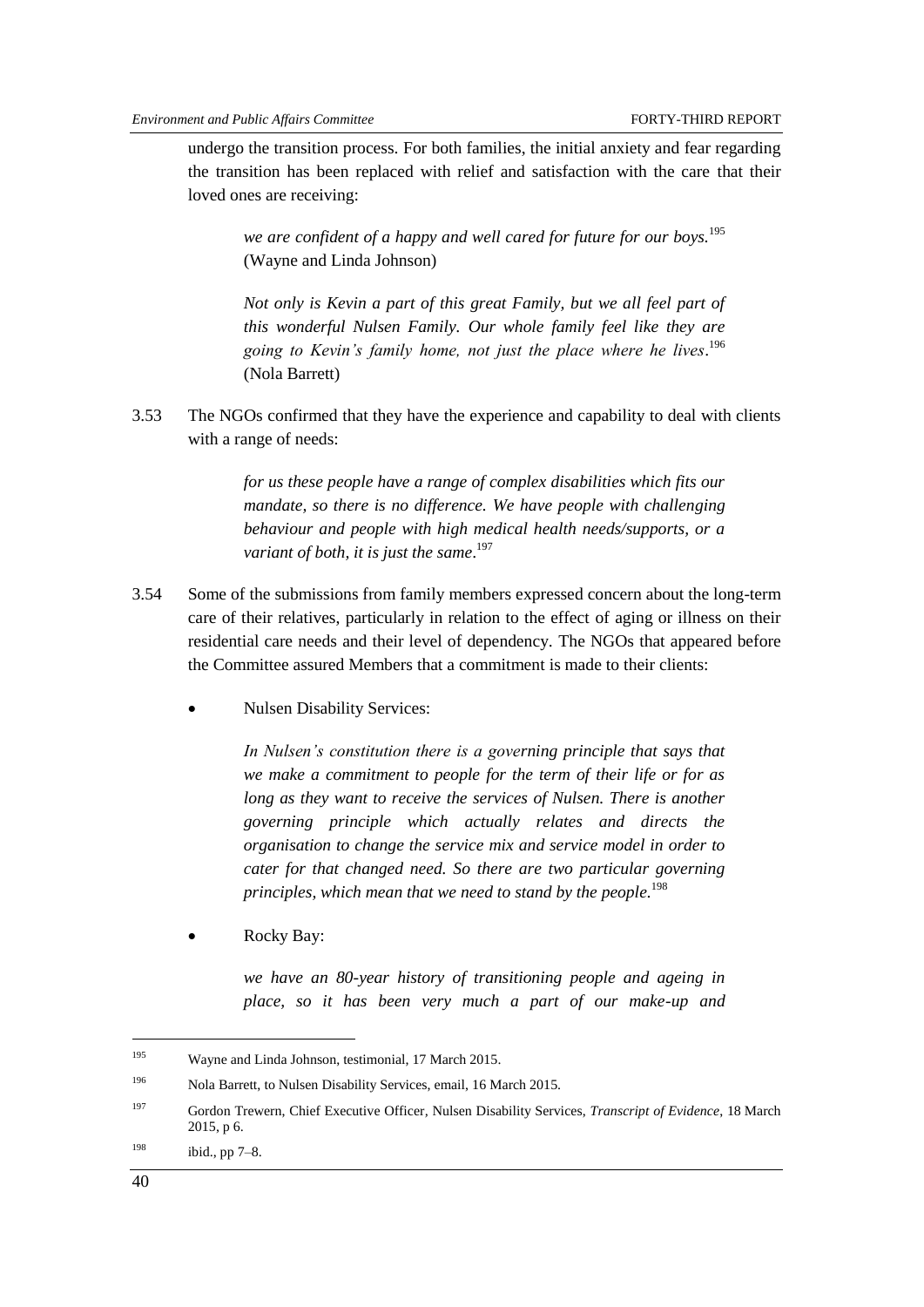undergo the transition process. For both families, the initial anxiety and fear regarding the transition has been replaced with relief and satisfaction with the care that their loved ones are receiving:

> *we are confident of a happy and well cared for future for our boys.*[195] (Wayne and Linda Johnson)

> *Not only is Kevin a part of this great Family, but we all feel part of this wonderful Nulsen Family. Our whole family feel like they are going to Kevin's family home, not just the place where he lives*.[196] (Nola Barrett)

3.53 The NGOs confirmed that they have the experience and capability to deal with clients with a range of needs:

> *for us these people have a range of complex disabilities which fits our mandate, so there is no difference. We have people with challenging behaviour and people with high medical health needs/supports, or a variant of both, it is just the same*.[197]

3.54 Some of the submissions from family members expressed concern about the long-term care of their relatives, particularly in relation to the effect of aging or illness on their residential care needs and their level of dependency. The NGOs that appeared before the Committee assured Members that a commitment is made to their clients:

- Nulsen Disability Services:

  > *In Nulsen's constitution there is a governing principle that says that we make a commitment to people for the term of their life or for as long as they want to receive the services of Nulsen. There is another governing principle which actually relates and directs the organisation to change the service mix and service model in order to cater for that changed need. So there are two particular governing principles, which mean that we need to stand by the people.*[198]

- Rocky Bay:

  > *we have an 80-year history of transitioning people and ageing in place, so it has been very much a part of our make-up and*

---

[195] Wayne and Linda Johnson, testimonial, 17 March 2015.

[196] Nola Barrett, to Nulsen Disability Services, email, 16 March 2015.

[197] Gordon Trewern, Chief Executive Officer, Nulsen Disability Services, *Transcript of Evidence*, 18 March 2015, p 6.

[198] ibid., pp 7–8.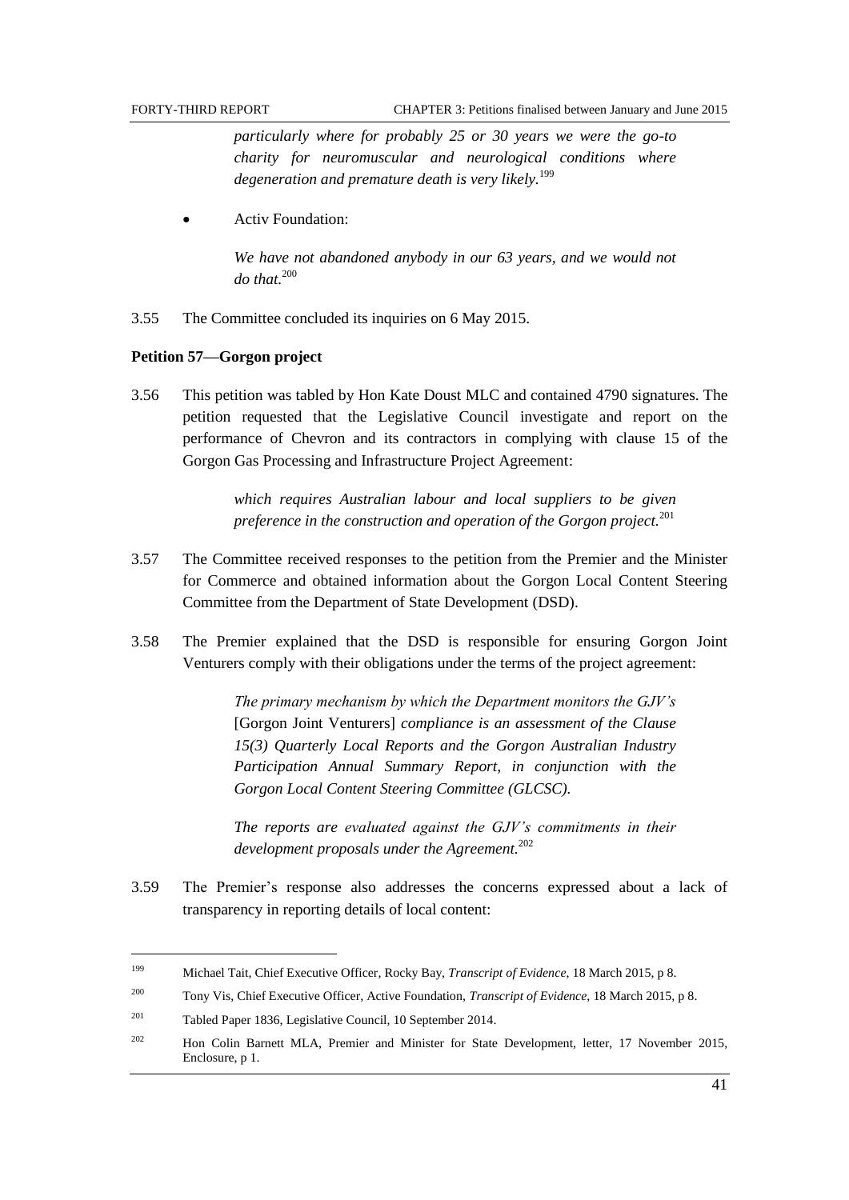*particularly where for probably 25 or 30 years we were the go-to charity for neuromuscular and neurological conditions where degeneration and premature death is very likely.*[199]

- Activ Foundation:

  *We have not abandoned anybody in our 63 years, and we would not do that.*[200]

3.55 The Committee concluded its inquiries on 6 May 2015.

**Petition 57—Gorgon project**

3.56 This petition was tabled by Hon Kate Doust MLC and contained 4790 signatures. The petition requested that the Legislative Council investigate and report on the performance of Chevron and its contractors in complying with clause 15 of the Gorgon Gas Processing and Infrastructure Project Agreement:

> *which requires Australian labour and local suppliers to be given preference in the construction and operation of the Gorgon project.*[201]

3.57 The Committee received responses to the petition from the Premier and the Minister for Commerce and obtained information about the Gorgon Local Content Steering Committee from the Department of State Development (DSD).

3.58 The Premier explained that the DSD is responsible for ensuring Gorgon Joint Venturers comply with their obligations under the terms of the project agreement:

> *The primary mechanism by which the Department monitors the GJV's* [Gorgon Joint Venturers] *compliance is an assessment of the Clause 15(3) Quarterly Local Reports and the Gorgon Australian Industry Participation Annual Summary Report, in conjunction with the Gorgon Local Content Steering Committee (GLCSC).*
>
> *The reports are evaluated against the GJV's commitments in their development proposals under the Agreement.*[202]

3.59 The Premier's response also addresses the concerns expressed about a lack of transparency in reporting details of local content:

---

199 Michael Tait, Chief Executive Officer, Rocky Bay, *Transcript of Evidence*, 18 March 2015, p 8.

200 Tony Vis, Chief Executive Officer, Active Foundation, *Transcript of Evidence*, 18 March 2015, p 8.

201 Tabled Paper 1836, Legislative Council, 10 September 2014.

202 Hon Colin Barnett MLA, Premier and Minister for State Development, letter, 17 November 2015, Enclosure, p 1.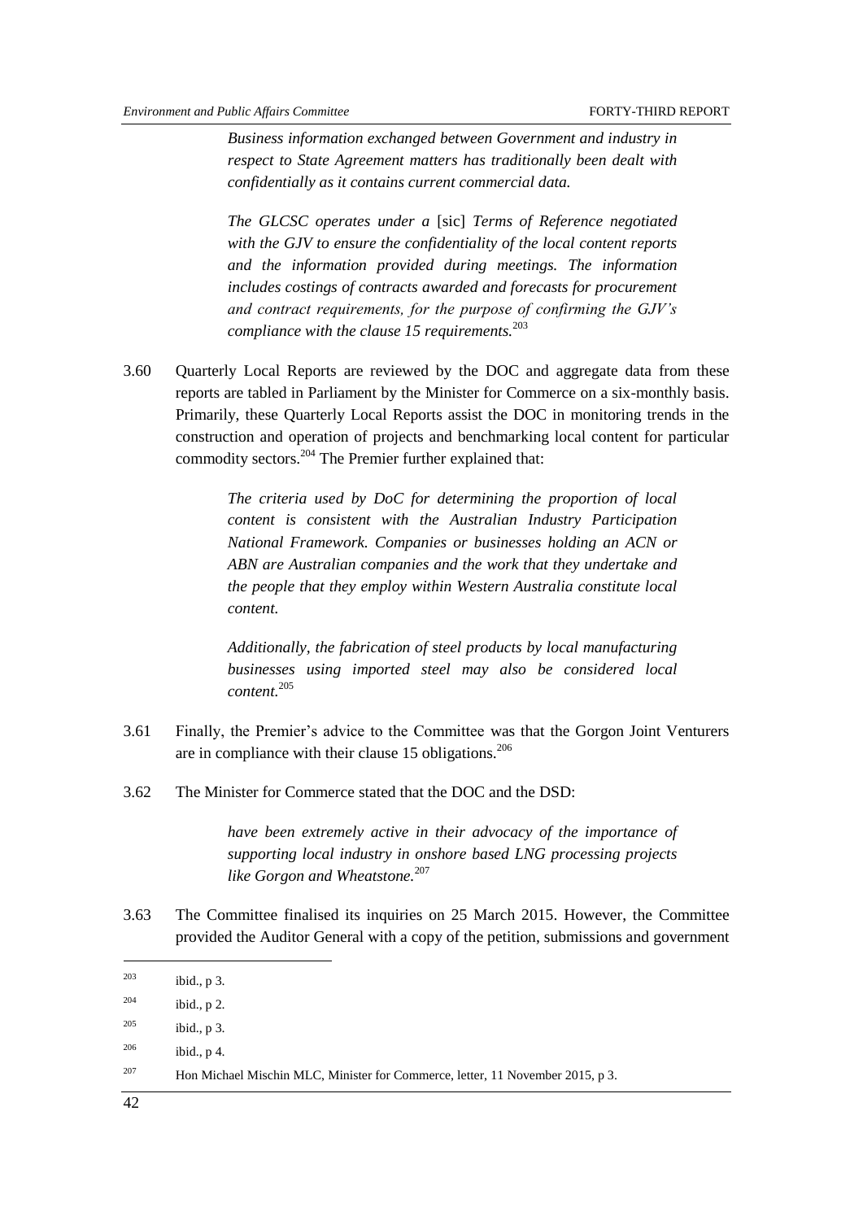> *Business information exchanged between Government and industry in respect to State Agreement matters has traditionally been dealt with confidentially as it contains current commercial data.*
>
> *The GLCSC operates under a* [sic] *Terms of Reference negotiated with the GJV to ensure the confidentiality of the local content reports and the information provided during meetings. The information includes costings of contracts awarded and forecasts for procurement and contract requirements, for the purpose of confirming the GJV's compliance with the clause 15 requirements.*[203]

3.60 Quarterly Local Reports are reviewed by the DOC and aggregate data from these reports are tabled in Parliament by the Minister for Commerce on a six-monthly basis. Primarily, these Quarterly Local Reports assist the DOC in monitoring trends in the construction and operation of projects and benchmarking local content for particular commodity sectors.[204] The Premier further explained that:

> *The criteria used by DoC for determining the proportion of local content is consistent with the Australian Industry Participation National Framework. Companies or businesses holding an ACN or ABN are Australian companies and the work that they undertake and the people that they employ within Western Australia constitute local content.*
>
> *Additionally, the fabrication of steel products by local manufacturing businesses using imported steel may also be considered local content.*[205]

3.61 Finally, the Premier's advice to the Committee was that the Gorgon Joint Venturers are in compliance with their clause 15 obligations.[206]

3.62 The Minister for Commerce stated that the DOC and the DSD:

> *have been extremely active in their advocacy of the importance of supporting local industry in onshore based LNG processing projects like Gorgon and Wheatstone.*[207]

3.63 The Committee finalised its inquiries on 25 March 2015. However, the Committee provided the Auditor General with a copy of the petition, submissions and government

---

[203] ibid., p 3.

[204] ibid., p 2.

[205] ibid., p 3.

[206] ibid., p 4.

[207] Hon Michael Mischin MLC, Minister for Commerce, letter, 11 November 2015, p 3.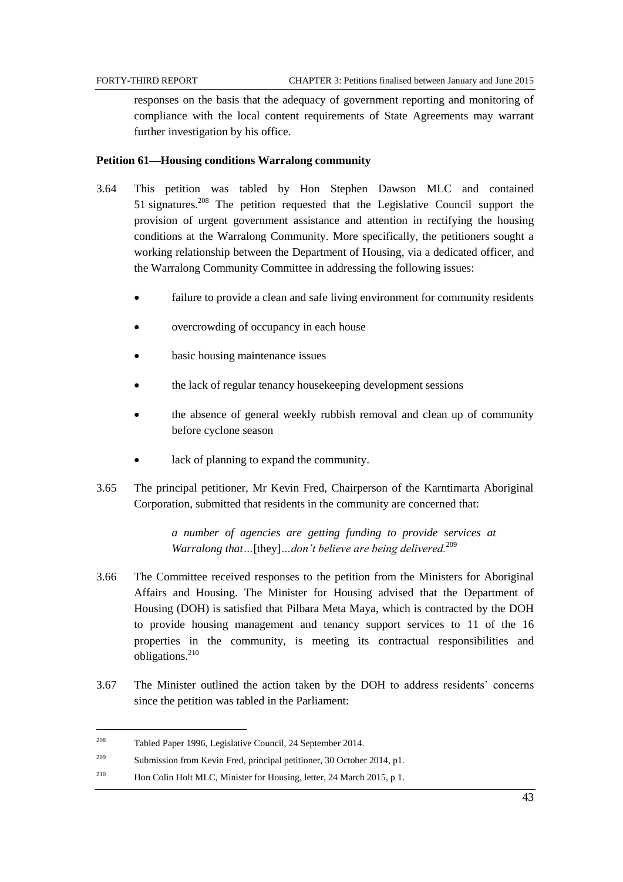responses on the basis that the adequacy of government reporting and monitoring of compliance with the local content requirements of State Agreements may warrant further investigation by his office.

**Petition 61—Housing conditions Warralong community**

3.64 This petition was tabled by Hon Stephen Dawson MLC and contained 51 signatures.[208] The petition requested that the Legislative Council support the provision of urgent government assistance and attention in rectifying the housing conditions at the Warralong Community. More specifically, the petitioners sought a working relationship between the Department of Housing, via a dedicated officer, and the Warralong Community Committee in addressing the following issues:

- failure to provide a clean and safe living environment for community residents
- overcrowding of occupancy in each house
- basic housing maintenance issues
- the lack of regular tenancy housekeeping development sessions
- the absence of general weekly rubbish removal and clean up of community before cyclone season
- lack of planning to expand the community.

3.65 The principal petitioner, Mr Kevin Fred, Chairperson of the Karntimarta Aboriginal Corporation, submitted that residents in the community are concerned that:

> *a number of agencies are getting funding to provide services at Warralong that…*[they]*…don't believe are being delivered.*[209]

3.66 The Committee received responses to the petition from the Ministers for Aboriginal Affairs and Housing. The Minister for Housing advised that the Department of Housing (DOH) is satisfied that Pilbara Meta Maya, which is contracted by the DOH to provide housing management and tenancy support services to 11 of the 16 properties in the community, is meeting its contractual responsibilities and obligations.[210]

3.67 The Minister outlined the action taken by the DOH to address residents' concerns since the petition was tabled in the Parliament:

---

[208] Tabled Paper 1996, Legislative Council, 24 September 2014.

[209] Submission from Kevin Fred, principal petitioner, 30 October 2014, p1.

[210] Hon Colin Holt MLC, Minister for Housing, letter, 24 March 2015, p 1.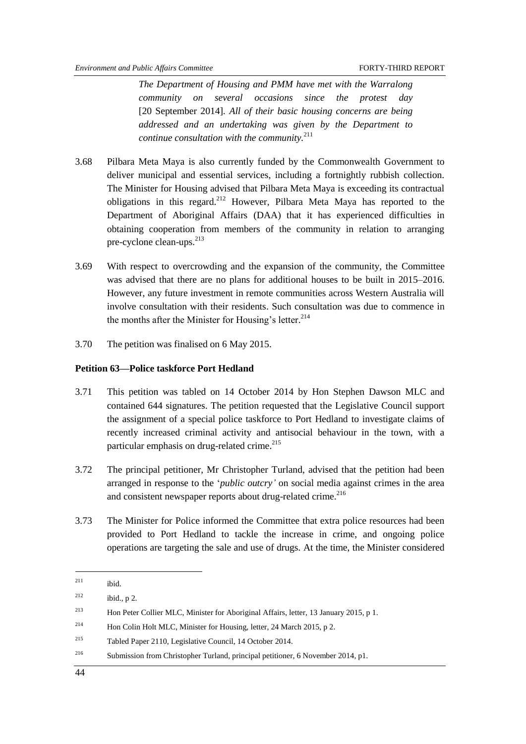> *The Department of Housing and PMM have met with the Warralong community on several occasions since the protest day* [20 September 2014]*. All of their basic housing concerns are being addressed and an undertaking was given by the Department to continue consultation with the community.*[211]

3.68 Pilbara Meta Maya is also currently funded by the Commonwealth Government to deliver municipal and essential services, including a fortnightly rubbish collection. The Minister for Housing advised that Pilbara Meta Maya is exceeding its contractual obligations in this regard.[212] However, Pilbara Meta Maya has reported to the Department of Aboriginal Affairs (DAA) that it has experienced difficulties in obtaining cooperation from members of the community in relation to arranging pre-cyclone clean-ups.[213]

3.69 With respect to overcrowding and the expansion of the community, the Committee was advised that there are no plans for additional houses to be built in 2015–2016. However, any future investment in remote communities across Western Australia will involve consultation with their residents. Such consultation was due to commence in the months after the Minister for Housing's letter.[214]

3.70 The petition was finalised on 6 May 2015.

### Petition 63—Police taskforce Port Hedland

3.71 This petition was tabled on 14 October 2014 by Hon Stephen Dawson MLC and contained 644 signatures. The petition requested that the Legislative Council support the assignment of a special police taskforce to Port Hedland to investigate claims of recently increased criminal activity and antisocial behaviour in the town, with a particular emphasis on drug-related crime.[215]

3.72 The principal petitioner, Mr Christopher Turland, advised that the petition had been arranged in response to the '*public outcry'* on social media against crimes in the area and consistent newspaper reports about drug-related crime.[216]

3.73 The Minister for Police informed the Committee that extra police resources had been provided to Port Hedland to tackle the increase in crime, and ongoing police operations are targeting the sale and use of drugs. At the time, the Minister considered

---

[211] ibid.

[212] ibid., p 2.

[213] Hon Peter Collier MLC, Minister for Aboriginal Affairs, letter, 13 January 2015, p 1.

[214] Hon Colin Holt MLC, Minister for Housing, letter, 24 March 2015, p 2.

[215] Tabled Paper 2110, Legislative Council, 14 October 2014.

[216] Submission from Christopher Turland, principal petitioner, 6 November 2014, p1.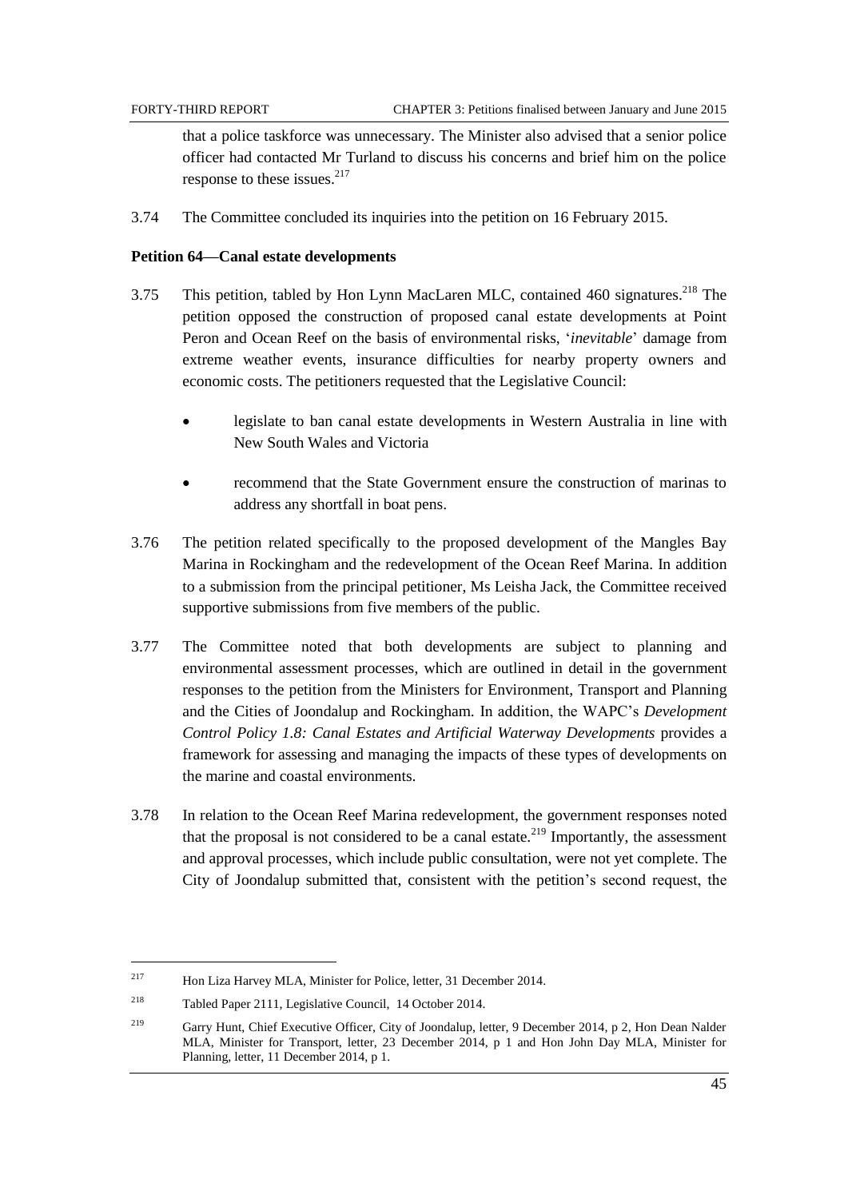that a police taskforce was unnecessary. The Minister also advised that a senior police officer had contacted Mr Turland to discuss his concerns and brief him on the police response to these issues.[217]

3.74 The Committee concluded its inquiries into the petition on 16 February 2015.

### Petition 64—Canal estate developments

3.75 This petition, tabled by Hon Lynn MacLaren MLC, contained 460 signatures.[218] The petition opposed the construction of proposed canal estate developments at Point Peron and Ocean Reef on the basis of environmental risks, '*inevitable*' damage from extreme weather events, insurance difficulties for nearby property owners and economic costs. The petitioners requested that the Legislative Council:

- legislate to ban canal estate developments in Western Australia in line with New South Wales and Victoria
- recommend that the State Government ensure the construction of marinas to address any shortfall in boat pens.

3.76 The petition related specifically to the proposed development of the Mangles Bay Marina in Rockingham and the redevelopment of the Ocean Reef Marina. In addition to a submission from the principal petitioner, Ms Leisha Jack, the Committee received supportive submissions from five members of the public.

3.77 The Committee noted that both developments are subject to planning and environmental assessment processes, which are outlined in detail in the government responses to the petition from the Ministers for Environment, Transport and Planning and the Cities of Joondalup and Rockingham. In addition, the WAPC's *Development Control Policy 1.8: Canal Estates and Artificial Waterway Developments* provides a framework for assessing and managing the impacts of these types of developments on the marine and coastal environments.

3.78 In relation to the Ocean Reef Marina redevelopment, the government responses noted that the proposal is not considered to be a canal estate.[219] Importantly, the assessment and approval processes, which include public consultation, were not yet complete. The City of Joondalup submitted that, consistent with the petition's second request, the

---

[217] Hon Liza Harvey MLA, Minister for Police, letter, 31 December 2014.

[218] Tabled Paper 2111, Legislative Council, 14 October 2014.

[219] Garry Hunt, Chief Executive Officer, City of Joondalup, letter, 9 December 2014, p 2, Hon Dean Nalder MLA, Minister for Transport, letter, 23 December 2014, p 1 and Hon John Day MLA, Minister for Planning, letter, 11 December 2014, p 1.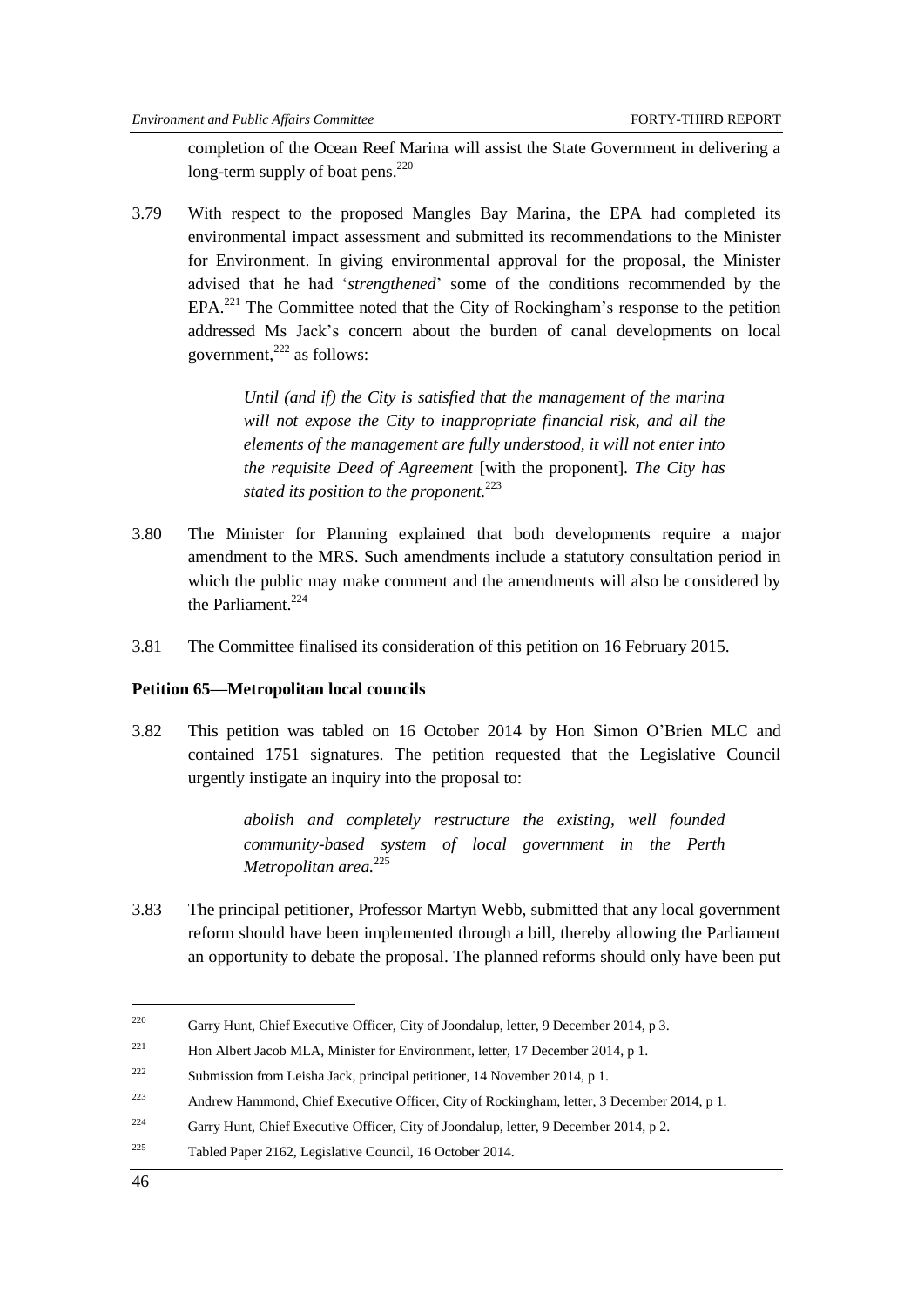completion of the Ocean Reef Marina will assist the State Government in delivering a long-term supply of boat pens.[220]

3.79 With respect to the proposed Mangles Bay Marina, the EPA had completed its environmental impact assessment and submitted its recommendations to the Minister for Environment. In giving environmental approval for the proposal, the Minister advised that he had '*strengthened*' some of the conditions recommended by the EPA.[221] The Committee noted that the City of Rockingham's response to the petition addressed Ms Jack's concern about the burden of canal developments on local government,[222] as follows:

> *Until (and if) the City is satisfied that the management of the marina will not expose the City to inappropriate financial risk, and all the elements of the management are fully understood, it will not enter into the requisite Deed of Agreement* [with the proponent]. *The City has stated its position to the proponent.*[223]

3.80 The Minister for Planning explained that both developments require a major amendment to the MRS. Such amendments include a statutory consultation period in which the public may make comment and the amendments will also be considered by the Parliament.[224]

3.81 The Committee finalised its consideration of this petition on 16 February 2015.

**Petition 65—Metropolitan local councils**

3.82 This petition was tabled on 16 October 2014 by Hon Simon O'Brien MLC and contained 1751 signatures. The petition requested that the Legislative Council urgently instigate an inquiry into the proposal to:

> *abolish and completely restructure the existing, well founded community-based system of local government in the Perth Metropolitan area.*[225]

3.83 The principal petitioner, Professor Martyn Webb, submitted that any local government reform should have been implemented through a bill, thereby allowing the Parliament an opportunity to debate the proposal. The planned reforms should only have been put

---

220 Garry Hunt, Chief Executive Officer, City of Joondalup, letter, 9 December 2014, p 3.

221 Hon Albert Jacob MLA, Minister for Environment, letter, 17 December 2014, p 1.

222 Submission from Leisha Jack, principal petitioner, 14 November 2014, p 1.

223 Andrew Hammond, Chief Executive Officer, City of Rockingham, letter, 3 December 2014, p 1.

224 Garry Hunt, Chief Executive Officer, City of Joondalup, letter, 9 December 2014, p 2.

225 Tabled Paper 2162, Legislative Council, 16 October 2014.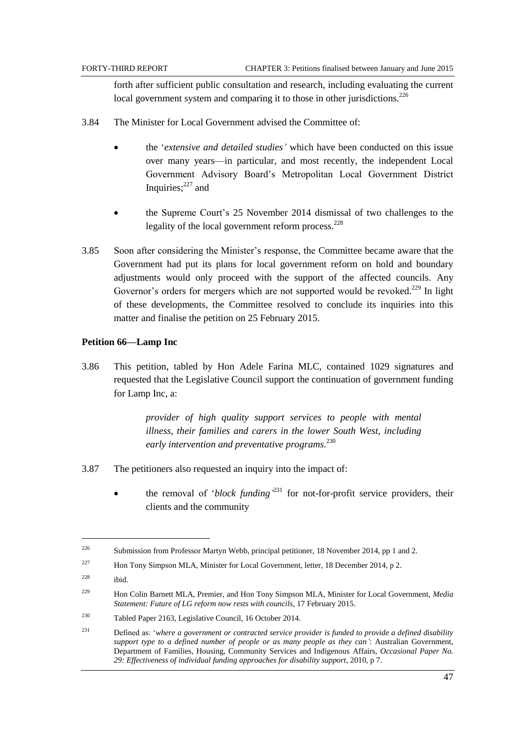forth after sufficient public consultation and research, including evaluating the current local government system and comparing it to those in other jurisdictions.[226]

3.84 The Minister for Local Government advised the Committee of:

- the '*extensive and detailed studies'* which have been conducted on this issue over many years—in particular, and most recently, the independent Local Government Advisory Board's Metropolitan Local Government District Inquiries;[227] and
- the Supreme Court's 25 November 2014 dismissal of two challenges to the legality of the local government reform process.[228]

3.85 Soon after considering the Minister's response, the Committee became aware that the Government had put its plans for local government reform on hold and boundary adjustments would only proceed with the support of the affected councils. Any Governor's orders for mergers which are not supported would be revoked.[229] In light of these developments, the Committee resolved to conclude its inquiries into this matter and finalise the petition on 25 February 2015.

**Petition 66—Lamp Inc**

3.86 This petition, tabled by Hon Adele Farina MLC, contained 1029 signatures and requested that the Legislative Council support the continuation of government funding for Lamp Inc, a:

> *provider of high quality support services to people with mental illness, their families and carers in the lower South West, including early intervention and preventative programs.*[230]

3.87 The petitioners also requested an inquiry into the impact of:

- the removal of '*block funding'*[231] for not-for-profit service providers, their clients and the community

---

226 Submission from Professor Martyn Webb, principal petitioner, 18 November 2014, pp 1 and 2.

227 Hon Tony Simpson MLA, Minister for Local Government, letter, 18 December 2014, p 2.

228 ibid.

229 Hon Colin Barnett MLA, Premier, and Hon Tony Simpson MLA, Minister for Local Government, *Media Statement: Future of LG reform now rests with councils*, 17 February 2015.

230 Tabled Paper 2163, Legislative Council, 16 October 2014.

231 Defined as: '*where a government or contracted service provider is funded to provide a defined disability support type to a defined number of people or as many people as they can'*: Australian Government, Department of Families, Housing, Community Services and Indigenous Affairs, *Occasional Paper No. 29: Effectiveness of individual funding approaches for disability support*, 2010, p 7.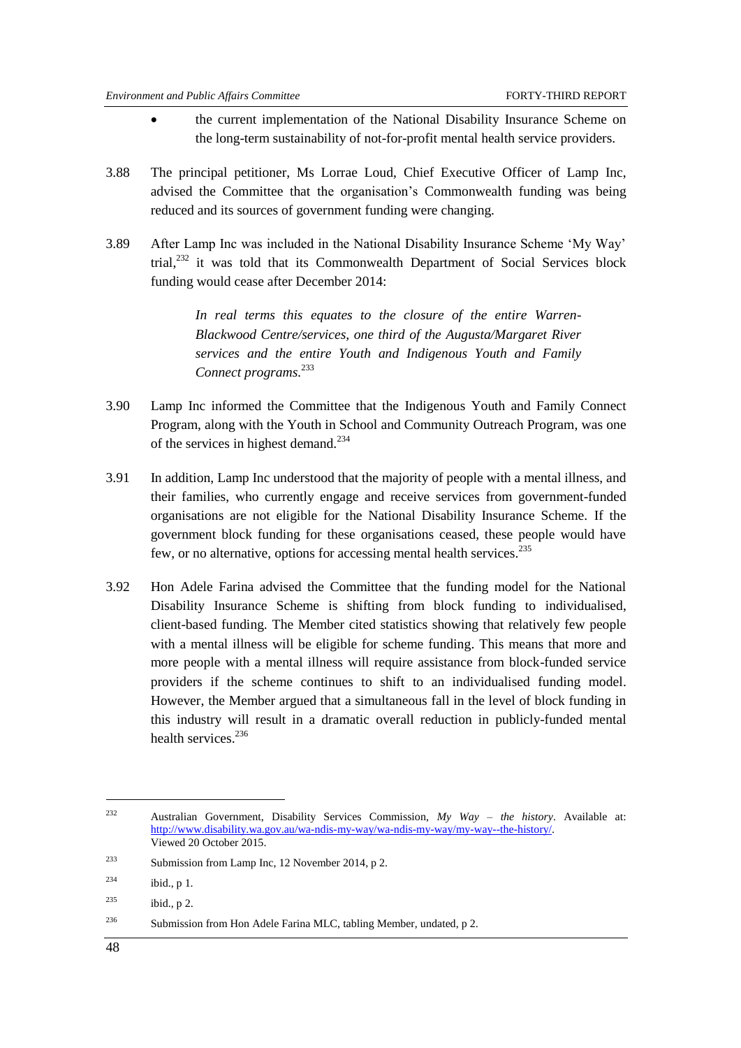- the current implementation of the National Disability Insurance Scheme on the long-term sustainability of not-for-profit mental health service providers.

3.88 The principal petitioner, Ms Lorrae Loud, Chief Executive Officer of Lamp Inc, advised the Committee that the organisation's Commonwealth funding was being reduced and its sources of government funding were changing.

3.89 After Lamp Inc was included in the National Disability Insurance Scheme 'My Way' trial,[232] it was told that its Commonwealth Department of Social Services block funding would cease after December 2014:

> *In real terms this equates to the closure of the entire Warren-Blackwood Centre/services, one third of the Augusta/Margaret River services and the entire Youth and Indigenous Youth and Family Connect programs.*[233]

3.90 Lamp Inc informed the Committee that the Indigenous Youth and Family Connect Program, along with the Youth in School and Community Outreach Program, was one of the services in highest demand.[234]

3.91 In addition, Lamp Inc understood that the majority of people with a mental illness, and their families, who currently engage and receive services from government-funded organisations are not eligible for the National Disability Insurance Scheme. If the government block funding for these organisations ceased, these people would have few, or no alternative, options for accessing mental health services.[235]

3.92 Hon Adele Farina advised the Committee that the funding model for the National Disability Insurance Scheme is shifting from block funding to individualised, client-based funding. The Member cited statistics showing that relatively few people with a mental illness will be eligible for scheme funding. This means that more and more people with a mental illness will require assistance from block-funded service providers if the scheme continues to shift to an individualised funding model. However, the Member argued that a simultaneous fall in the level of block funding in this industry will result in a dramatic overall reduction in publicly-funded mental health services.[236]

---

[232] Australian Government, Disability Services Commission, *My Way – the history*. Available at: http://www.disability.wa.gov.au/wa-ndis-my-way/wa-ndis-my-way/my-way--the-history/. Viewed 20 October 2015.

[233] Submission from Lamp Inc, 12 November 2014, p 2.

[234] ibid., p 1.

[235] ibid., p 2.

[236] Submission from Hon Adele Farina MLC, tabling Member, undated, p 2.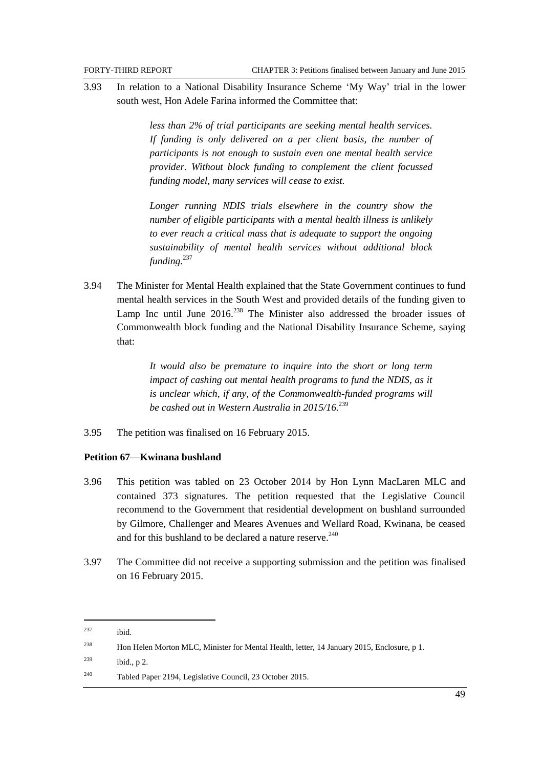3.93 In relation to a National Disability Insurance Scheme 'My Way' trial in the lower south west, Hon Adele Farina informed the Committee that:

> *less than 2% of trial participants are seeking mental health services. If funding is only delivered on a per client basis, the number of participants is not enough to sustain even one mental health service provider. Without block funding to complement the client focussed funding model, many services will cease to exist.*
>
> *Longer running NDIS trials elsewhere in the country show the number of eligible participants with a mental health illness is unlikely to ever reach a critical mass that is adequate to support the ongoing sustainability of mental health services without additional block funding.*[237]

3.94 The Minister for Mental Health explained that the State Government continues to fund mental health services in the South West and provided details of the funding given to Lamp Inc until June 2016.[238] The Minister also addressed the broader issues of Commonwealth block funding and the National Disability Insurance Scheme, saying that:

> *It would also be premature to inquire into the short or long term impact of cashing out mental health programs to fund the NDIS, as it is unclear which, if any, of the Commonwealth-funded programs will be cashed out in Western Australia in 2015/16.*[239]

3.95 The petition was finalised on 16 February 2015.

**Petition 67—Kwinana bushland**

3.96 This petition was tabled on 23 October 2014 by Hon Lynn MacLaren MLC and contained 373 signatures. The petition requested that the Legislative Council recommend to the Government that residential development on bushland surrounded by Gilmore, Challenger and Meares Avenues and Wellard Road, Kwinana, be ceased and for this bushland to be declared a nature reserve.[240]

3.97 The Committee did not receive a supporting submission and the petition was finalised on 16 February 2015.

---

[237] ibid.

[238] Hon Helen Morton MLC, Minister for Mental Health, letter, 14 January 2015, Enclosure, p 1.

[239] ibid., p 2.

[240] Tabled Paper 2194, Legislative Council, 23 October 2015.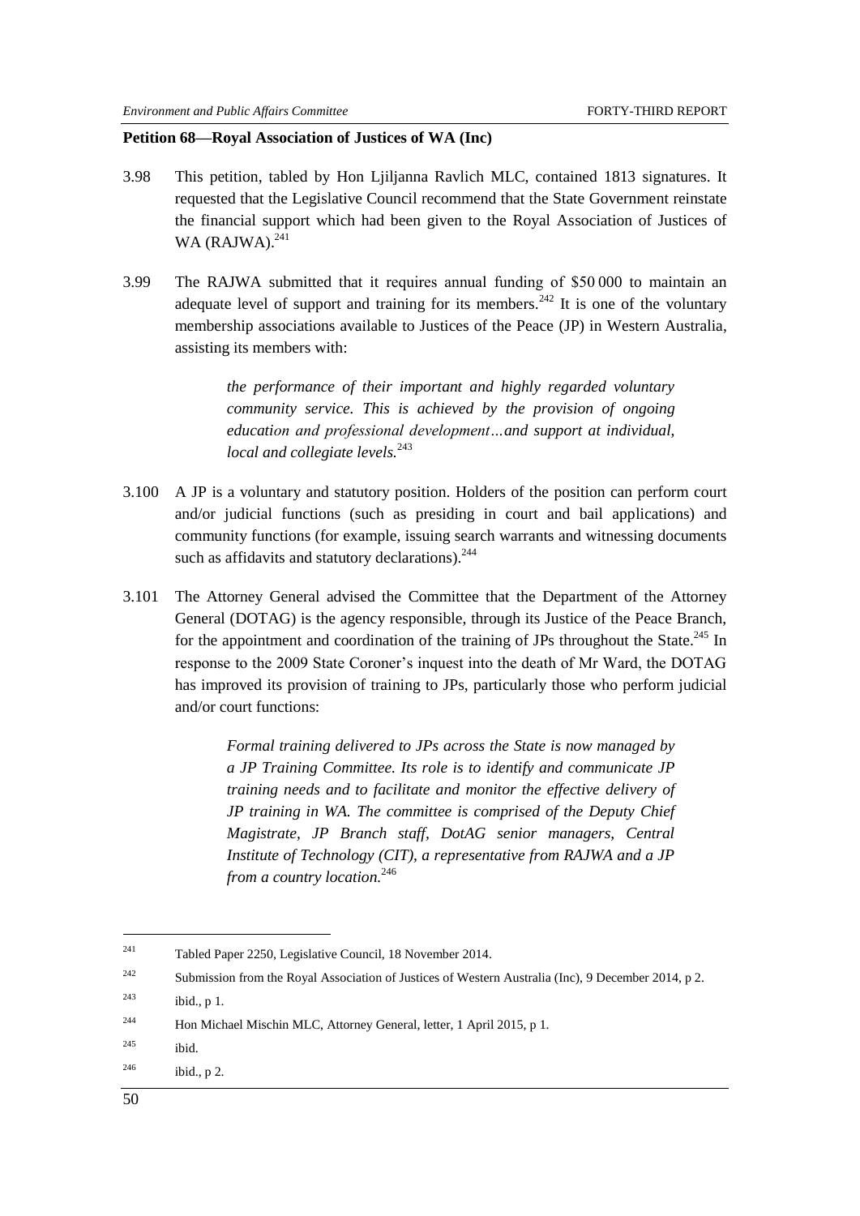**Petition 68—Royal Association of Justices of WA (Inc)**

3.98 This petition, tabled by Hon Ljiljanna Ravlich MLC, contained 1813 signatures. It requested that the Legislative Council recommend that the State Government reinstate the financial support which had been given to the Royal Association of Justices of WA (RAJWA).[241]

3.99 The RAJWA submitted that it requires annual funding of $50 000 to maintain an adequate level of support and training for its members.[242] It is one of the voluntary membership associations available to Justices of the Peace (JP) in Western Australia, assisting its members with:

> *the performance of their important and highly regarded voluntary community service. This is achieved by the provision of ongoing education and professional development…and support at individual, local and collegiate levels.*[243]

3.100 A JP is a voluntary and statutory position. Holders of the position can perform court and/or judicial functions (such as presiding in court and bail applications) and community functions (for example, issuing search warrants and witnessing documents such as affidavits and statutory declarations).[244]

3.101 The Attorney General advised the Committee that the Department of the Attorney General (DOTAG) is the agency responsible, through its Justice of the Peace Branch, for the appointment and coordination of the training of JPs throughout the State.[245] In response to the 2009 State Coroner's inquest into the death of Mr Ward, the DOTAG has improved its provision of training to JPs, particularly those who perform judicial and/or court functions:

> *Formal training delivered to JPs across the State is now managed by a JP Training Committee. Its role is to identify and communicate JP training needs and to facilitate and monitor the effective delivery of JP training in WA. The committee is comprised of the Deputy Chief Magistrate, JP Branch staff, DotAG senior managers, Central Institute of Technology (CIT), a representative from RAJWA and a JP from a country location.*[246]

---

[241] Tabled Paper 2250, Legislative Council, 18 November 2014.

[242] Submission from the Royal Association of Justices of Western Australia (Inc), 9 December 2014, p 2.

[243] ibid., p 1.

[244] Hon Michael Mischin MLC, Attorney General, letter, 1 April 2015, p 1.

[245] ibid.

[246] ibid., p 2.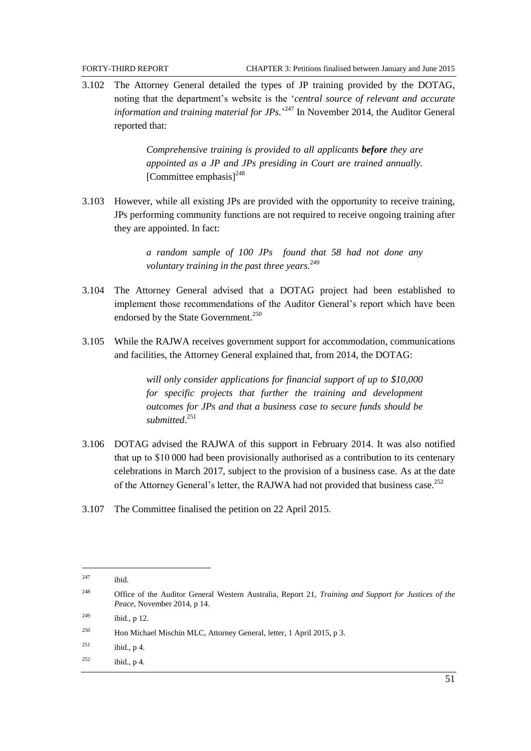3.102 The Attorney General detailed the types of JP training provided by the DOTAG, noting that the department's website is the '*central source of relevant and accurate information and training material for JPs.*'[247] In November 2014, the Auditor General reported that:

> *Comprehensive training is provided to all applicants **before** they are appointed as a JP and JPs presiding in Court are trained annually.* [Committee emphasis][248]

3.103 However, while all existing JPs are provided with the opportunity to receive training, JPs performing community functions are not required to receive ongoing training after they are appointed. In fact:

> *a random sample of 100 JPs found that 58 had not done any voluntary training in the past three years.*[249]

3.104 The Attorney General advised that a DOTAG project had been established to implement those recommendations of the Auditor General's report which have been endorsed by the State Government.[250]

3.105 While the RAJWA receives government support for accommodation, communications and facilities, the Attorney General explained that, from 2014, the DOTAG:

> *will only consider applications for financial support of up to $10,000 for specific projects that further the training and development outcomes for JPs and that a business case to secure funds should be submitted.*[251]

3.106 DOTAG advised the RAJWA of this support in February 2014. It was also notified that up to $10 000 had been provisionally authorised as a contribution to its centenary celebrations in March 2017, subject to the provision of a business case. As at the date of the Attorney General's letter, the RAJWA had not provided that business case.[252]

3.107 The Committee finalised the petition on 22 April 2015.

---

[247] ibid.

[248] Office of the Auditor General Western Australia, Report 21, *Training and Support for Justices of the Peace*, November 2014, p 14.

[249] ibid., p 12.

[250] Hon Michael Mischin MLC, Attorney General, letter, 1 April 2015, p 3.

[251] ibid., p 4.

[252] ibid., p 4.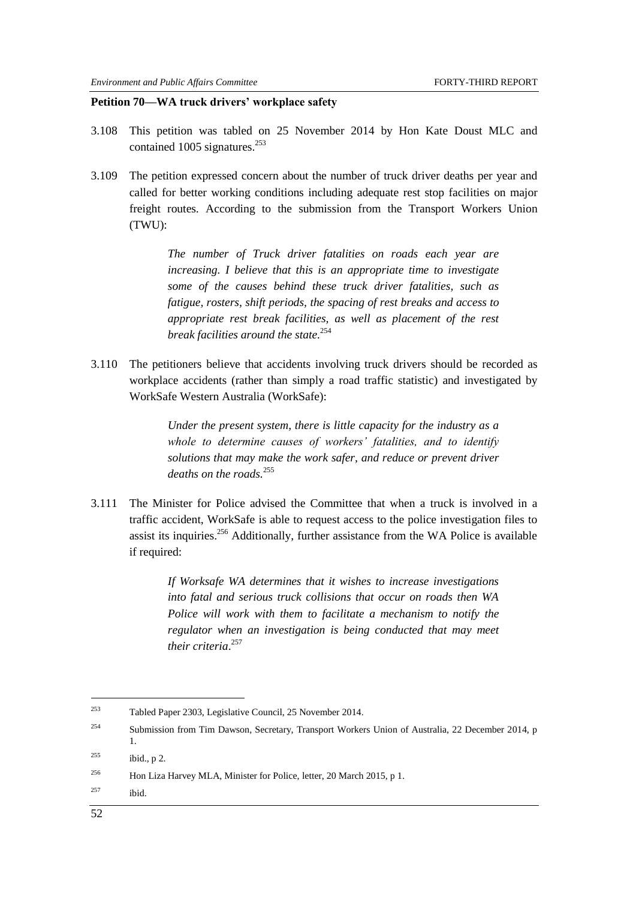**Petition 70—WA truck drivers' workplace safety**

3.108 This petition was tabled on 25 November 2014 by Hon Kate Doust MLC and contained 1005 signatures.[253]

3.109 The petition expressed concern about the number of truck driver deaths per year and called for better working conditions including adequate rest stop facilities on major freight routes. According to the submission from the Transport Workers Union (TWU):

> *The number of Truck driver fatalities on roads each year are increasing. I believe that this is an appropriate time to investigate some of the causes behind these truck driver fatalities, such as fatigue, rosters, shift periods, the spacing of rest breaks and access to appropriate rest break facilities, as well as placement of the rest break facilities around the state.*[254]

3.110 The petitioners believe that accidents involving truck drivers should be recorded as workplace accidents (rather than simply a road traffic statistic) and investigated by WorkSafe Western Australia (WorkSafe):

> *Under the present system, there is little capacity for the industry as a whole to determine causes of workers' fatalities, and to identify solutions that may make the work safer, and reduce or prevent driver deaths on the roads.*[255]

3.111 The Minister for Police advised the Committee that when a truck is involved in a traffic accident, WorkSafe is able to request access to the police investigation files to assist its inquiries.[256] Additionally, further assistance from the WA Police is available if required:

> *If Worksafe WA determines that it wishes to increase investigations into fatal and serious truck collisions that occur on roads then WA Police will work with them to facilitate a mechanism to notify the regulator when an investigation is being conducted that may meet their criteria.*[257]

---

[253] Tabled Paper 2303, Legislative Council, 25 November 2014.

[254] Submission from Tim Dawson, Secretary, Transport Workers Union of Australia, 22 December 2014, p 1.

[255] ibid., p 2.

[256] Hon Liza Harvey MLA, Minister for Police, letter, 20 March 2015, p 1.

[257] ibid.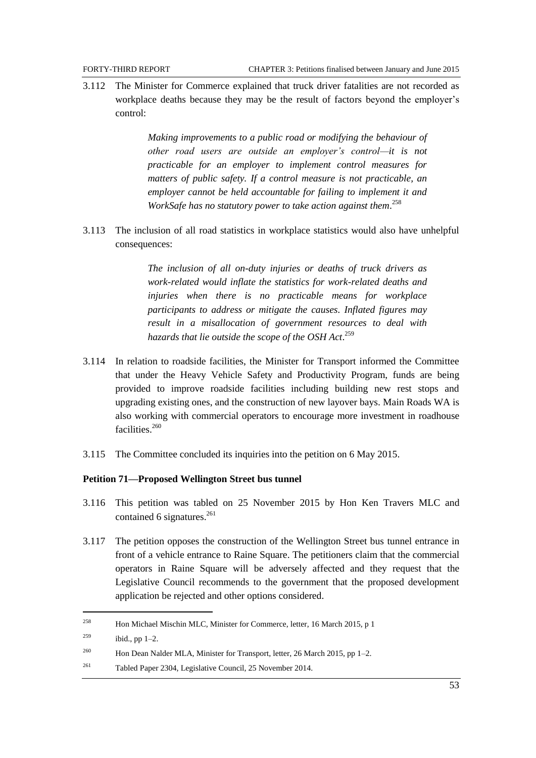3.112 The Minister for Commerce explained that truck driver fatalities are not recorded as workplace deaths because they may be the result of factors beyond the employer's control:

> *Making improvements to a public road or modifying the behaviour of other road users are outside an employer's control—it is not practicable for an employer to implement control measures for matters of public safety. If a control measure is not practicable, an employer cannot be held accountable for failing to implement it and WorkSafe has no statutory power to take action against them*.[258]

3.113 The inclusion of all road statistics in workplace statistics would also have unhelpful consequences:

> *The inclusion of all on-duty injuries or deaths of truck drivers as work-related would inflate the statistics for work-related deaths and injuries when there is no practicable means for workplace participants to address or mitigate the causes. Inflated figures may result in a misallocation of government resources to deal with hazards that lie outside the scope of the OSH Act*.[259]

3.114 In relation to roadside facilities, the Minister for Transport informed the Committee that under the Heavy Vehicle Safety and Productivity Program, funds are being provided to improve roadside facilities including building new rest stops and upgrading existing ones, and the construction of new layover bays. Main Roads WA is also working with commercial operators to encourage more investment in roadhouse facilities.[260]

3.115 The Committee concluded its inquiries into the petition on 6 May 2015.

**Petition 71—Proposed Wellington Street bus tunnel**

3.116 This petition was tabled on 25 November 2015 by Hon Ken Travers MLC and contained 6 signatures.[261]

3.117 The petition opposes the construction of the Wellington Street bus tunnel entrance in front of a vehicle entrance to Raine Square. The petitioners claim that the commercial operators in Raine Square will be adversely affected and they request that the Legislative Council recommends to the government that the proposed development application be rejected and other options considered.

---

[258] Hon Michael Mischin MLC, Minister for Commerce, letter, 16 March 2015, p 1

[259] ibid., pp 1–2.

[260] Hon Dean Nalder MLA, Minister for Transport, letter, 26 March 2015, pp 1–2.

[261] Tabled Paper 2304, Legislative Council, 25 November 2014.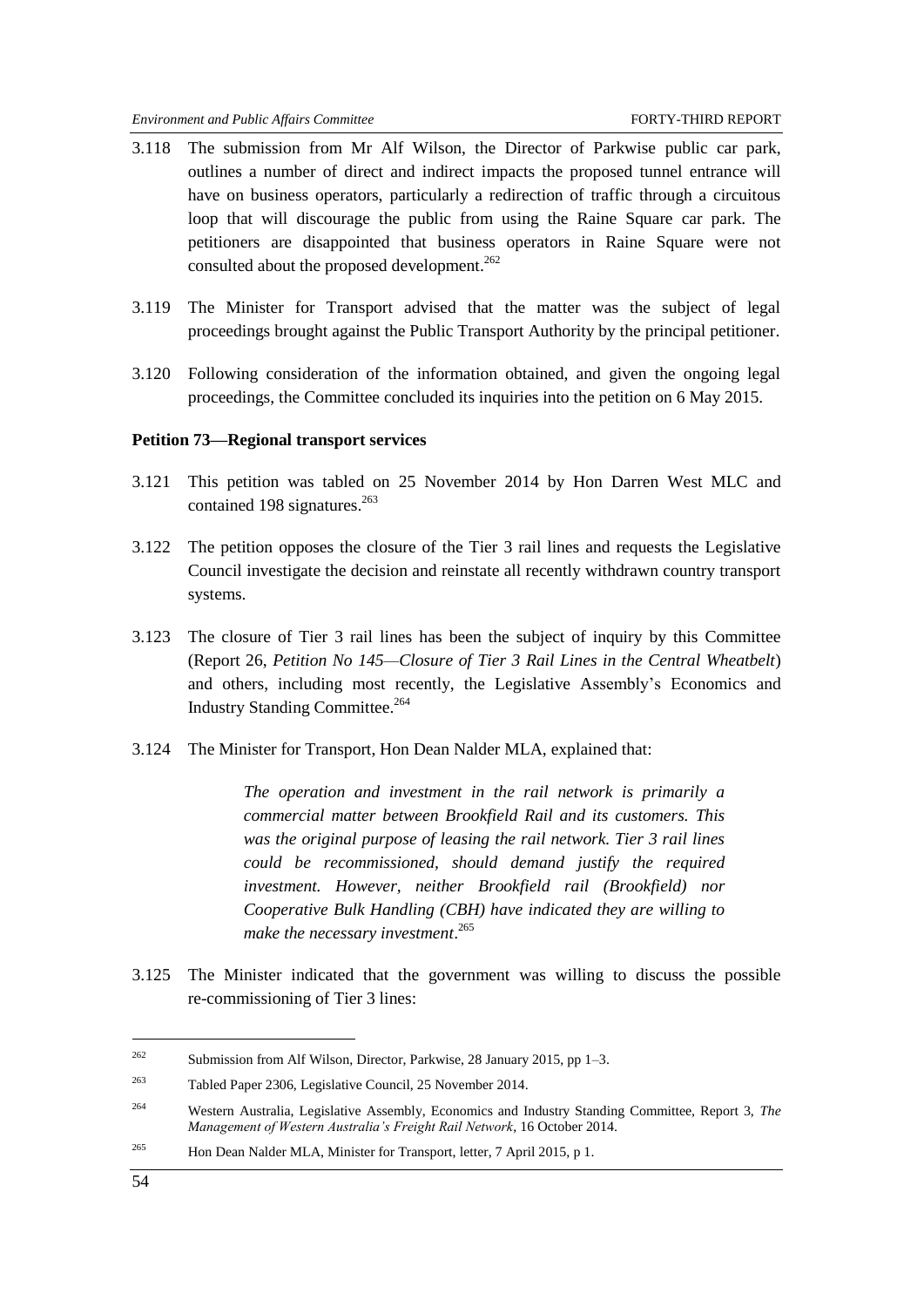3.118 The submission from Mr Alf Wilson, the Director of Parkwise public car park, outlines a number of direct and indirect impacts the proposed tunnel entrance will have on business operators, particularly a redirection of traffic through a circuitous loop that will discourage the public from using the Raine Square car park. The petitioners are disappointed that business operators in Raine Square were not consulted about the proposed development.[262]

3.119 The Minister for Transport advised that the matter was the subject of legal proceedings brought against the Public Transport Authority by the principal petitioner.

3.120 Following consideration of the information obtained, and given the ongoing legal proceedings, the Committee concluded its inquiries into the petition on 6 May 2015.

**Petition 73—Regional transport services**

3.121 This petition was tabled on 25 November 2014 by Hon Darren West MLC and contained 198 signatures.[263]

3.122 The petition opposes the closure of the Tier 3 rail lines and requests the Legislative Council investigate the decision and reinstate all recently withdrawn country transport systems.

3.123 The closure of Tier 3 rail lines has been the subject of inquiry by this Committee (Report 26, *Petition No 145—Closure of Tier 3 Rail Lines in the Central Wheatbelt*) and others, including most recently, the Legislative Assembly's Economics and Industry Standing Committee.[264]

3.124 The Minister for Transport, Hon Dean Nalder MLA, explained that:

> *The operation and investment in the rail network is primarily a commercial matter between Brookfield Rail and its customers. This was the original purpose of leasing the rail network. Tier 3 rail lines could be recommissioned, should demand justify the required investment. However, neither Brookfield rail (Brookfield) nor Cooperative Bulk Handling (CBH) have indicated they are willing to make the necessary investment*.[265]

3.125 The Minister indicated that the government was willing to discuss the possible re-commissioning of Tier 3 lines:

---

[262] Submission from Alf Wilson, Director, Parkwise, 28 January 2015, pp 1–3.

[263] Tabled Paper 2306, Legislative Council, 25 November 2014.

[264] Western Australia, Legislative Assembly, Economics and Industry Standing Committee, Report 3, *The Management of Western Australia's Freight Rail Network*, 16 October 2014.

[265] Hon Dean Nalder MLA, Minister for Transport, letter, 7 April 2015, p 1.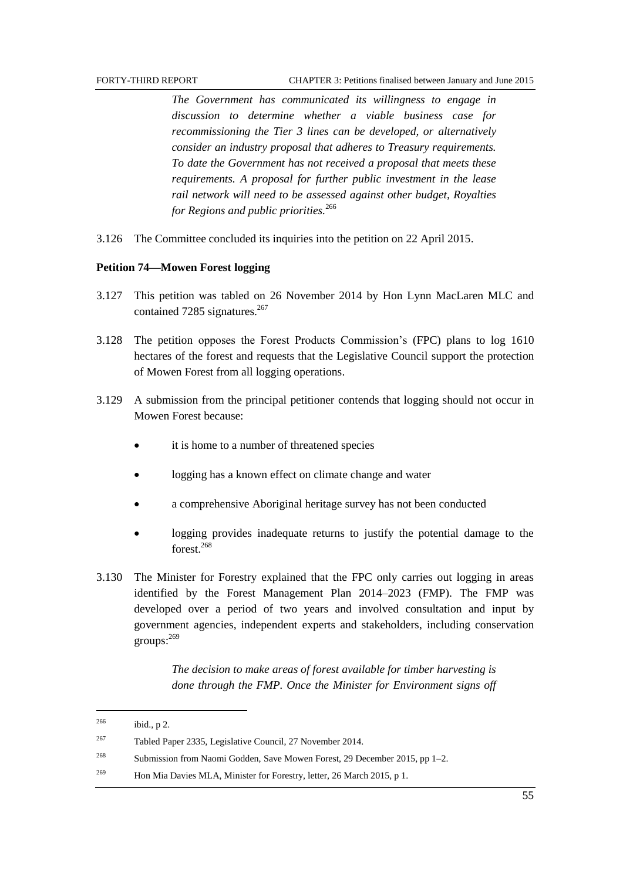> *The Government has communicated its willingness to engage in discussion to determine whether a viable business case for recommissioning the Tier 3 lines can be developed, or alternatively consider an industry proposal that adheres to Treasury requirements. To date the Government has not received a proposal that meets these requirements. A proposal for further public investment in the lease rail network will need to be assessed against other budget, Royalties for Regions and public priorities.*[266]

3.126 The Committee concluded its inquiries into the petition on 22 April 2015.

**Petition 74—Mowen Forest logging**

3.127 This petition was tabled on 26 November 2014 by Hon Lynn MacLaren MLC and contained 7285 signatures.[267]

3.128 The petition opposes the Forest Products Commission's (FPC) plans to log 1610 hectares of the forest and requests that the Legislative Council support the protection of Mowen Forest from all logging operations.

3.129 A submission from the principal petitioner contends that logging should not occur in Mowen Forest because:

- it is home to a number of threatened species
- logging has a known effect on climate change and water
- a comprehensive Aboriginal heritage survey has not been conducted
- logging provides inadequate returns to justify the potential damage to the forest.[268]

3.130 The Minister for Forestry explained that the FPC only carries out logging in areas identified by the Forest Management Plan 2014–2023 (FMP). The FMP was developed over a period of two years and involved consultation and input by government agencies, independent experts and stakeholders, including conservation groups:[269]

> *The decision to make areas of forest available for timber harvesting is done through the FMP. Once the Minister for Environment signs off*

---

[266] ibid., p 2.

[267] Tabled Paper 2335, Legislative Council, 27 November 2014.

[268] Submission from Naomi Godden, Save Mowen Forest, 29 December 2015, pp 1–2.

[269] Hon Mia Davies MLA, Minister for Forestry, letter, 26 March 2015, p 1.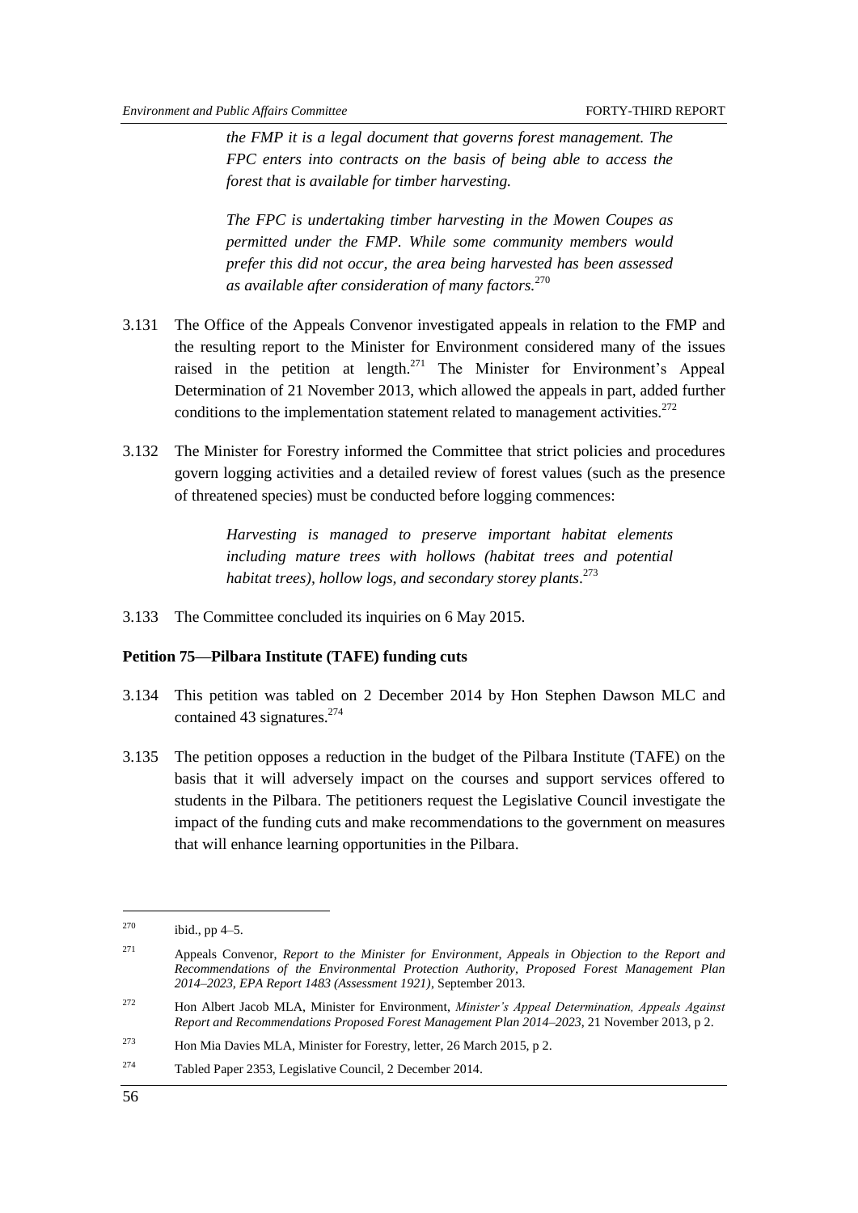> *the FMP it is a legal document that governs forest management. The FPC enters into contracts on the basis of being able to access the forest that is available for timber harvesting.*
>
> *The FPC is undertaking timber harvesting in the Mowen Coupes as permitted under the FMP. While some community members would prefer this did not occur, the area being harvested has been assessed as available after consideration of many factors.*[270]

3.131 The Office of the Appeals Convenor investigated appeals in relation to the FMP and the resulting report to the Minister for Environment considered many of the issues raised in the petition at length.[271] The Minister for Environment's Appeal Determination of 21 November 2013, which allowed the appeals in part, added further conditions to the implementation statement related to management activities.[272]

3.132 The Minister for Forestry informed the Committee that strict policies and procedures govern logging activities and a detailed review of forest values (such as the presence of threatened species) must be conducted before logging commences:

> *Harvesting is managed to preserve important habitat elements including mature trees with hollows (habitat trees and potential habitat trees), hollow logs, and secondary storey plants*.[273]

3.133 The Committee concluded its inquiries on 6 May 2015.

**Petition 75—Pilbara Institute (TAFE) funding cuts**

3.134 This petition was tabled on 2 December 2014 by Hon Stephen Dawson MLC and contained 43 signatures.[274]

3.135 The petition opposes a reduction in the budget of the Pilbara Institute (TAFE) on the basis that it will adversely impact on the courses and support services offered to students in the Pilbara. The petitioners request the Legislative Council investigate the impact of the funding cuts and make recommendations to the government on measures that will enhance learning opportunities in the Pilbara.

---

270 ibid., pp 4–5.

271 Appeals Convenor, *Report to the Minister for Environment, Appeals in Objection to the Report and Recommendations of the Environmental Protection Authority, Proposed Forest Management Plan 2014–2023, EPA Report 1483 (Assessment 1921)*, September 2013.

272 Hon Albert Jacob MLA, Minister for Environment, *Minister's Appeal Determination, Appeals Against Report and Recommendations Proposed Forest Management Plan 2014–2023*, 21 November 2013, p 2.

273 Hon Mia Davies MLA, Minister for Forestry, letter, 26 March 2015, p 2.

274 Tabled Paper 2353, Legislative Council, 2 December 2014.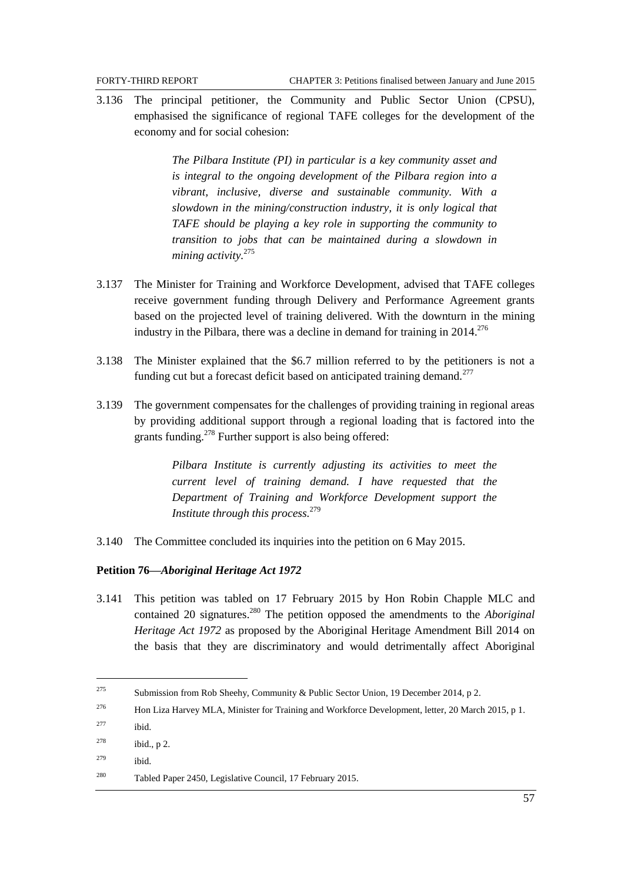3.136 The principal petitioner, the Community and Public Sector Union (CPSU), emphasised the significance of regional TAFE colleges for the development of the economy and for social cohesion:

> *The Pilbara Institute (PI) in particular is a key community asset and is integral to the ongoing development of the Pilbara region into a vibrant, inclusive, diverse and sustainable community. With a slowdown in the mining/construction industry, it is only logical that TAFE should be playing a key role in supporting the community to transition to jobs that can be maintained during a slowdown in mining activity.*[275]

3.137 The Minister for Training and Workforce Development, advised that TAFE colleges receive government funding through Delivery and Performance Agreement grants based on the projected level of training delivered. With the downturn in the mining industry in the Pilbara, there was a decline in demand for training in 2014.[276]

3.138 The Minister explained that the $6.7 million referred to by the petitioners is not a funding cut but a forecast deficit based on anticipated training demand.[277]

3.139 The government compensates for the challenges of providing training in regional areas by providing additional support through a regional loading that is factored into the grants funding.[278] Further support is also being offered:

> *Pilbara Institute is currently adjusting its activities to meet the current level of training demand. I have requested that the Department of Training and Workforce Development support the Institute through this process.*[279]

3.140 The Committee concluded its inquiries into the petition on 6 May 2015.

**Petition 76—*Aboriginal Heritage Act 1972***

3.141 This petition was tabled on 17 February 2015 by Hon Robin Chapple MLC and contained 20 signatures.[280] The petition opposed the amendments to the *Aboriginal Heritage Act 1972* as proposed by the Aboriginal Heritage Amendment Bill 2014 on the basis that they are discriminatory and would detrimentally affect Aboriginal

---

275 Submission from Rob Sheehy, Community & Public Sector Union, 19 December 2014, p 2.

276 Hon Liza Harvey MLA, Minister for Training and Workforce Development, letter, 20 March 2015, p 1.

277 ibid.

278 ibid., p 2.

279 ibid.

280 Tabled Paper 2450, Legislative Council, 17 February 2015.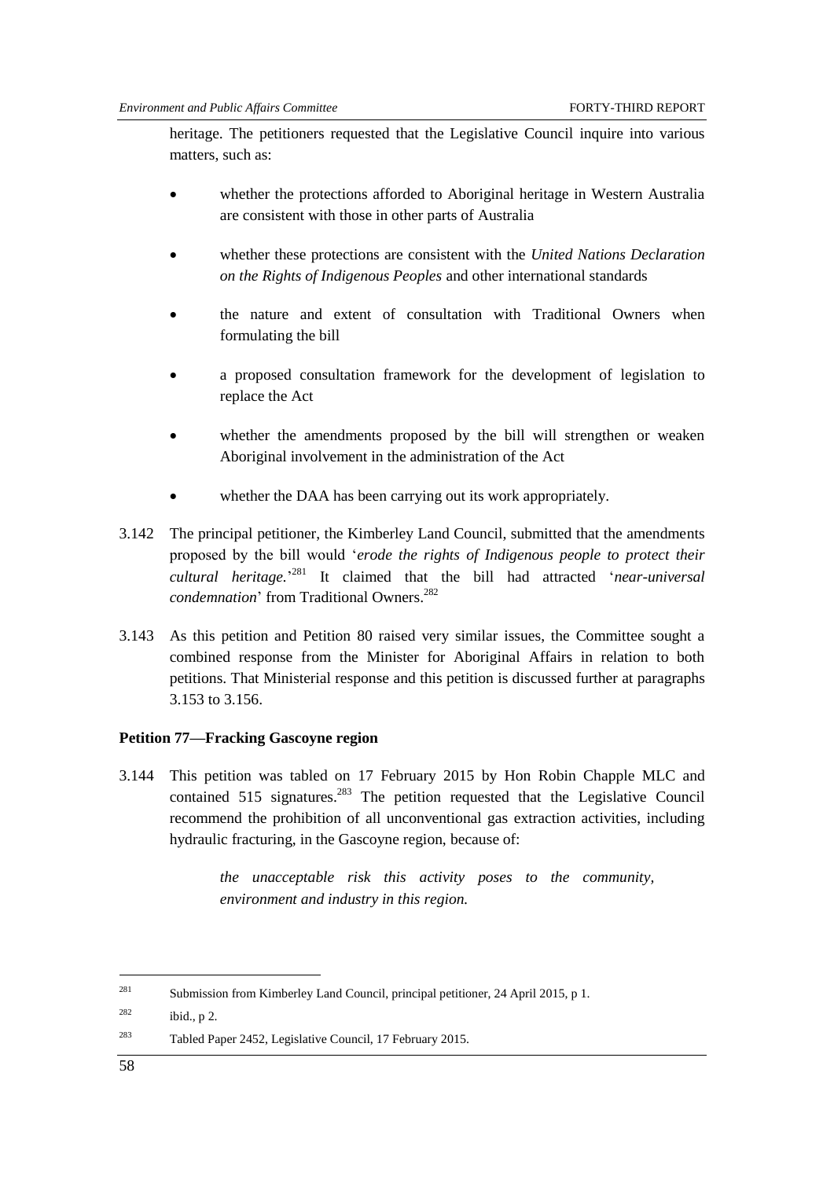heritage. The petitioners requested that the Legislative Council inquire into various matters, such as:

- whether the protections afforded to Aboriginal heritage in Western Australia are consistent with those in other parts of Australia
- whether these protections are consistent with the *United Nations Declaration on the Rights of Indigenous Peoples* and other international standards
- the nature and extent of consultation with Traditional Owners when formulating the bill
- a proposed consultation framework for the development of legislation to replace the Act
- whether the amendments proposed by the bill will strengthen or weaken Aboriginal involvement in the administration of the Act
- whether the DAA has been carrying out its work appropriately.

3.142 The principal petitioner, the Kimberley Land Council, submitted that the amendments proposed by the bill would '*erode the rights of Indigenous people to protect their cultural heritage.*'[281] It claimed that the bill had attracted '*near-universal condemnation*' from Traditional Owners.[282]

3.143 As this petition and Petition 80 raised very similar issues, the Committee sought a combined response from the Minister for Aboriginal Affairs in relation to both petitions. That Ministerial response and this petition is discussed further at paragraphs 3.153 to 3.156.

**Petition 77—Fracking Gascoyne region**

3.144 This petition was tabled on 17 February 2015 by Hon Robin Chapple MLC and contained 515 signatures.[283] The petition requested that the Legislative Council recommend the prohibition of all unconventional gas extraction activities, including hydraulic fracturing, in the Gascoyne region, because of:

> *the unacceptable risk this activity poses to the community, environment and industry in this region.*

---

[281] Submission from Kimberley Land Council, principal petitioner, 24 April 2015, p 1.

[282] ibid., p 2.

[283] Tabled Paper 2452, Legislative Council, 17 February 2015.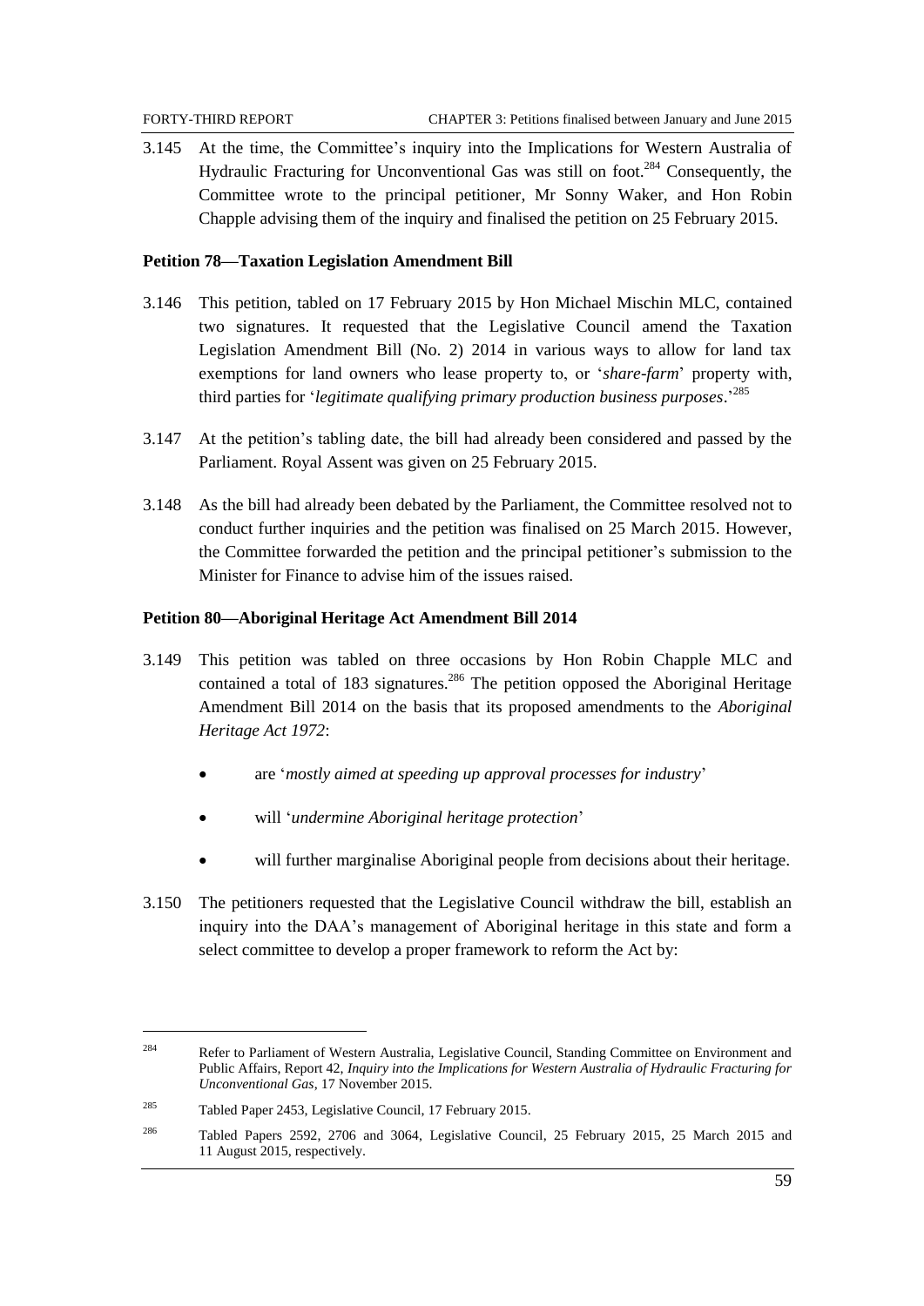3.145 At the time, the Committee's inquiry into the Implications for Western Australia of Hydraulic Fracturing for Unconventional Gas was still on foot.[284] Consequently, the Committee wrote to the principal petitioner, Mr Sonny Waker, and Hon Robin Chapple advising them of the inquiry and finalised the petition on 25 February 2015.

**Petition 78—Taxation Legislation Amendment Bill**

3.146 This petition, tabled on 17 February 2015 by Hon Michael Mischin MLC, contained two signatures. It requested that the Legislative Council amend the Taxation Legislation Amendment Bill (No. 2) 2014 in various ways to allow for land tax exemptions for land owners who lease property to, or '*share-farm*' property with, third parties for '*legitimate qualifying primary production business purposes*.'[285]

3.147 At the petition's tabling date, the bill had already been considered and passed by the Parliament. Royal Assent was given on 25 February 2015.

3.148 As the bill had already been debated by the Parliament, the Committee resolved not to conduct further inquiries and the petition was finalised on 25 March 2015. However, the Committee forwarded the petition and the principal petitioner's submission to the Minister for Finance to advise him of the issues raised.

**Petition 80—Aboriginal Heritage Act Amendment Bill 2014**

3.149 This petition was tabled on three occasions by Hon Robin Chapple MLC and contained a total of 183 signatures.[286] The petition opposed the Aboriginal Heritage Amendment Bill 2014 on the basis that its proposed amendments to the *Aboriginal Heritage Act 1972*:

- are '*mostly aimed at speeding up approval processes for industry*'
- will '*undermine Aboriginal heritage protection*'
- will further marginalise Aboriginal people from decisions about their heritage.

3.150 The petitioners requested that the Legislative Council withdraw the bill, establish an inquiry into the DAA's management of Aboriginal heritage in this state and form a select committee to develop a proper framework to reform the Act by:

---

[284] Refer to Parliament of Western Australia, Legislative Council, Standing Committee on Environment and Public Affairs, Report 42, *Inquiry into the Implications for Western Australia of Hydraulic Fracturing for Unconventional Gas*, 17 November 2015.

[285] Tabled Paper 2453, Legislative Council, 17 February 2015.

[286] Tabled Papers 2592, 2706 and 3064, Legislative Council, 25 February 2015, 25 March 2015 and 11 August 2015, respectively.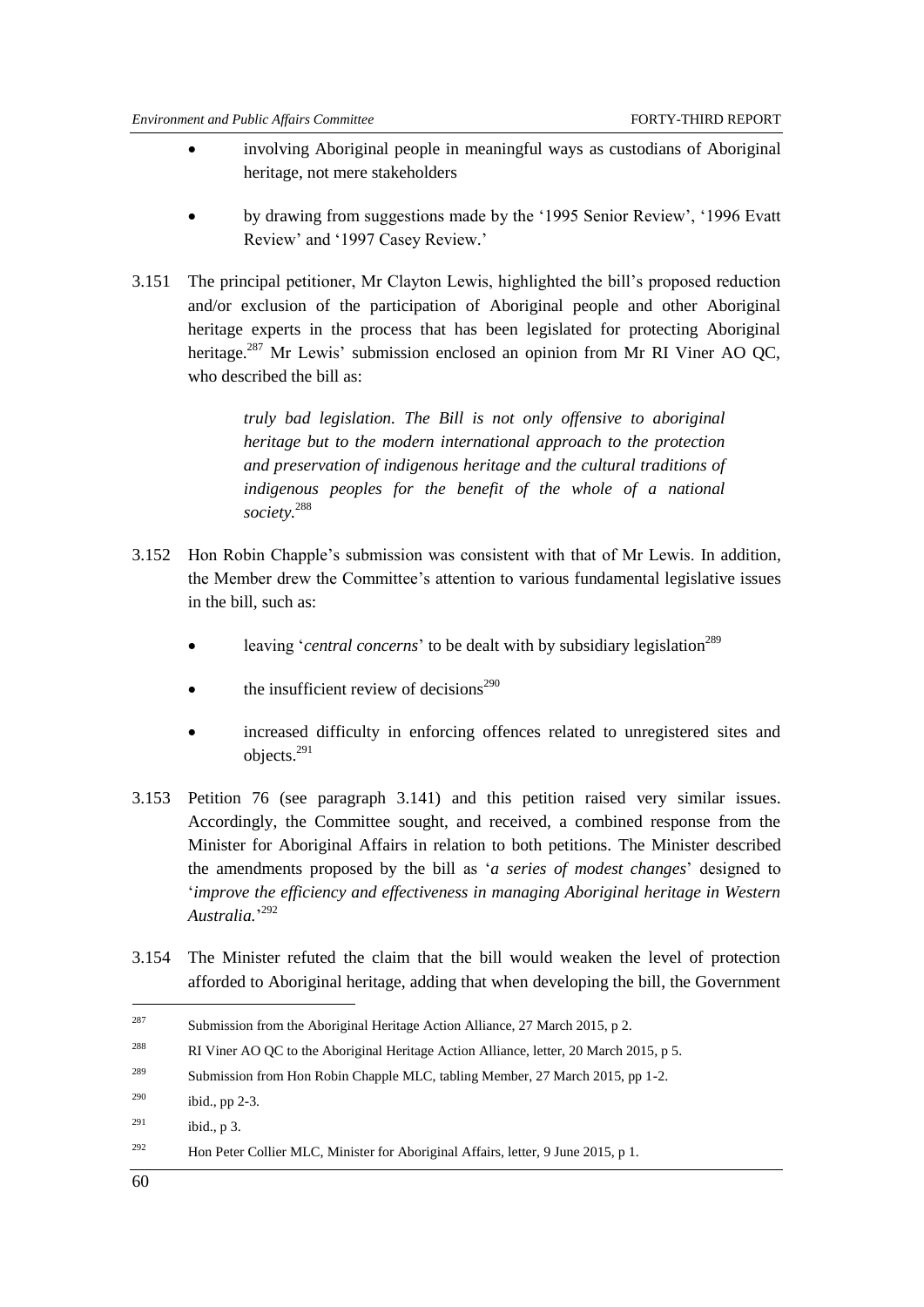- involving Aboriginal people in meaningful ways as custodians of Aboriginal heritage, not mere stakeholders

- by drawing from suggestions made by the '1995 Senior Review', '1996 Evatt Review' and '1997 Casey Review.'

3.151 The principal petitioner, Mr Clayton Lewis, highlighted the bill's proposed reduction and/or exclusion of the participation of Aboriginal people and other Aboriginal heritage experts in the process that has been legislated for protecting Aboriginal heritage.[287] Mr Lewis' submission enclosed an opinion from Mr RI Viner AO QC, who described the bill as:

> *truly bad legislation. The Bill is not only offensive to aboriginal heritage but to the modern international approach to the protection and preservation of indigenous heritage and the cultural traditions of indigenous peoples for the benefit of the whole of a national society.*[288]

3.152 Hon Robin Chapple's submission was consistent with that of Mr Lewis. In addition, the Member drew the Committee's attention to various fundamental legislative issues in the bill, such as:

- leaving '*central concerns*' to be dealt with by subsidiary legislation[289]

- the insufficient review of decisions[290]

- increased difficulty in enforcing offences related to unregistered sites and objects.[291]

3.153 Petition 76 (see paragraph 3.141) and this petition raised very similar issues. Accordingly, the Committee sought, and received, a combined response from the Minister for Aboriginal Affairs in relation to both petitions. The Minister described the amendments proposed by the bill as '*a series of modest changes*' designed to '*improve the efficiency and effectiveness in managing Aboriginal heritage in Western Australia.*'[292]

3.154 The Minister refuted the claim that the bill would weaken the level of protection afforded to Aboriginal heritage, adding that when developing the bill, the Government

---

[287] Submission from the Aboriginal Heritage Action Alliance, 27 March 2015, p 2.

[288] RI Viner AO QC to the Aboriginal Heritage Action Alliance, letter, 20 March 2015, p 5.

[289] Submission from Hon Robin Chapple MLC, tabling Member, 27 March 2015, pp 1-2.

[290] ibid., pp 2-3.

[291] ibid., p 3.

[292] Hon Peter Collier MLC, Minister for Aboriginal Affairs, letter, 9 June 2015, p 1.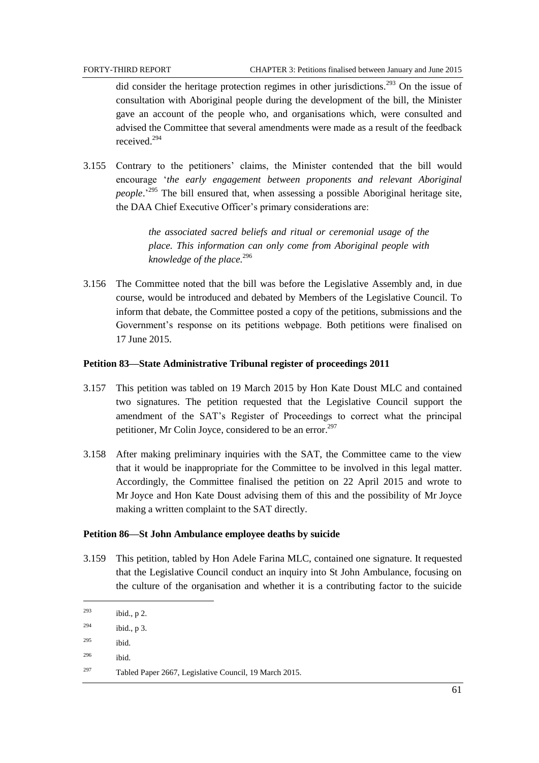did consider the heritage protection regimes in other jurisdictions.[293] On the issue of consultation with Aboriginal people during the development of the bill, the Minister gave an account of the people who, and organisations which, were consulted and advised the Committee that several amendments were made as a result of the feedback received.[294]

3.155 Contrary to the petitioners' claims, the Minister contended that the bill would encourage '*the early engagement between proponents and relevant Aboriginal people*.'[295] The bill ensured that, when assessing a possible Aboriginal heritage site, the DAA Chief Executive Officer's primary considerations are:

> *the associated sacred beliefs and ritual or ceremonial usage of the place. This information can only come from Aboriginal people with knowledge of the place.*[296]

3.156 The Committee noted that the bill was before the Legislative Assembly and, in due course, would be introduced and debated by Members of the Legislative Council. To inform that debate, the Committee posted a copy of the petitions, submissions and the Government's response on its petitions webpage. Both petitions were finalised on 17 June 2015.

**Petition 83—State Administrative Tribunal register of proceedings 2011**

3.157 This petition was tabled on 19 March 2015 by Hon Kate Doust MLC and contained two signatures. The petition requested that the Legislative Council support the amendment of the SAT's Register of Proceedings to correct what the principal petitioner, Mr Colin Joyce, considered to be an error.[297]

3.158 After making preliminary inquiries with the SAT, the Committee came to the view that it would be inappropriate for the Committee to be involved in this legal matter. Accordingly, the Committee finalised the petition on 22 April 2015 and wrote to Mr Joyce and Hon Kate Doust advising them of this and the possibility of Mr Joyce making a written complaint to the SAT directly.

**Petition 86—St John Ambulance employee deaths by suicide**

3.159 This petition, tabled by Hon Adele Farina MLC, contained one signature. It requested that the Legislative Council conduct an inquiry into St John Ambulance, focusing on the culture of the organisation and whether it is a contributing factor to the suicide

---

[293] ibid., p 2.

[294] ibid., p 3.

[295] ibid.

[296] ibid.

[297] Tabled Paper 2667, Legislative Council, 19 March 2015.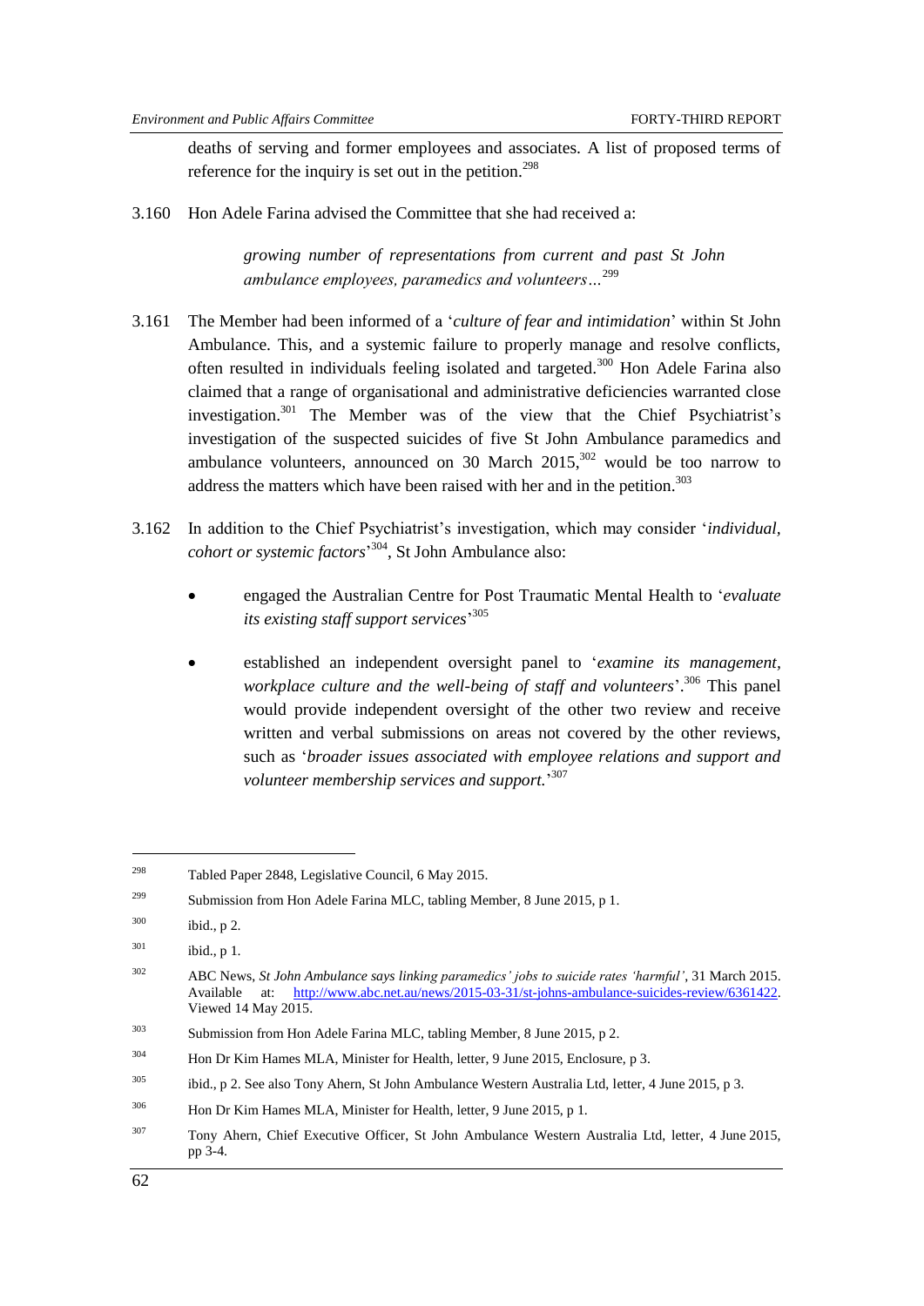deaths of serving and former employees and associates. A list of proposed terms of reference for the inquiry is set out in the petition.[298]

3.160 Hon Adele Farina advised the Committee that she had received a:

> *growing number of representations from current and past St John ambulance employees, paramedics and volunteers…*[299]

3.161 The Member had been informed of a '*culture of fear and intimidation*' within St John Ambulance. This, and a systemic failure to properly manage and resolve conflicts, often resulted in individuals feeling isolated and targeted.[300] Hon Adele Farina also claimed that a range of organisational and administrative deficiencies warranted close investigation.[301] The Member was of the view that the Chief Psychiatrist's investigation of the suspected suicides of five St John Ambulance paramedics and ambulance volunteers, announced on 30 March 2015,[302] would be too narrow to address the matters which have been raised with her and in the petition.[303]

3.162 In addition to the Chief Psychiatrist's investigation, which may consider '*individual, cohort or systemic factors*'[304], St John Ambulance also:

- engaged the Australian Centre for Post Traumatic Mental Health to '*evaluate its existing staff support services*'[305]
- established an independent oversight panel to '*examine its management, workplace culture and the well-being of staff and volunteers*'.[306] This panel would provide independent oversight of the other two review and receive written and verbal submissions on areas not covered by the other reviews, such as '*broader issues associated with employee relations and support and volunteer membership services and support.*'[307]

---

298 Tabled Paper 2848, Legislative Council, 6 May 2015.

299 Submission from Hon Adele Farina MLC, tabling Member, 8 June 2015, p 1.

300 ibid., p 2.

301 ibid., p 1.

302 ABC News, *St John Ambulance says linking paramedics' jobs to suicide rates 'harmful'*, 31 March 2015. Available at: http://www.abc.net.au/news/2015-03-31/st-johns-ambulance-suicides-review/6361422. Viewed 14 May 2015.

303 Submission from Hon Adele Farina MLC, tabling Member, 8 June 2015, p 2.

304 Hon Dr Kim Hames MLA, Minister for Health, letter, 9 June 2015, Enclosure, p 3.

305 ibid., p 2. See also Tony Ahern, St John Ambulance Western Australia Ltd, letter, 4 June 2015, p 3.

306 Hon Dr Kim Hames MLA, Minister for Health, letter, 9 June 2015, p 1.

307 Tony Ahern, Chief Executive Officer, St John Ambulance Western Australia Ltd, letter, 4 June 2015, pp 3-4.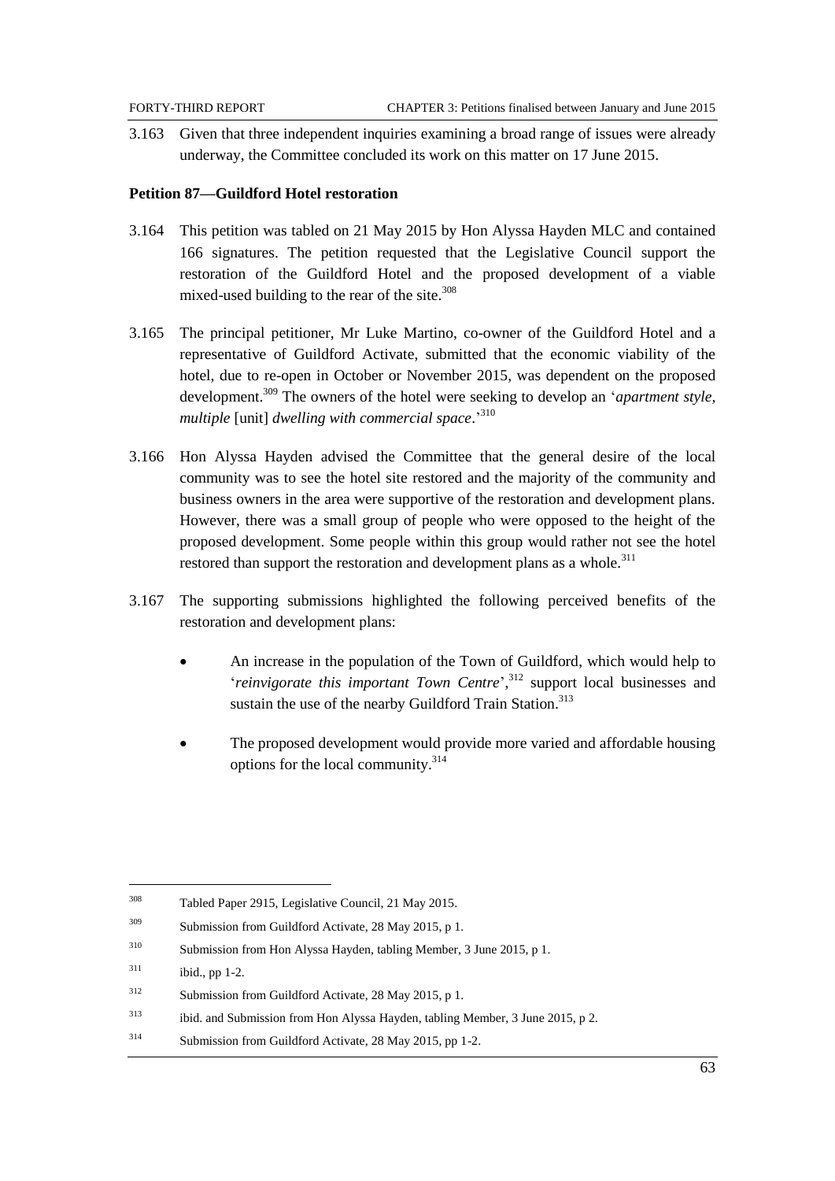3.163 Given that three independent inquiries examining a broad range of issues were already underway, the Committee concluded its work on this matter on 17 June 2015.

**Petition 87—Guildford Hotel restoration**

3.164 This petition was tabled on 21 May 2015 by Hon Alyssa Hayden MLC and contained 166 signatures. The petition requested that the Legislative Council support the restoration of the Guildford Hotel and the proposed development of a viable mixed-used building to the rear of the site.[308]

3.165 The principal petitioner, Mr Luke Martino, co-owner of the Guildford Hotel and a representative of Guildford Activate, submitted that the economic viability of the hotel, due to re-open in October or November 2015, was dependent on the proposed development.[309] The owners of the hotel were seeking to develop an '*apartment style, multiple* [unit] *dwelling with commercial space*.'[310]

3.166 Hon Alyssa Hayden advised the Committee that the general desire of the local community was to see the hotel site restored and the majority of the community and business owners in the area were supportive of the restoration and development plans. However, there was a small group of people who were opposed to the height of the proposed development. Some people within this group would rather not see the hotel restored than support the restoration and development plans as a whole.[311]

3.167 The supporting submissions highlighted the following perceived benefits of the restoration and development plans:

- An increase in the population of the Town of Guildford, which would help to '*reinvigorate this important Town Centre*',[312] support local businesses and sustain the use of the nearby Guildford Train Station.[313]
- The proposed development would provide more varied and affordable housing options for the local community.[314]

---

308 Tabled Paper 2915, Legislative Council, 21 May 2015.

309 Submission from Guildford Activate, 28 May 2015, p 1.

310 Submission from Hon Alyssa Hayden, tabling Member, 3 June 2015, p 1.

311 ibid., pp 1-2.

312 Submission from Guildford Activate, 28 May 2015, p 1.

313 ibid. and Submission from Hon Alyssa Hayden, tabling Member, 3 June 2015, p 2.

314 Submission from Guildford Activate, 28 May 2015, pp 1-2.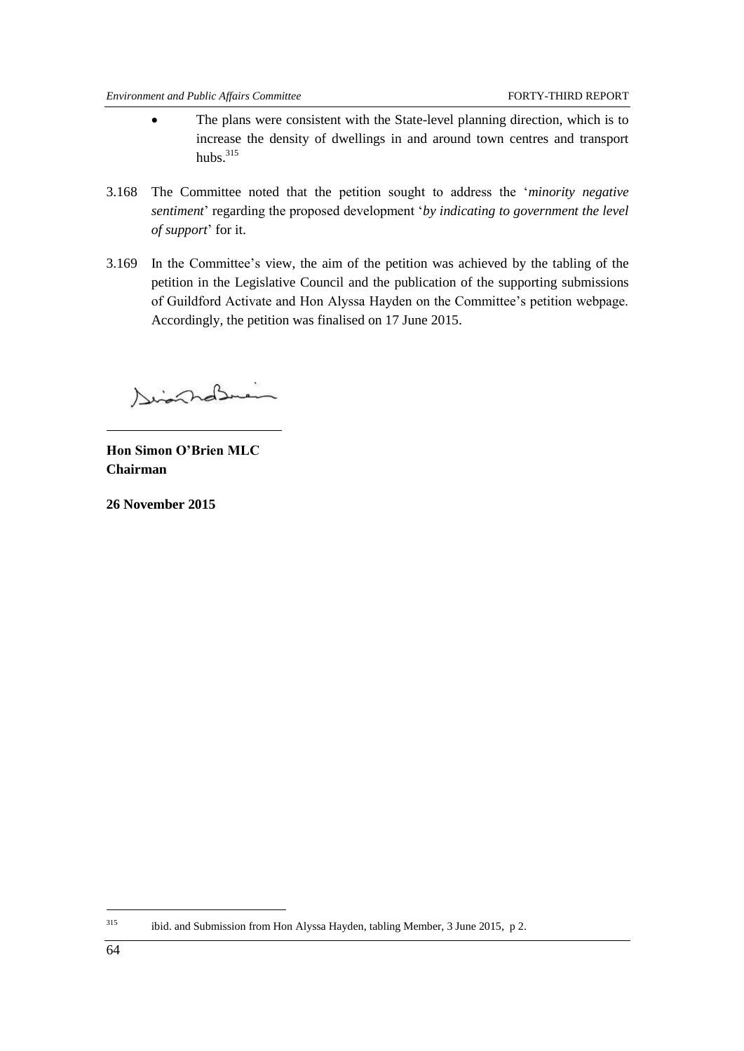- The plans were consistent with the State-level planning direction, which is to increase the density of dwellings in and around town centres and transport hubs.[315]

3.168 The Committee noted that the petition sought to address the '*minority negative sentiment*' regarding the proposed development '*by indicating to government the level of support*' for it.

3.169 In the Committee's view, the aim of the petition was achieved by the tabling of the petition in the Legislative Council and the publication of the supporting submissions of Guildford Activate and Hon Alyssa Hayden on the Committee's petition webpage. Accordingly, the petition was finalised on 17 June 2015.

---

**Hon Simon O'Brien MLC**
**Chairman**

**26 November 2015**

---

[315] ibid. and Submission from Hon Alyssa Hayden, tabling Member, 3 June 2015, p 2.